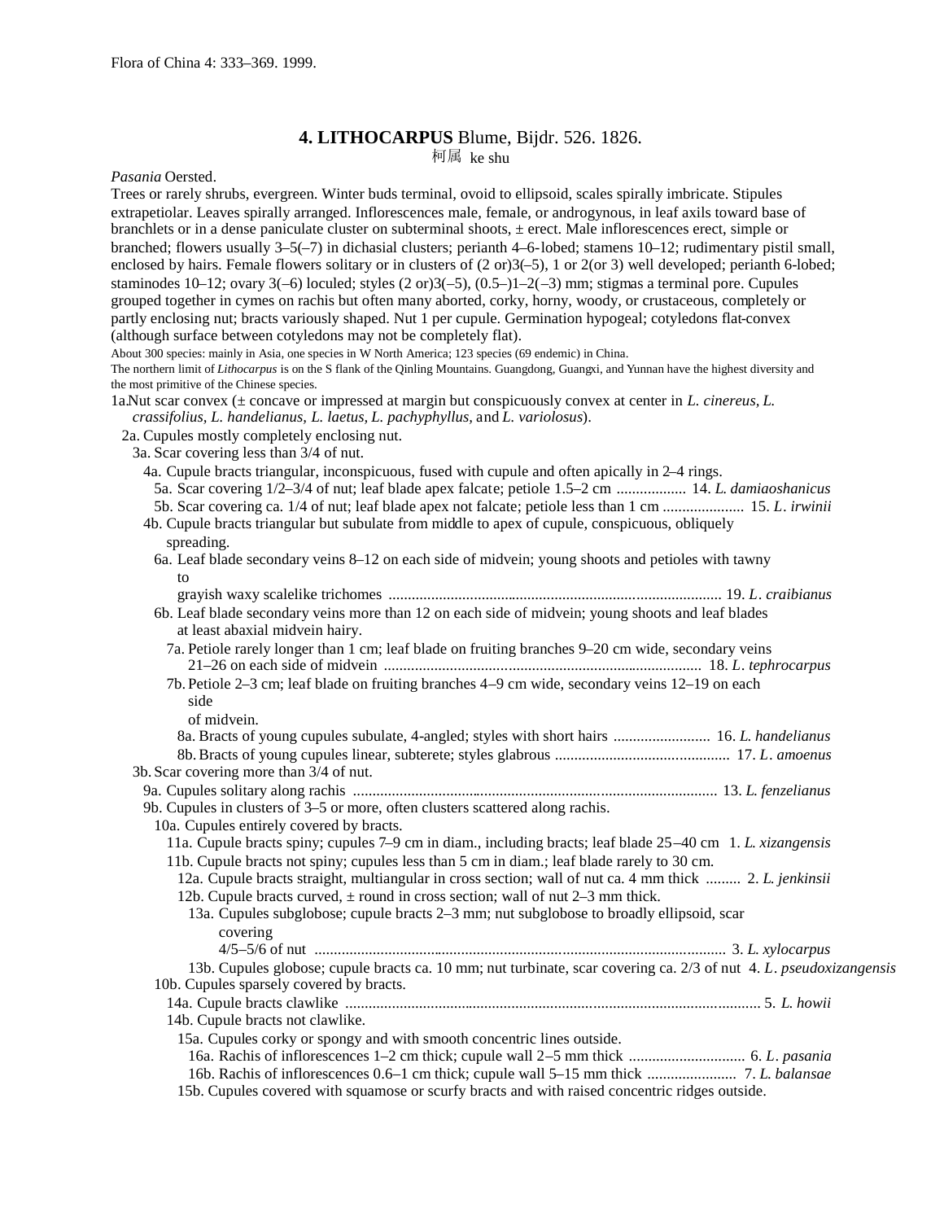Flora of China 4: 333–369. 1999.

# 4. LITHOCARPUS Blume, Bijdr. 526. 1826.

柯属 ke shu

*Pasania* Oersted.

Trees or rarely shrubs, evergreen. Winter buds terminal, ovoid to ellipsoid, scales spirally imbricate. Stipules extrapetiolar. Leaves spirally arranged. Inflorescences male, female, or androgynous, in leaf axils toward base of branchlets or in a dense paniculate cluster on subterminal shoots, ± erect. Male inflorescences erect, simple or branched; flowers usually 3–5(–7) in dichasial clusters; perianth 4–6-lobed; stamens 10–12; rudimentary pistil small, enclosed by hairs. Female flowers solitary or in clusters of (2 or)3(–5), 1 or 2(or 3) well developed; perianth 6-lobed; staminodes 10–12; ovary 3(–6) loculed; styles (2 or)3(–5), (0.5–)1–2(–3) mm; stigmas a terminal pore. Cupules grouped together in cymes on rachis but often many aborted, corky, horny, woody, or crustaceous, completely or partly enclosing nut; bracts variously shaped. Nut 1 per cupule. Germination hypogeal; cotyledons flat-convex (although surface between cotyledons may not be completely flat).

About 300 species: mainly in Asia, one species in W North America; 123 species (69 endemic) in China.

The northern limit of *Lithocarpus* is on the S flank of the Qinling Mountains. Guangdong, Guangxi, and Yunnan have the highest diversity and the most primitive of the Chinese species.

1a. Nut scar convex (± concave or impressed at margin but conspicuously convex at center in *L. cinereus, L. crassifolius, L. handelianus, L. laetus, L. pachyphyllus,* and *L. variolosus*).
- 2a. Cupules mostly completely enclosing nut.
  - 3a. Scar covering less than 3/4 of nut.
    - 4a. Cupule bracts triangular, inconspicuous, fused with cupule and often apically in 2–4 rings.
      - 5a. Scar covering 1/2–3/4 of nut; leaf blade apex falcate; petiole 1.5–2 cm .................. 14. *L. damiaoshanicus*
      - 5b. Scar covering ca. 1/4 of nut; leaf blade apex not falcate; petiole less than 1 cm ..................... 15. *L. irwinii*
    - 4b. Cupule bracts triangular but subulate from middle to apex of cupule, conspicuous, obliquely spreading.
      - 6a. Leaf blade secondary veins 8–12 on each side of midvein; young shoots and petioles with tawny to grayish waxy scalelike trichomes ..................................................................................... 19. *L. craibianus*
      - 6b. Leaf blade secondary veins more than 12 on each side of midvein; young shoots and leaf blades at least abaxial midvein hairy.
        - 7a. Petiole rarely longer than 1 cm; leaf blade on fruiting branches 9–20 cm wide, secondary veins 21–26 on each side of midvein ................................................................................. 18. *L. tephrocarpus*
        - 7b. Petiole 2–3 cm; leaf blade on fruiting branches 4–9 cm wide, secondary veins 12–19 on each side of midvein.
          - 8a. Bracts of young cupules subulate, 4-angled; styles with short hairs ......................... 16. *L. handelianus*
          - 8b. Bracts of young cupules linear, subterete; styles glabrous ............................................. 17. *L. amoenus*
  - 3b. Scar covering more than 3/4 of nut.
    - 9a. Cupules solitary along rachis ............................................................................................. 13. *L. fenzelianus*
    - 9b. Cupules in clusters of 3–5 or more, often clusters scattered along rachis.
      - 10a. Cupules entirely covered by bracts.
        - 11a. Cupule bracts spiny; cupules 7–9 cm in diam., including bracts; leaf blade 25–40 cm 1. *L. xizangensis*
        - 11b. Cupule bracts not spiny; cupules less than 5 cm in diam.; leaf blade rarely to 30 cm.
          - 12a. Cupule bracts straight, multiangular in cross section; wall of nut ca. 4 mm thick ......... 2. *L. jenkinsii*
          - 12b. Cupule bracts curved, ± round in cross section; wall of nut 2–3 mm thick.
            - 13a. Cupules subglobose; cupule bracts 2–3 mm; nut subglobose to broadly ellipsoid, scar covering 4/5–5/6 of nut ........................................................................................................ 3. *L. xylocarpus*
            - 13b. Cupules globose; cupule bracts ca. 10 mm; nut turbinate, scar covering ca. 2/3 of nut 4. *L. pseudoxizangensis*
      - 10b. Cupules sparsely covered by bracts.
        - 14a. Cupule bracts clawlike ......................................................................................................... 5. *L. howii*
        - 14b. Cupule bracts not clawlike.
          - 15a. Cupules corky or spongy and with smooth concentric lines outside.
            - 16a. Rachis of inflorescences 1–2 cm thick; cupule wall 2–5 mm thick .............................. 6. *L. pasania*
            - 16b. Rachis of inflorescences 0.6–1 cm thick; cupule wall 5–15 mm thick ....................... 7. *L. balansae*
          - 15b. Cupules covered with squamose or scurfy bracts and with raised concentric ridges outside.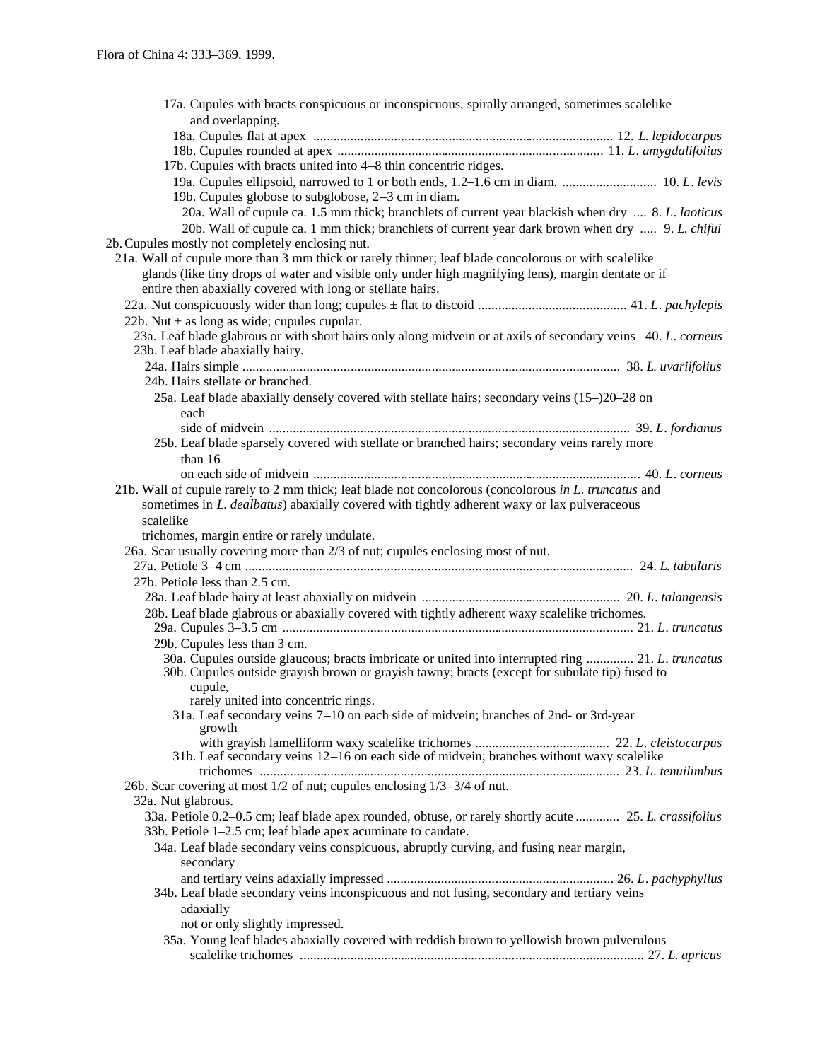17a. Cupules with bracts conspicuous or inconspicuous, spirally arranged, sometimes scalelike and overlapping.

18a. Cupules flat at apex ........................................................................................ 12. *L. lepidocarpus*

18b. Cupules rounded at apex .............................................................................. 11. *L. amygdalifolius*

17b. Cupules with bracts united into 4–8 thin concentric ridges.

19a. Cupules ellipsoid, narrowed to 1 or both ends, 1.2–1.6 cm in diam. ............................ 10. *L. levis*

19b. Cupules globose to subglobose, 2–3 cm in diam.

20a. Wall of cupule ca. 1.5 mm thick; branchlets of current year blackish when dry .... 8. *L. laoticus*

20b. Wall of cupule ca. 1 mm thick; branchlets of current year dark brown when dry ..... 9. *L. chifui*

2b. Cupules mostly not completely enclosing nut.

21a. Wall of cupule more than 3 mm thick or rarely thinner; leaf blade concolorous or with scalelike glands (like tiny drops of water and visible only under high magnifying lens), margin dentate or if entire then abaxially covered with long or stellate hairs.

22a. Nut conspicuously wider than long; cupules ± flat to discoid ........................................... 41. *L. pachylepis*

22b. Nut ± as long as wide; cupules cupular.

23a. Leaf blade glabrous or with short hairs only along midvein or at axils of secondary veins 40. *L. corneus*

23b. Leaf blade abaxially hairy.

24a. Hairs simple ............................................................................................................... 38. *L. uvariifolius*

24b. Hairs stellate or branched.

25a. Leaf blade abaxially densely covered with stellate hairs; secondary veins (15–)20–28 on each side of midvein .......................................................................................................... 39. *L. fordianus*

25b. Leaf blade sparsely covered with stellate or branched hairs; secondary veins rarely more than 16 on each side of midvein ................................................................................................ 40. *L. corneus*

21b. Wall of cupule rarely to 2 mm thick; leaf blade not concolorous (concolorous *in L. truncatus* and sometimes in *L. dealbatus*) abaxially covered with tightly adherent waxy or lax pulveraceous scalelike trichomes, margin entire or rarely undulate.

26a. Scar usually covering more than 2/3 of nut; cupules enclosing most of nut.

27a. Petiole 3–4 cm .................................................................................................................. 24. *L. tabularis*

27b. Petiole less than 2.5 cm.

28a. Leaf blade hairy at least abaxially on midvein ........................................................... 20. *L. talangensis*

28b. Leaf blade glabrous or abaxially covered with tightly adherent waxy scalelike trichomes.

29a. Cupules 3–3.5 cm ....................................................................................................... 21. *L. truncatus*

29b. Cupules less than 3 cm.

30a. Cupules outside glaucous; bracts imbricate or united into interrupted ring .............. 21. *L. truncatus*

30b. Cupules outside grayish brown or grayish tawny; bracts (except for subulate tip) fused to cupule, rarely united into concentric rings.

31a. Leaf secondary veins 7–10 on each side of midvein; branches of 2nd- or 3rd-year growth with grayish lamelliform waxy scalelike trichomes ........................................ 22. *L. cleistocarpus*

31b. Leaf secondary veins 12–16 on each side of midvein; branches without waxy scalelike trichomes ........................................................................................................... 23. *L. tenuilimbus*

26b. Scar covering at most 1/2 of nut; cupules enclosing 1/3–3/4 of nut.

32a. Nut glabrous.

33a. Petiole 0.2–0.5 cm; leaf blade apex rounded, obtuse, or rarely shortly acute ............. 25. *L. crassifolius*

33b. Petiole 1–2.5 cm; leaf blade apex acuminate to caudate.

34a. Leaf blade secondary veins conspicuous, abruptly curving, and fusing near margin, secondary and tertiary veins adaxially impressed ................................................................... 26. *L. pachyphyllus*

34b. Leaf blade secondary veins inconspicuous and not fusing, secondary and tertiary veins adaxially not or only slightly impressed.

35a. Young leaf blades abaxially covered with reddish brown to yellowish brown pulverulous scalelike trichomes ................................................................................................ 27. *L. apricus*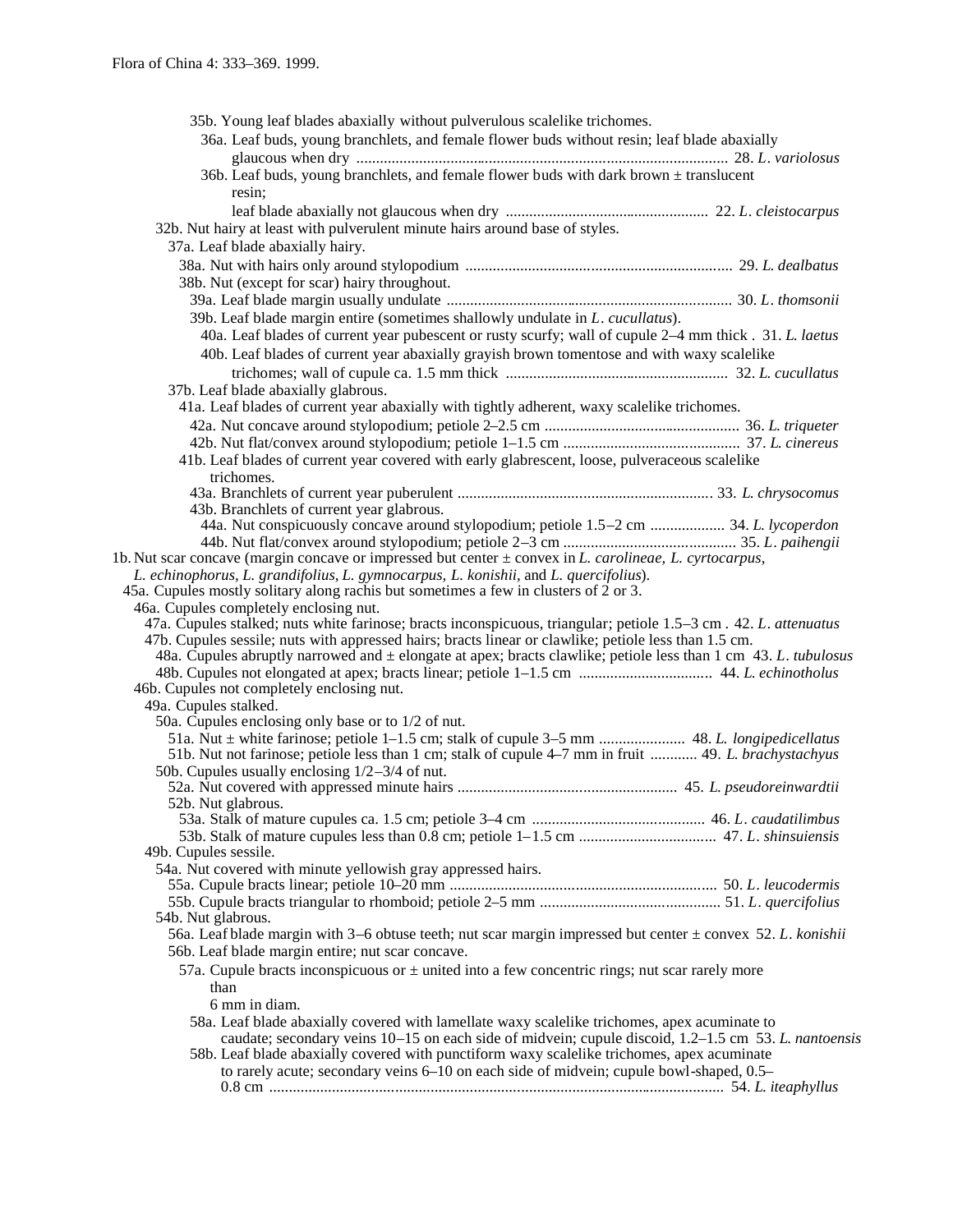35b. Young leaf blades abaxially without pulverulous scalelike trichomes.

36a. Leaf buds, young branchlets, and female flower buds without resin; leaf blade abaxially glaucous when dry .............................................................................................. 28. *L. variolosus*

36b. Leaf buds, young branchlets, and female flower buds with dark brown ± translucent resin;
leaf blade abaxially not glaucous when dry .................................................... 22. *L. cleistocarpus*

32b. Nut hairy at least with pulverulent minute hairs around base of styles.

37a. Leaf blade abaxially hairy.

38a. Nut with hairs only around stylopodium .................................................................... 29. *L. dealbatus*

38b. Nut (except for scar) hairy throughout.

39a. Leaf blade margin usually undulate ......................................................................... 30. *L. thomsonii*

39b. Leaf blade margin entire (sometimes shallowly undulate in *L. cucullatus*).

40a. Leaf blades of current year pubescent or rusty scurfy; wall of cupule 2–4 mm thick . 31. *L. laetus*

40b. Leaf blades of current year abaxially grayish brown tomentose and with waxy scalelike trichomes; wall of cupule ca. 1.5 mm thick ......................................................... 32. *L. cucullatus*

37b. Leaf blade abaxially glabrous.

41a. Leaf blades of current year abaxially with tightly adherent, waxy scalelike trichomes.

42a. Nut concave around stylopodium; petiole 2–2.5 cm ................................................. 36. *L. triqueter*

42b. Nut flat/convex around stylopodium; petiole 1–1.5 cm ............................................ 37. *L. cinereus*

41b. Leaf blades of current year covered with early glabrescent, loose, pulveraceous scalelike trichomes.

43a. Branchlets of current year puberulent ................................................................. 33. *L. chrysocomus*

43b. Branchlets of current year glabrous.

44a. Nut conspicuously concave around stylopodium; petiole 1.5–2 cm ................... 34. *L. lycoperdon*

44b. Nut flat/convex around stylopodium; petiole 2–3 cm ............................................ 35. *L. paihengii*

1b. Nut scar concave (margin concave or impressed but center ± convex in *L. carolineae, L. cyrtocarpus, L. echinophorus, L. grandifolius, L. gymnocarpus, L. konishii,* and *L. quercifolius*).

45a. Cupules mostly solitary along rachis but sometimes a few in clusters of 2 or 3.

46a. Cupules completely enclosing nut.

47a. Cupules stalked; nuts white farinose; bracts inconspicuous, triangular; petiole 1.5–3 cm . 42. *L. attenuatus*

47b. Cupules sessile; nuts with appressed hairs; bracts linear or clawlike; petiole less than 1.5 cm.

48a. Cupules abruptly narrowed and ± elongate at apex; bracts clawlike; petiole less than 1 cm 43. *L. tubulosus*

48b. Cupules not elongated at apex; bracts linear; petiole 1–1.5 cm .................................. 44. *L. echinotholus*

46b. Cupules not completely enclosing nut.

49a. Cupules stalked.

50a. Cupules enclosing only base or to 1/2 of nut.

51a. Nut ± white farinose; petiole 1–1.5 cm; stalk of cupule 3–5 mm ...................... 48. *L. longipedicellatus*

51b. Nut not farinose; petiole less than 1 cm; stalk of cupule 4–7 mm in fruit ............ 49. *L. brachystachyus*

50b. Cupules usually enclosing 1/2–3/4 of nut.

52a. Nut covered with appressed minute hairs ........................................................ 45. *L. pseudoreinwardtii*

52b. Nut glabrous.

53a. Stalk of mature cupules ca. 1.5 cm; petiole 3–4 cm ............................................ 46. *L. caudatilimbus*

53b. Stalk of mature cupules less than 0.8 cm; petiole 1–1.5 cm ................................... 47. *L. shinsuiensis*

49b. Cupules sessile.

54a. Nut covered with minute yellowish gray appressed hairs.

55a. Cupule bracts linear; petiole 10–20 mm .................................................................... 50. *L. leucodermis*

55b. Cupule bracts triangular to rhomboid; petiole 2–5 mm .............................................. 51. *L. quercifolius*

54b. Nut glabrous.

56a. Leaf blade margin with 3–6 obtuse teeth; nut scar margin impressed but center ± convex 52. *L. konishii*

56b. Leaf blade margin entire; nut scar concave.

57a. Cupule bracts inconspicuous or ± united into a few concentric rings; nut scar rarely more than
6 mm in diam.

58a. Leaf blade abaxially covered with lamellate waxy scalelike trichomes, apex acuminate to caudate; secondary veins 10–15 on each side of midvein; cupule discoid, 1.2–1.5 cm 53. *L. nantoensis*

58b. Leaf blade abaxially covered with punctiform waxy scalelike trichomes, apex acuminate to rarely acute; secondary veins 6–10 on each side of midvein; cupule bowl-shaped, 0.5–0.8 cm ................................................................................................................... 54. *L. iteaphyllus*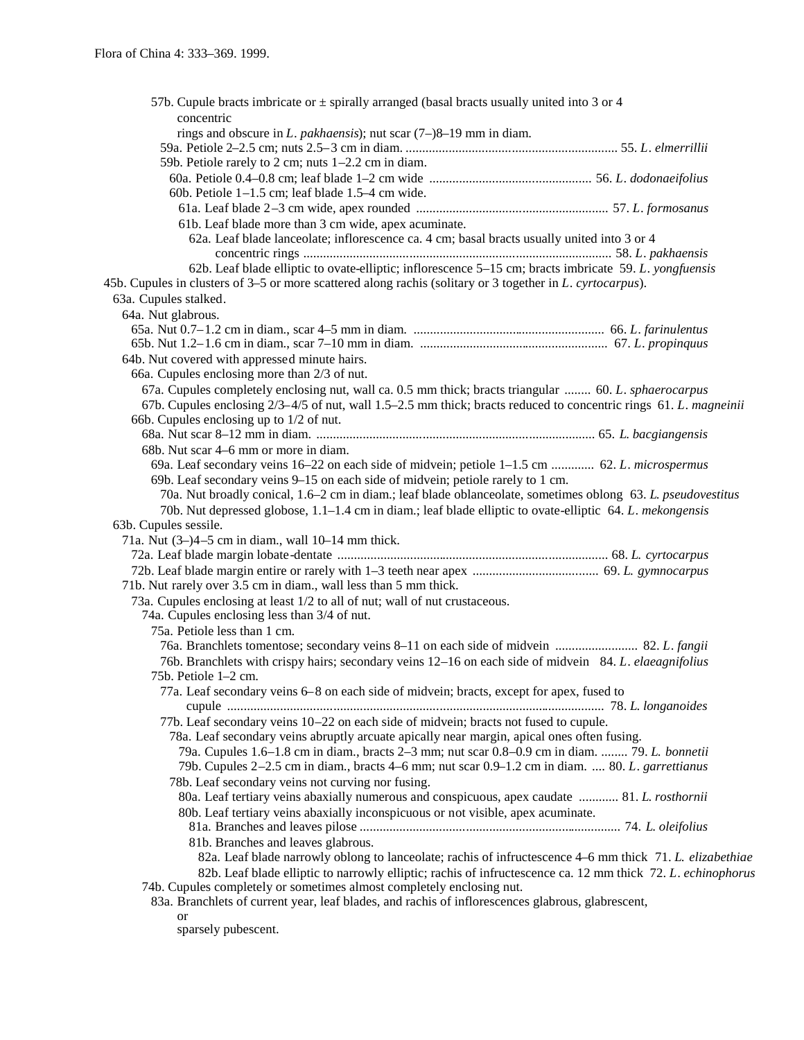57b. Cupule bracts imbricate or ± spirally arranged (basal bracts usually united into 3 or 4 concentric rings and obscure in *L. pakhaensis*); nut scar (7–)8–19 mm in diam.

59a. Petiole 2–2.5 cm; nuts 2.5–3 cm in diam. ................................................................ 55. *L. elmerrillii*

59b. Petiole rarely to 2 cm; nuts 1–2.2 cm in diam.

60a. Petiole 0.4–0.8 cm; leaf blade 1–2 cm wide ................................................ 56. *L. dodonaeifolius*

60b. Petiole 1–1.5 cm; leaf blade 1.5–4 cm wide.

61a. Leaf blade 2–3 cm wide, apex rounded ......................................................... 57. *L. formosanus*

61b. Leaf blade more than 3 cm wide, apex acuminate.

62a. Leaf blade lanceolate; inflorescence ca. 4 cm; basal bracts usually united into 3 or 4 concentric rings ........................................................................................... 58. *L. pakhaensis*

62b. Leaf blade elliptic to ovate-elliptic; inflorescence 5–15 cm; bracts imbricate 59. *L. yongfuensis*

45b. Cupules in clusters of 3–5 or more scattered along rachis (solitary or 3 together in *L. cyrtocarpus*).

63a. Cupules stalked.

64a. Nut glabrous.

65a. Nut 0.7–1.2 cm in diam., scar 4–5 mm in diam. ......................................................... 66. *L. farinulentus*

65b. Nut 1.2–1.6 cm in diam., scar 7–10 mm in diam. ........................................................ 67. *L. propinquus*

64b. Nut covered with appressed minute hairs.

66a. Cupules enclosing more than 2/3 of nut.

67a. Cupules completely enclosing nut, wall ca. 0.5 mm thick; bracts triangular ........ 60. *L. sphaerocarpus*

67b. Cupules enclosing 2/3–4/5 of nut, wall 1.5–2.5 mm thick; bracts reduced to concentric rings 61. *L. magneinii*

66b. Cupules enclosing up to 1/2 of nut.

68a. Nut scar 8–12 mm in diam. ................................................................................... 65. *L. bacgiangensis*

68b. Nut scar 4–6 mm or more in diam.

69a. Leaf secondary veins 16–22 on each side of midvein; petiole 1–1.5 cm ............ 62. *L. microspermus*

69b. Leaf secondary veins 9–15 on each side of midvein; petiole rarely to 1 cm.

70a. Nut broadly conical, 1.6–2 cm in diam.; leaf blade oblanceolate, sometimes oblong 63. *L. pseudovestitus*

70b. Nut depressed globose, 1.1–1.4 cm in diam.; leaf blade elliptic to ovate-elliptic 64. *L. mekongensis*

63b. Cupules sessile.

71a. Nut (3–)4–5 cm in diam., wall 10–14 mm thick.

72a. Leaf blade margin lobate-dentate ................................................................................ 68. *L. cyrtocarpus*

72b. Leaf blade margin entire or rarely with 1–3 teeth near apex ..................................... 69. *L. gymnocarpus*

71b. Nut rarely over 3.5 cm in diam., wall less than 5 mm thick.

73a. Cupules enclosing at least 1/2 to all of nut; wall of nut crustaceous.

74a. Cupules enclosing less than 3/4 of nut.

75a. Petiole less than 1 cm.

76a. Branchlets tomentose; secondary veins 8–11 on each side of midvein ......................... 82. *L. fangii*

76b. Branchlets with crispy hairs; secondary veins 12–16 on each side of midvein 84. *L. elaeagnifolius*

75b. Petiole 1–2 cm.

77a. Leaf secondary veins 6–8 on each side of midvein; bracts, except for apex, fused to cupule ................................................................................................................ 78. *L. longanoides*

77b. Leaf secondary veins 10–22 on each side of midvein; bracts not fused to cupule.

78a. Leaf secondary veins abruptly arcuate apically near margin, apical ones often fusing.

79a. Cupules 1.6–1.8 cm in diam., bracts 2–3 mm; nut scar 0.8–0.9 cm in diam. ........ 79. *L. bonnetii*

79b. Cupules 2–2.5 cm in diam., bracts 4–6 mm; nut scar 0.9–1.2 cm in diam. .... 80. *L. garrettianus*

78b. Leaf secondary veins not curving nor fusing.

80a. Leaf tertiary veins abaxially numerous and conspicuous, apex caudate ............ 81. *L. rosthornii*

80b. Leaf tertiary veins abaxially inconspicuous or not visible, apex acuminate.

81a. Branches and leaves pilose .............................................................................. 74. *L. oleifolius*

81b. Branches and leaves glabrous.

82a. Leaf blade narrowly oblong to lanceolate; rachis of infructescence 4–6 mm thick 71. *L. elizabethiae*

82b. Leaf blade elliptic to narrowly elliptic; rachis of infructescence ca. 12 mm thick 72. *L. echinophorus*

74b. Cupules completely or sometimes almost completely enclosing nut.

83a. Branchlets of current year, leaf blades, and rachis of inflorescences glabrous, glabrescent, or sparsely pubescent.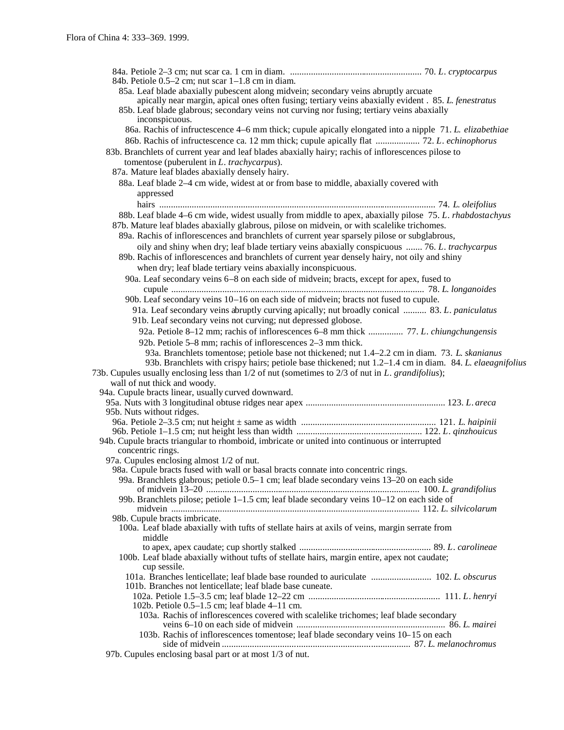84a. Petiole 2–3 cm; nut scar ca. 1 cm in diam. .......................................................... 70. *L. cryptocarpus*
84b. Petiole 0.5–2 cm; nut scar 1–1.8 cm in diam.
85a. Leaf blade abaxially pubescent along midvein; secondary veins abruptly arcuate apically near margin, apical ones often fusing; tertiary veins abaxially evident . 85. *L. fenestratus*
85b. Leaf blade glabrous; secondary veins not curving nor fusing; tertiary veins abaxially inconspicuous.
86a. Rachis of infructescence 4–6 mm thick; cupule apically elongated into a nipple 71. *L. elizabethiae*
86b. Rachis of infructescence ca. 12 mm thick; cupule apically flat ................... 72. *L. echinophorus*
83b. Branchlets of current year and leaf blades abaxially hairy; rachis of inflorescences pilose to tomentose (puberulent in *L. trachycarpus*).
87a. Mature leaf blades abaxially densely hairy.
88a. Leaf blade 2–4 cm wide, widest at or from base to middle, abaxially covered with appressed hairs ....................................................................................................... 74. *L. oleifolius*
88b. Leaf blade 4–6 cm wide, widest usually from middle to apex, abaxially pilose 75. *L. rhabdostachyus*
87b. Mature leaf blades abaxially glabrous, pilose on midvein, or with scalelike trichomes.
89a. Rachis of inflorescences and branchlets of current year sparsely pilose or subglabrous, oily and shiny when dry; leaf blade tertiary veins abaxially conspicuous ....... 76. *L. trachycarpus*
89b. Rachis of inflorescences and branchlets of current year densely hairy, not oily and shiny when dry; leaf blade tertiary veins abaxially inconspicuous.
90a. Leaf secondary veins 6–8 on each side of midvein; bracts, except for apex, fused to cupule ............................................................................................................ 78. *L. longanoides*
90b. Leaf secondary veins 10–16 on each side of midvein; bracts not fused to cupule.
91a. Leaf secondary veins abruptly curving apically; nut broadly conical .......... 83. *L. paniculatus*
91b. Leaf secondary veins not curving; nut depressed globose.
92a. Petiole 8–12 mm; rachis of inflorescences 6–8 mm thick ............... 77. *L. chiungchungensis*
92b. Petiole 5–8 mm; rachis of inflorescences 2–3 mm thick.
93a. Branchlets tomentose; petiole base not thickened; nut 1.4–2.2 cm in diam. 73. *L. skanianus*
93b. Branchlets with crispy hairs; petiole base thickened; nut 1.2–1.4 cm in diam. 84. *L. elaeagnifolius*
73b. Cupules usually enclosing less than 1/2 of nut (sometimes to 2/3 of nut in *L. grandifolius*); wall of nut thick and woody.
94a. Cupule bracts linear, usually curved downward.
95a. Nuts with 3 longitudinal obtuse ridges near apex ............................................................ 123. *L. areca*
95b. Nuts without ridges.
96a. Petiole 2–3.5 cm; nut height ± same as width .......................................................... 121. *L. haipinii*
96b. Petiole 1–1.5 cm; nut height less than width ...................................................... 122. *L. qinzhouicus*
94b. Cupule bracts triangular to rhomboid, imbricate or united into continuous or interrupted concentric rings.
97a. Cupules enclosing almost 1/2 of nut.
98a. Cupule bracts fused with wall or basal bracts connate into concentric rings.
99a. Branchlets glabrous; petiole 0.5–1 cm; leaf blade secondary veins 13–20 on each side of midvein 13–20 ............................................................................................ 100. *L. grandifolius*
99b. Branchlets pilose; petiole 1–1.5 cm; leaf blade secondary veins 10–12 on each side of midvein ........................................................................................................... 112. *L. silvicolarum*
98b. Cupule bracts imbricate.
100a. Leaf blade abaxially with tufts of stellate hairs at axils of veins, margin serrate from middle to apex, apex caudate; cup shortly stalked ......................................................... 89. *L. carolineae*
100b. Leaf blade abaxially without tufts of stellate hairs, margin entire, apex not caudate; cup sessile.
101a. Branches lenticellate; leaf blade base rounded to auriculate .......................... 102. *L. obscurus*
101b. Branches not lenticellate; leaf blade base cuneate.
102a. Petiole 1.5–3.5 cm; leaf blade 12–22 cm ......................................................... 111. *L. henryi*
102b. Petiole 0.5–1.5 cm; leaf blade 4–11 cm.
103a. Rachis of inflorescences covered with scalelike trichomes; leaf blade secondary veins 6–10 on each side of midvein ................................................................ 86. *L. mairei*
103b. Rachis of inflorescences tomentose; leaf blade secondary veins 10–15 on each side of midvein ................................................................................. 87. *L. melanochromus*
97b. Cupules enclosing basal part or at most 1/3 of nut.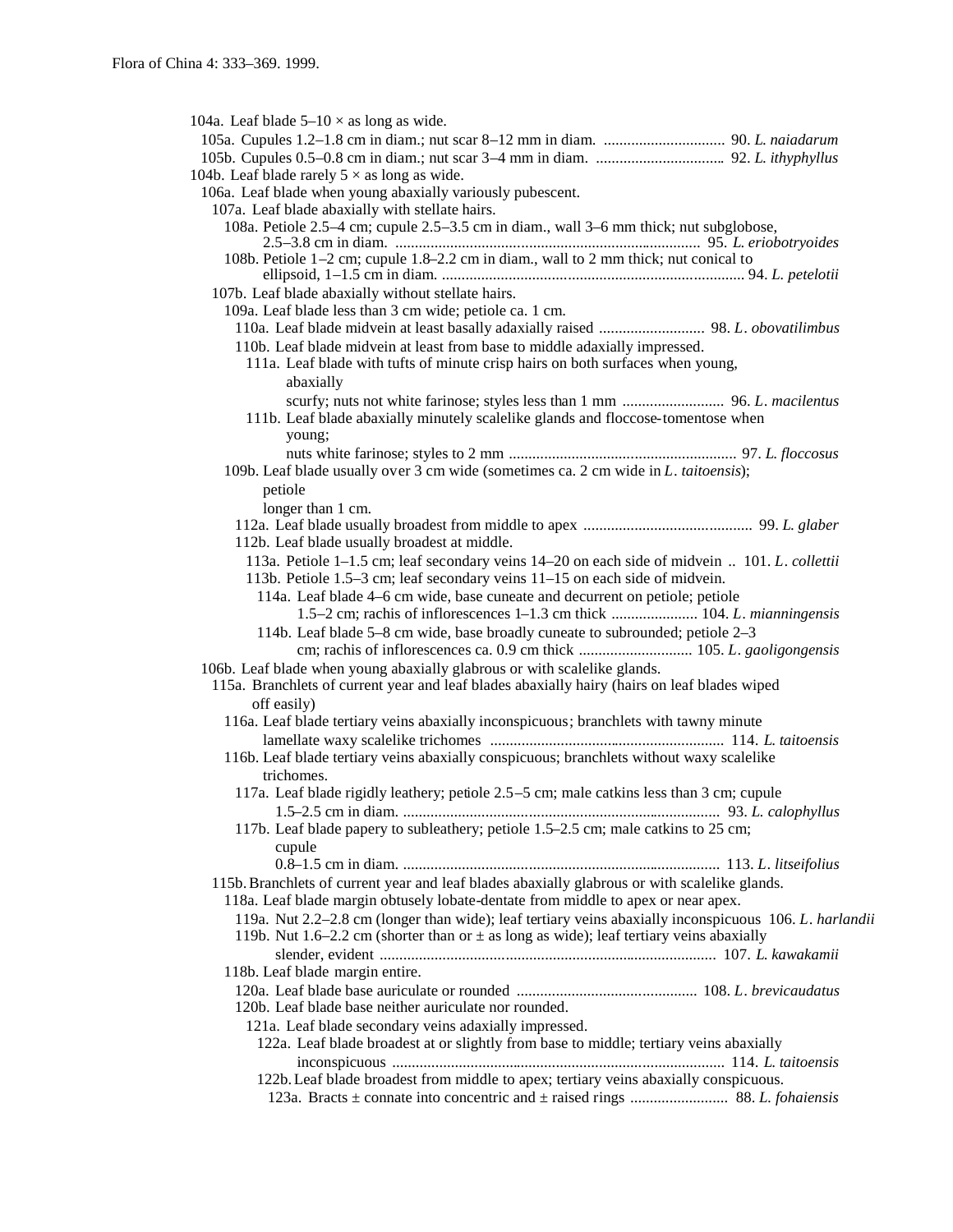104a. Leaf blade 5–10 × as long as wide.

105a. Cupules 1.2–1.8 cm in diam.; nut scar 8–12 mm in diam. ............................... 90. *L. naiadarum*

105b. Cupules 0.5–0.8 cm in diam.; nut scar 3–4 mm in diam. ................................ 92. *L. ithyphyllus*

104b. Leaf blade rarely 5 × as long as wide.

106a. Leaf blade when young abaxially variously pubescent.

107a. Leaf blade abaxially with stellate hairs.

108a. Petiole 2.5–4 cm; cupule 2.5–3.5 cm in diam., wall 3–6 mm thick; nut subglobose, 2.5–3.8 cm in diam. ............................................................................ 95. *L. eriobotryoides*

108b. Petiole 1–2 cm; cupule 1.8–2.2 cm in diam., wall to 2 mm thick; nut conical to ellipsoid, 1–1.5 cm in diam. ............................................................................ 94. *L. petelotii*

107b. Leaf blade abaxially without stellate hairs.

109a. Leaf blade less than 3 cm wide; petiole ca. 1 cm.

110a. Leaf blade midvein at least basally adaxially raised .......................... 98. *L. obovatilimbus*

110b. Leaf blade midvein at least from base to middle adaxially impressed.

111a. Leaf blade with tufts of minute crisp hairs on both surfaces when young, abaxially scurfy; nuts not white farinose; styles less than 1 mm ......................... 96. *L. macilentus*

111b. Leaf blade abaxially minutely scalelike glands and floccose-tomentose when young; nuts white farinose; styles to 2 mm ......................................................... 97. *L. floccosus*

109b. Leaf blade usually over 3 cm wide (sometimes ca. 2 cm wide in *L. taitoensis*); petiole longer than 1 cm.

112a. Leaf blade usually broadest from middle to apex .......................................... 99. *L. glaber*

112b. Leaf blade usually broadest at middle.

113a. Petiole 1–1.5 cm; leaf secondary veins 14–20 on each side of midvein .. 101. *L. collettii*

113b. Petiole 1.5–3 cm; leaf secondary veins 11–15 on each side of midvein.

114a. Leaf blade 4–6 cm wide, base cuneate and decurrent on petiole; petiole 1.5–2 cm; rachis of inflorescences 1–1.3 cm thick ...................... 104. *L. mianningensis*

114b. Leaf blade 5–8 cm wide, base broadly cuneate to subrounded; petiole 2–3 cm; rachis of inflorescences ca. 0.9 cm thick ............................ 105. *L. gaoligongensis*

106b. Leaf blade when young abaxially glabrous or with scalelike glands.

115a. Branchlets of current year and leaf blades abaxially hairy (hairs on leaf blades wiped off easily)

116a. Leaf blade tertiary veins abaxially inconspicuous; branchlets with tawny minute lamellate waxy scalelike trichomes ........................................................... 114. *L. taitoensis*

116b. Leaf blade tertiary veins abaxially conspicuous; branchlets without waxy scalelike trichomes.

117a. Leaf blade rigidly leathery; petiole 2.5–5 cm; male catkins less than 3 cm; cupule 1.5–2.5 cm in diam. ............................................................................ 93. *L. calophyllus*

117b. Leaf blade papery to subleathery; petiole 1.5–2.5 cm; male catkins to 25 cm; cupule 0.8–1.5 cm in diam. ............................................................................ 113. *L. litseifolius*

115b. Branchlets of current year and leaf blades abaxially glabrous or with scalelike glands.

118a. Leaf blade margin obtusely lobate-dentate from middle to apex or near apex.

119a. Nut 2.2–2.8 cm (longer than wide); leaf tertiary veins abaxially inconspicuous 106. *L. harlandii*

119b. Nut 1.6–2.2 cm (shorter than or ± as long as wide); leaf tertiary veins abaxially slender, evident ..................................................................................... 107. *L. kawakamii*

118b. Leaf blade margin entire.

120a. Leaf blade base auriculate or rounded ............................................. 108. *L. brevicaudatus*

120b. Leaf blade base neither auriculate nor rounded.

121a. Leaf blade secondary veins adaxially impressed.

122a. Leaf blade broadest at or slightly from base to middle; tertiary veins abaxially inconspicuous .................................................................................... 114. *L. taitoensis*

122b. Leaf blade broadest from middle to apex; tertiary veins abaxially conspicuous.

123a. Bracts ± connate into concentric and ± raised rings ......................... 88. *L. fohaiensis*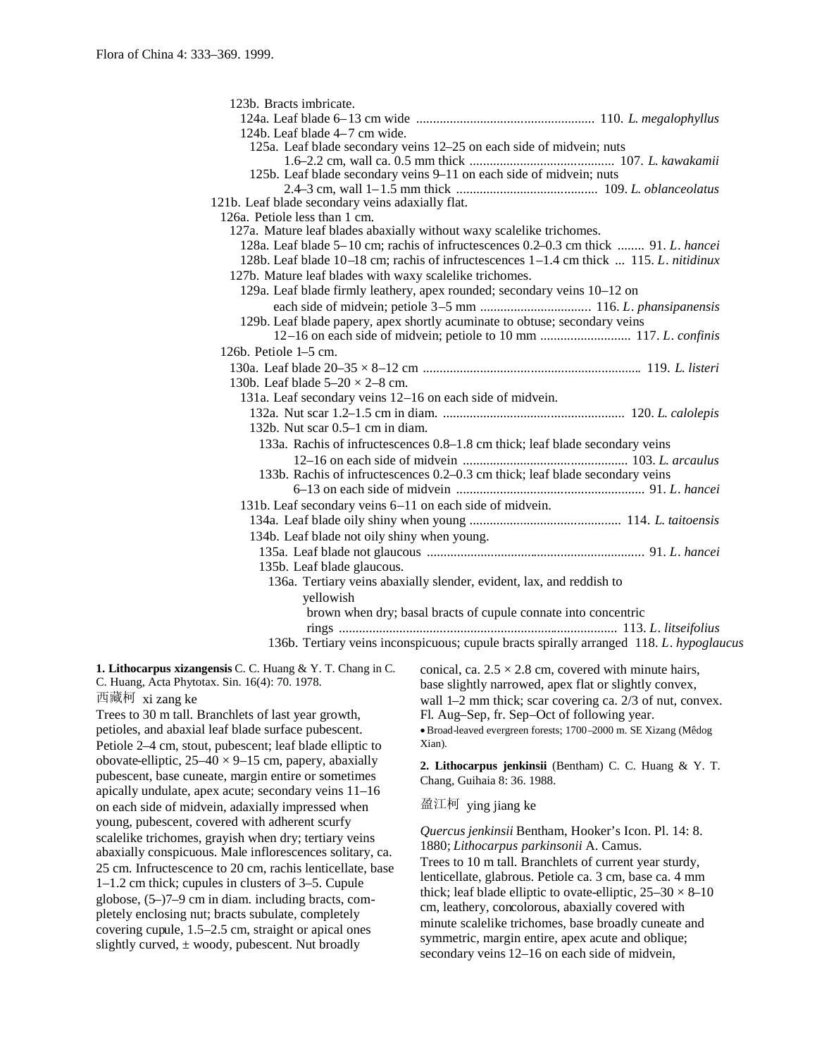123b. Bracts imbricate.

124a. Leaf blade 6–13 cm wide .................................................... 110. *L. megalophyllus*

124b. Leaf blade 4–7 cm wide.

125a. Leaf blade secondary veins 12–25 on each side of midvein; nuts 1.6–2.2 cm, wall ca. 0.5 mm thick ........................................... 107. *L. kawakamii*

125b. Leaf blade secondary veins 9–11 on each side of midvein; nuts 2.4–3 cm, wall 1–1.5 mm thick .......................................... 109. *L. oblanceolatus*

121b. Leaf blade secondary veins adaxially flat.

126a. Petiole less than 1 cm.

127a. Mature leaf blades abaxially without waxy scalelike trichomes.

128a. Leaf blade 5–10 cm; rachis of infructescences 0.2–0.3 cm thick ........ 91. *L. hancei*

128b. Leaf blade 10–18 cm; rachis of infructescences 1–1.4 cm thick ... 115. *L. nitidinux*

127b. Mature leaf blades with waxy scalelike trichomes.

129a. Leaf blade firmly leathery, apex rounded; secondary veins 10–12 on each side of midvein; petiole 3–5 mm ................................ 116. *L. phansipanensis*

129b. Leaf blade papery, apex shortly acuminate to obtuse; secondary veins 12–16 on each side of midvein; petiole to 10 mm .......................... 117. *L. confinis*

126b. Petiole 1–5 cm.

130a. Leaf blade 20–35 × 8–12 cm ................................................................ 119. *L. listeri*

130b. Leaf blade 5–20 × 2–8 cm.

131a. Leaf secondary veins 12–16 on each side of midvein.

132a. Nut scar 1.2–1.5 cm in diam. ..................................................... 120. *L. calolepis*

132b. Nut scar 0.5–1 cm in diam.

133a. Rachis of infructescences 0.8–1.8 cm thick; leaf blade secondary veins 12–16 on each side of midvein ................................................. 103. *L. arcaulus*

133b. Rachis of infructescences 0.2–0.3 cm thick; leaf blade secondary veins 6–13 on each side of midvein ....................................................... 91. *L. hancei*

131b. Leaf secondary veins 6–11 on each side of midvein.

134a. Leaf blade oily shiny when young ............................................ 114. *L. taitoensis*

134b. Leaf blade not oily shiny when young.

135a. Leaf blade not glaucous ................................................................ 91. *L. hancei*

135b. Leaf blade glaucous.

136a. Tertiary veins abaxially slender, evident, lax, and reddish to yellowish brown when dry; basal bracts of cupule connate into concentric rings .................................................................................. 113. *L. litseifolius*

136b. Tertiary veins inconspicuous; cupule bracts spirally arranged 118. *L. hypoglaucus*

**1. Lithocarpus xizangensis** C. C. Huang & Y. T. Chang in C. C. Huang, Acta Phytotax. Sin. 16(4): 70. 1978.

西藏柯 xi zang ke

Trees to 30 m tall. Branchlets of last year growth, petioles, and abaxial leaf blade surface pubescent. Petiole 2–4 cm, stout, pubescent; leaf blade elliptic to obovate-elliptic, 25–40 × 9–15 cm, papery, abaxially pubescent, base cuneate, margin entire or sometimes apically undulate, apex acute; secondary veins 11–16 on each side of midvein, adaxially impressed when young, pubescent, covered with adherent scurfy scalelike trichomes, grayish when dry; tertiary veins abaxially conspicuous. Male inflorescences solitary, ca. 25 cm. Infructescence to 20 cm, rachis lenticellate, base 1–1.2 cm thick; cupules in clusters of 3–5. Cupule globose, (5–)7–9 cm in diam. including bracts, completely enclosing nut; bracts subulate, completely covering cupule, 1.5–2.5 cm, straight or apical ones slightly curved, ± woody, pubescent. Nut broadly conical, ca. 2.5 × 2.8 cm, covered with minute hairs, base slightly narrowed, apex flat or slightly convex, wall 1–2 mm thick; scar covering ca. 2/3 of nut, convex. Fl. Aug–Sep, fr. Sep–Oct of following year.

• Broad-leaved evergreen forests; 1700–2000 m. SE Xizang (Mêdog Xian).

**2. Lithocarpus jenkinsii** (Bentham) C. C. Huang & Y. T. Chang, Guihaia 8: 36. 1988.

盈江柯 ying jiang ke

*Quercus jenkinsii* Bentham, Hooker's Icon. Pl. 14: 8. 1880; *Lithocarpus parkinsonii* A. Camus.

Trees to 10 m tall. Branchlets of current year sturdy, lenticellate, glabrous. Petiole ca. 3 cm, base ca. 4 mm thick; leaf blade elliptic to ovate-elliptic, 25–30 × 8–10 cm, leathery, concolorous, abaxially covered with minute scalelike trichomes, base broadly cuneate and symmetric, margin entire, apex acute and oblique; secondary veins 12–16 on each side of midvein,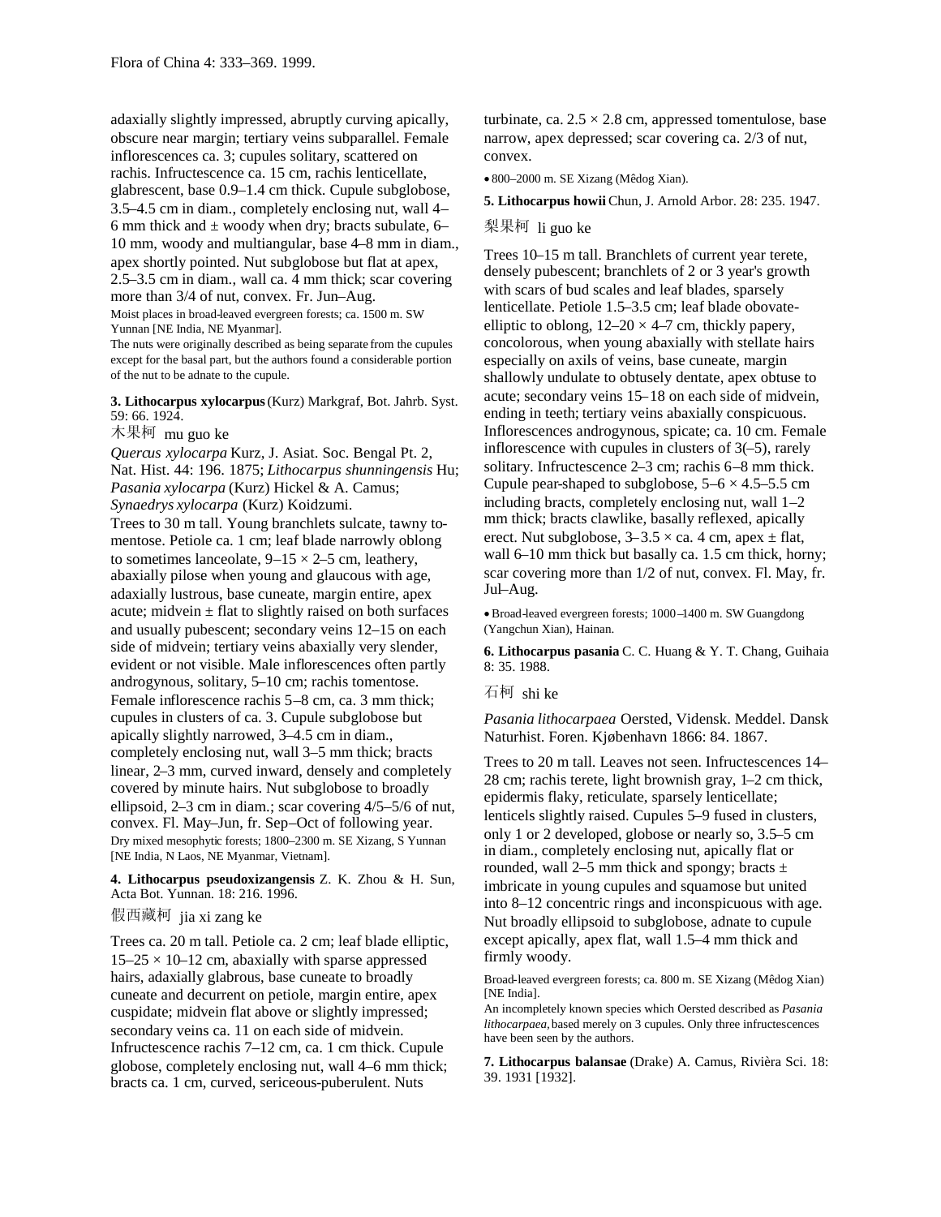adaxially slightly impressed, abruptly curving apically, obscure near margin; tertiary veins subparallel. Female inflorescences ca. 3; cupules solitary, scattered on rachis. Infructescence ca. 15 cm, rachis lenticellate, glabrescent, base 0.9–1.4 cm thick. Cupule subglobose, 3.5–4.5 cm in diam., completely enclosing nut, wall 4–6 mm thick and ± woody when dry; bracts subulate, 6–10 mm, woody and multiangular, base 4–8 mm in diam., apex shortly pointed. Nut subglobose but flat at apex, 2.5–3.5 cm in diam., wall ca. 4 mm thick; scar covering more than 3/4 of nut, convex. Fr. Jun–Aug.

Moist places in broad-leaved evergreen forests; ca. 1500 m. SW Yunnan [NE India, NE Myanmar].

The nuts were originally described as being separate from the cupules except for the basal part, but the authors found a considerable portion of the nut to be adnate to the cupule.

**3. Lithocarpus xylocarpus** (Kurz) Markgraf, Bot. Jahrb. Syst. 59: 66. 1924.

木果柯 mu guo ke

*Quercus xylocarpa* Kurz, J. Asiat. Soc. Bengal Pt. 2, Nat. Hist. 44: 196. 1875; *Lithocarpus shunningensis* Hu; *Pasania xylocarpa* (Kurz) Hickel & A. Camus; *Synaedrys xylocarpa* (Kurz) Koidzumi.

Trees to 30 m tall. Young branchlets sulcate, tawny tomentose. Petiole ca. 1 cm; leaf blade narrowly oblong to sometimes lanceolate, 9–15 × 2–5 cm, leathery, abaxially pilose when young and glaucous with age, adaxially lustrous, base cuneate, margin entire, apex acute; midvein ± flat to slightly raised on both surfaces and usually pubescent; secondary veins 12–15 on each side of midvein; tertiary veins abaxially very slender, evident or not visible. Male inflorescences often partly androgynous, solitary, 5–10 cm; rachis tomentose. Female inflorescence rachis 5–8 cm, ca. 3 mm thick; cupules in clusters of ca. 3. Cupule subglobose but apically slightly narrowed, 3–4.5 cm in diam., completely enclosing nut, wall 3–5 mm thick; bracts linear, 2–3 mm, curved inward, densely and completely covered by minute hairs. Nut subglobose to broadly ellipsoid, 2–3 cm in diam.; scar covering 4/5–5/6 of nut, convex. Fl. May–Jun, fr. Sep–Oct of following year.

Dry mixed mesophytic forests; 1800–2300 m. SE Xizang, S Yunnan [NE India, N Laos, NE Myanmar, Vietnam].

**4. Lithocarpus pseudoxizangensis** Z. K. Zhou & H. Sun, Acta Bot. Yunnan. 18: 216. 1996.

假西藏柯 jia xi zang ke

Trees ca. 20 m tall. Petiole ca. 2 cm; leaf blade elliptic, 15–25 × 10–12 cm, abaxially with sparse appressed hairs, adaxially glabrous, base cuneate to broadly cuneate and decurrent on petiole, margin entire, apex cuspidate; midvein flat above or slightly impressed; secondary veins ca. 11 on each side of midvein. Infructescence rachis 7–12 cm, ca. 1 cm thick. Cupule globose, completely enclosing nut, wall 4–6 mm thick; bracts ca. 1 cm, curved, sericeous-puberulent. Nuts turbinate, ca. 2.5 × 2.8 cm, appressed tomentulose, base narrow, apex depressed; scar covering ca. 2/3 of nut, convex.

• 800–2000 m. SE Xizang (Mêdog Xian).

**5. Lithocarpus howii** Chun, J. Arnold Arbor. 28: 235. 1947.

梨果柯 li guo ke

Trees 10–15 m tall. Branchlets of current year terete, densely pubescent; branchlets of 2 or 3 year's growth with scars of bud scales and leaf blades, sparsely lenticellate. Petiole 1.5–3.5 cm; leaf blade obovate-elliptic to oblong, 12–20 × 4–7 cm, thickly papery, concolorous, when young abaxially with stellate hairs especially on axils of veins, base cuneate, margin shallowly undulate to obtusely dentate, apex obtuse to acute; secondary veins 15–18 on each side of midvein, ending in teeth; tertiary veins abaxially conspicuous. Inflorescences androgynous, spicate; ca. 10 cm. Female inflorescence with cupules in clusters of 3(–5), rarely solitary. Infructescence 2–3 cm; rachis 6–8 mm thick. Cupule pear-shaped to subglobose, 5–6 × 4.5–5.5 cm including bracts, completely enclosing nut, wall 1–2 mm thick; bracts clawlike, basally reflexed, apically erect. Nut subglobose, 3–3.5 × ca. 4 cm, apex ± flat, wall 6–10 mm thick but basally ca. 1.5 cm thick, horny; scar covering more than 1/2 of nut, convex. Fl. May, fr. Jul–Aug.

• Broad-leaved evergreen forests; 1000–1400 m. SW Guangdong (Yangchun Xian), Hainan.

**6. Lithocarpus pasania** C. C. Huang & Y. T. Chang, Guihaia 8: 35. 1988.

石柯 shi ke

*Pasania lithocarpaea* Oersted, Vidensk. Meddel. Dansk Naturhist. Foren. Kjøbenhavn 1866: 84. 1867.

Trees to 20 m tall. Leaves not seen. Infructescences 14–28 cm; rachis terete, light brownish gray, 1–2 cm thick, epidermis flaky, reticulate, sparsely lenticellate; lenticels slightly raised. Cupules 5–9 fused in clusters, only 1 or 2 developed, globose or nearly so, 3.5–5 cm in diam., completely enclosing nut, apically flat or rounded, wall 2–5 mm thick and spongy; bracts ± imbricate in young cupules and squamose but united into 8–12 concentric rings and inconspicuous with age. Nut broadly ellipsoid to subglobose, adnate to cupule except apically, apex flat, wall 1.5–4 mm thick and firmly woody.

Broad-leaved evergreen forests; ca. 800 m. SE Xizang (Mêdog Xian) [NE India].

An incompletely known species which Oersted described as *Pasania lithocarpaea*, based merely on 3 cupules. Only three infructescences have been seen by the authors.

**7. Lithocarpus balansae** (Drake) A. Camus, Rivièra Sci. 18: 39. 1931 [1932].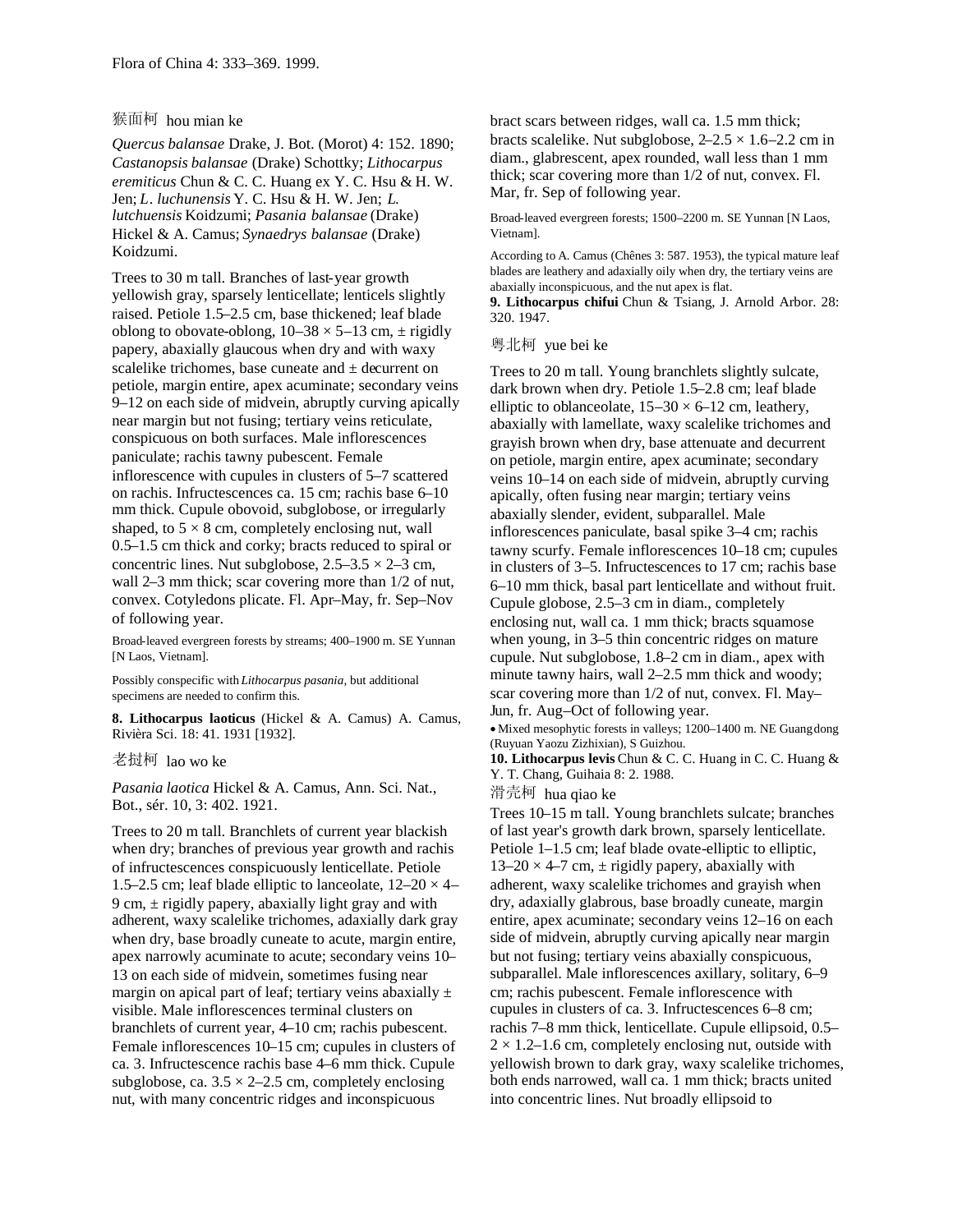猴面柯 hou mian ke

*Quercus balansae* Drake, J. Bot. (Morot) 4: 152. 1890; *Castanopsis balansae* (Drake) Schottky; *Lithocarpus eremiticus* Chun & C. C. Huang ex Y. C. Hsu & H. W. Jen; *L. luchunensis* Y. C. Hsu & H. W. Jen; *L. lutchuensis* Koidzumi; *Pasania balansae* (Drake) Hickel & A. Camus; *Synaedrys balansae* (Drake) Koidzumi.

Trees to 30 m tall. Branches of last-year growth yellowish gray, sparsely lenticellate; lenticels slightly raised. Petiole 1.5–2.5 cm, base thickened; leaf blade oblong to obovate-oblong, 10–38 × 5–13 cm, ± rigidly papery, abaxially glaucous when dry and with waxy scalelike trichomes, base cuneate and ± decurrent on petiole, margin entire, apex acuminate; secondary veins 9–12 on each side of midvein, abruptly curving apically near margin but not fusing; tertiary veins reticulate, conspicuous on both surfaces. Male inflorescences paniculate; rachis tawny pubescent. Female inflorescence with cupules in clusters of 5–7 scattered on rachis. Infructescences ca. 15 cm; rachis base 6–10 mm thick. Cupule obovoid, subglobose, or irregularly shaped, to 5 × 8 cm, completely enclosing nut, wall 0.5–1.5 cm thick and corky; bracts reduced to spiral or concentric lines. Nut subglobose, 2.5–3.5 × 2–3 cm, wall 2–3 mm thick; scar covering more than 1/2 of nut, convex. Cotyledons plicate. Fl. Apr–May, fr. Sep–Nov of following year.

Broad-leaved evergreen forests by streams; 400–1900 m. SE Yunnan [N Laos, Vietnam].

Possibly conspecific with *Lithocarpus pasania*, but additional specimens are needed to confirm this.

**8. Lithocarpus laoticus** (Hickel & A. Camus) A. Camus, Rivièra Sci. 18: 41. 1931 [1932].

老挝柯 lao wo ke

*Pasania laotica* Hickel & A. Camus, Ann. Sci. Nat., Bot., sér. 10, 3: 402. 1921.

Trees to 20 m tall. Branchlets of current year blackish when dry; branches of previous year growth and rachis of infructescences conspicuously lenticellate. Petiole 1.5–2.5 cm; leaf blade elliptic to lanceolate, 12–20 × 4–9 cm, ± rigidly papery, abaxially light gray and with adherent, waxy scalelike trichomes, adaxially dark gray when dry, base broadly cuneate to acute, margin entire, apex narrowly acuminate to acute; secondary veins 10–13 on each side of midvein, sometimes fusing near margin on apical part of leaf; tertiary veins abaxially ± visible. Male inflorescences terminal clusters on branchlets of current year, 4–10 cm; rachis pubescent. Female inflorescences 10–15 cm; cupules in clusters of ca. 3. Infructescence rachis base 4–6 mm thick. Cupule subglobose, ca. 3.5 × 2–2.5 cm, completely enclosing nut, with many concentric ridges and inconspicuous bract scars between ridges, wall ca. 1.5 mm thick; bracts scalelike. Nut subglobose, 2–2.5 × 1.6–2.2 cm in diam., glabrescent, apex rounded, wall less than 1 mm thick; scar covering more than 1/2 of nut, convex. Fl. Mar, fr. Sep of following year.

Broad-leaved evergreen forests; 1500–2200 m. SE Yunnan [N Laos, Vietnam].

According to A. Camus (Chênes 3: 587. 1953), the typical mature leaf blades are leathery and adaxially oily when dry, the tertiary veins are abaxially inconspicuous, and the nut apex is flat.

**9. Lithocarpus chifui** Chun & Tsiang, J. Arnold Arbor. 28: 320. 1947.

粤北柯 yue bei ke

Trees to 20 m tall. Young branchlets slightly sulcate, dark brown when dry. Petiole 1.5–2.8 cm; leaf blade elliptic to oblanceolate, 15–30 × 6–12 cm, leathery, abaxially with lamellate, waxy scalelike trichomes and grayish brown when dry, base attenuate and decurrent on petiole, margin entire, apex acuminate; secondary veins 10–14 on each side of midvein, abruptly curving apically, often fusing near margin; tertiary veins abaxially slender, evident, subparallel. Male inflorescences paniculate, basal spike 3–4 cm; rachis tawny scurfy. Female inflorescences 10–18 cm; cupules in clusters of 3–5. Infructescences to 17 cm; rachis base 6–10 mm thick, basal part lenticellate and without fruit. Cupule globose, 2.5–3 cm in diam., completely enclosing nut, wall ca. 1 mm thick; bracts squamose when young, in 3–5 thin concentric ridges on mature cupule. Nut subglobose, 1.8–2 cm in diam., apex with minute tawny hairs, wall 2–2.5 mm thick and woody; scar covering more than 1/2 of nut, convex. Fl. May–Jun, fr. Aug–Oct of following year.

• Mixed mesophytic forests in valleys; 1200–1400 m. NE Guangdong (Ruyuan Yaozu Zizhixian), S Guizhou.

**10. Lithocarpus levis** Chun & C. C. Huang in C. C. Huang & Y. T. Chang, Guihaia 8: 2. 1988.

滑壳柯 hua qiao ke

Trees 10–15 m tall. Young branchlets sulcate; branches of last year's growth dark brown, sparsely lenticellate. Petiole 1–1.5 cm; leaf blade ovate-elliptic to elliptic, 13–20 × 4–7 cm, ± rigidly papery, abaxially with adherent, waxy scalelike trichomes and grayish when dry, adaxially glabrous, base broadly cuneate, margin entire, apex acuminate; secondary veins 12–16 on each side of midvein, abruptly curving apically near margin but not fusing; tertiary veins abaxially conspicuous, subparallel. Male inflorescences axillary, solitary, 6–9 cm; rachis pubescent. Female inflorescence with cupules in clusters of ca. 3. Infructescences 6–8 cm; rachis 7–8 mm thick, lenticellate. Cupule ellipsoid, 0.5–2 × 1.2–1.6 cm, completely enclosing nut, outside with yellowish brown to dark gray, waxy scalelike trichomes, both ends narrowed, wall ca. 1 mm thick; bracts united into concentric lines. Nut broadly ellipsoid to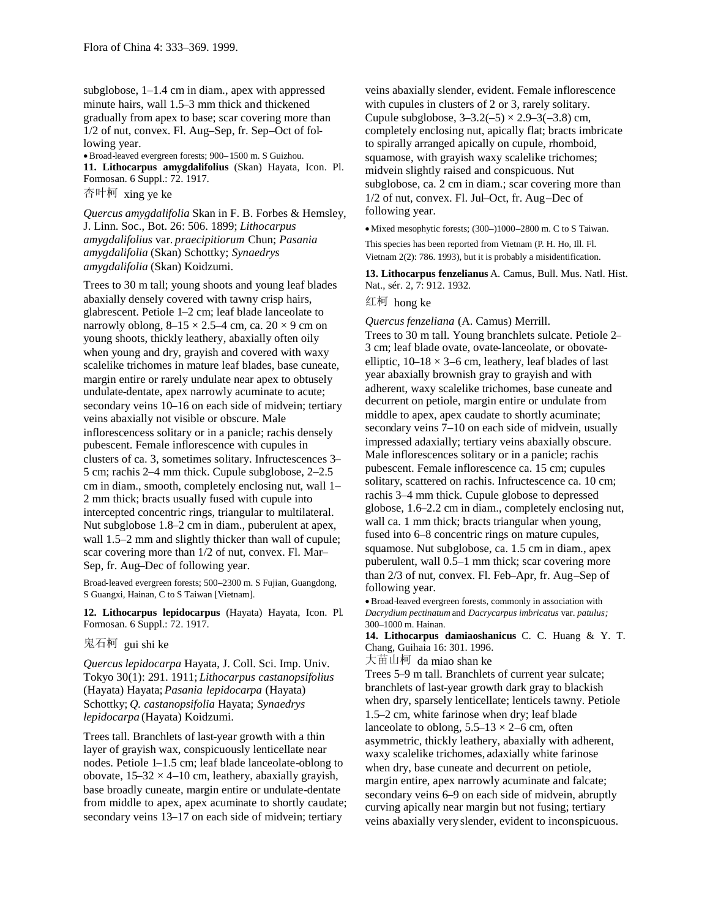subglobose, 1–1.4 cm in diam., apex with appressed minute hairs, wall 1.5–3 mm thick and thickened gradually from apex to base; scar covering more than 1/2 of nut, convex. Fl. Aug–Sep, fr. Sep–Oct of following year.

• Broad-leaved evergreen forests; 900–1500 m. S Guizhou.

**11. Lithocarpus amygdalifolius** (Skan) Hayata, Icon. Pl. Formosan. 6 Suppl.: 72. 1917.

杏叶柯 xing ye ke

*Quercus amygdalifolia* Skan in F. B. Forbes & Hemsley, J. Linn. Soc., Bot. 26: 506. 1899; *Lithocarpus amygdalifolius* var. *praecipitiorum* Chun; *Pasania amygdalifolia* (Skan) Schottky; *Synaedrys amygdalifolia* (Skan) Koidzumi.

Trees to 30 m tall; young shoots and young leaf blades abaxially densely covered with tawny crisp hairs, glabrescent. Petiole 1–2 cm; leaf blade lanceolate to narrowly oblong, 8–15 × 2.5–4 cm, ca. 20 × 9 cm on young shoots, thickly leathery, abaxially often oily when young and dry, grayish and covered with waxy scalelike trichomes in mature leaf blades, base cuneate, margin entire or rarely undulate near apex to obtusely undulate-dentate, apex narrowly acuminate to acute; secondary veins 10–16 on each side of midvein; tertiary veins abaxially not visible or obscure. Male inflorescencess solitary or in a panicle; rachis densely pubescent. Female inflorescence with cupules in clusters of ca. 3, sometimes solitary. Infructescences 3–5 cm; rachis 2–4 mm thick. Cupule subglobose, 2–2.5 cm in diam., smooth, completely enclosing nut, wall 1–2 mm thick; bracts usually fused with cupule into intercepted concentric rings, triangular to multilateral. Nut subglobose 1.8–2 cm in diam., puberulent at apex, wall 1.5–2 mm and slightly thicker than wall of cupule; scar covering more than 1/2 of nut, convex. Fl. Mar–Sep, fr. Aug–Dec of following year.

Broad-leaved evergreen forests; 500–2300 m. S Fujian, Guangdong, S Guangxi, Hainan, C to S Taiwan [Vietnam].

**12. Lithocarpus lepidocarpus** (Hayata) Hayata, Icon. Pl. Formosan. 6 Suppl.: 72. 1917.

鬼石柯 gui shi ke

*Quercus lepidocarpa* Hayata, J. Coll. Sci. Imp. Univ. Tokyo 30(1): 291. 1911; *Lithocarpus castanopsifolius* (Hayata) Hayata; *Pasania lepidocarpa* (Hayata) Schottky; *Q. castanopsifolia* Hayata; *Synaedrys lepidocarpa* (Hayata) Koidzumi.

Trees tall. Branchlets of last-year growth with a thin layer of grayish wax, conspicuously lenticellate near nodes. Petiole 1–1.5 cm; leaf blade lanceolate-oblong to obovate, 15–32 × 4–10 cm, leathery, abaxially grayish, base broadly cuneate, margin entire or undulate-dentate from middle to apex, apex acuminate to shortly caudate; secondary veins 13–17 on each side of midvein; tertiary veins abaxially slender, evident. Female inflorescence with cupules in clusters of 2 or 3, rarely solitary. Cupule subglobose, 3–3.2(–5) × 2.9–3(–3.8) cm, completely enclosing nut, apically flat; bracts imbricate to spirally arranged apically on cupule, rhomboid, squamose, with grayish waxy scalelike trichomes; midvein slightly raised and conspicuous. Nut subglobose, ca. 2 cm in diam.; scar covering more than 1/2 of nut, convex. Fl. Jul–Oct, fr. Aug–Dec of following year.

• Mixed mesophytic forests; (300–)1000–2800 m. C to S Taiwan.

This species has been reported from Vietnam (P. H. Ho, Ill. Fl. Vietnam 2(2): 786. 1993), but it is probably a misidentification.

**13. Lithocarpus fenzelianus** A. Camus, Bull. Mus. Natl. Hist. Nat., sér. 2, 7: 912. 1932.

红柯 hong ke

*Quercus fenzeliana* (A. Camus) Merrill.

Trees to 30 m tall. Young branchlets sulcate. Petiole 2–3 cm; leaf blade ovate, ovate-lanceolate, or obovate-elliptic, 10–18 × 3–6 cm, leathery, leaf blades of last year abaxially brownish gray to grayish and with adherent, waxy scalelike trichomes, base cuneate and decurrent on petiole, margin entire or undulate from middle to apex, apex caudate to shortly acuminate; secondary veins 7–10 on each side of midvein, usually impressed adaxially; tertiary veins abaxially obscure. Male inflorescences solitary or in a panicle; rachis pubescent. Female inflorescence ca. 15 cm; cupules solitary, scattered on rachis. Infructescence ca. 10 cm; rachis 3–4 mm thick. Cupule globose to depressed globose, 1.6–2.2 cm in diam., completely enclosing nut, wall ca. 1 mm thick; bracts triangular when young, fused into 6–8 concentric rings on mature cupules, squamose. Nut subglobose, ca. 1.5 cm in diam., apex puberulent, wall 0.5–1 mm thick; scar covering more than 2/3 of nut, convex. Fl. Feb–Apr, fr. Aug–Sep of following year.

• Broad-leaved evergreen forests, commonly in association with *Dacrydium pectinatum* and *Dacrycarpus imbricatus* var. *patulus*; 300–1000 m. Hainan.

**14. Lithocarpus damiaoshanicus** C. C. Huang & Y. T. Chang, Guihaia 16: 301. 1996.

大苗山柯 da miao shan ke

Trees 5–9 m tall. Branchlets of current year sulcate; branchlets of last-year growth dark gray to blackish when dry, sparsely lenticellate; lenticels tawny. Petiole 1.5–2 cm, white farinose when dry; leaf blade lanceolate to oblong, 5.5–13 × 2–6 cm, often asymmetric, thickly leathery, abaxially with adherent, waxy scalelike trichomes, adaxially white farinose when dry, base cuneate and decurrent on petiole, margin entire, apex narrowly acuminate and falcate; secondary veins 6–9 on each side of midvein, abruptly curving apically near margin but not fusing; tertiary veins abaxially very slender, evident to inconspicuous.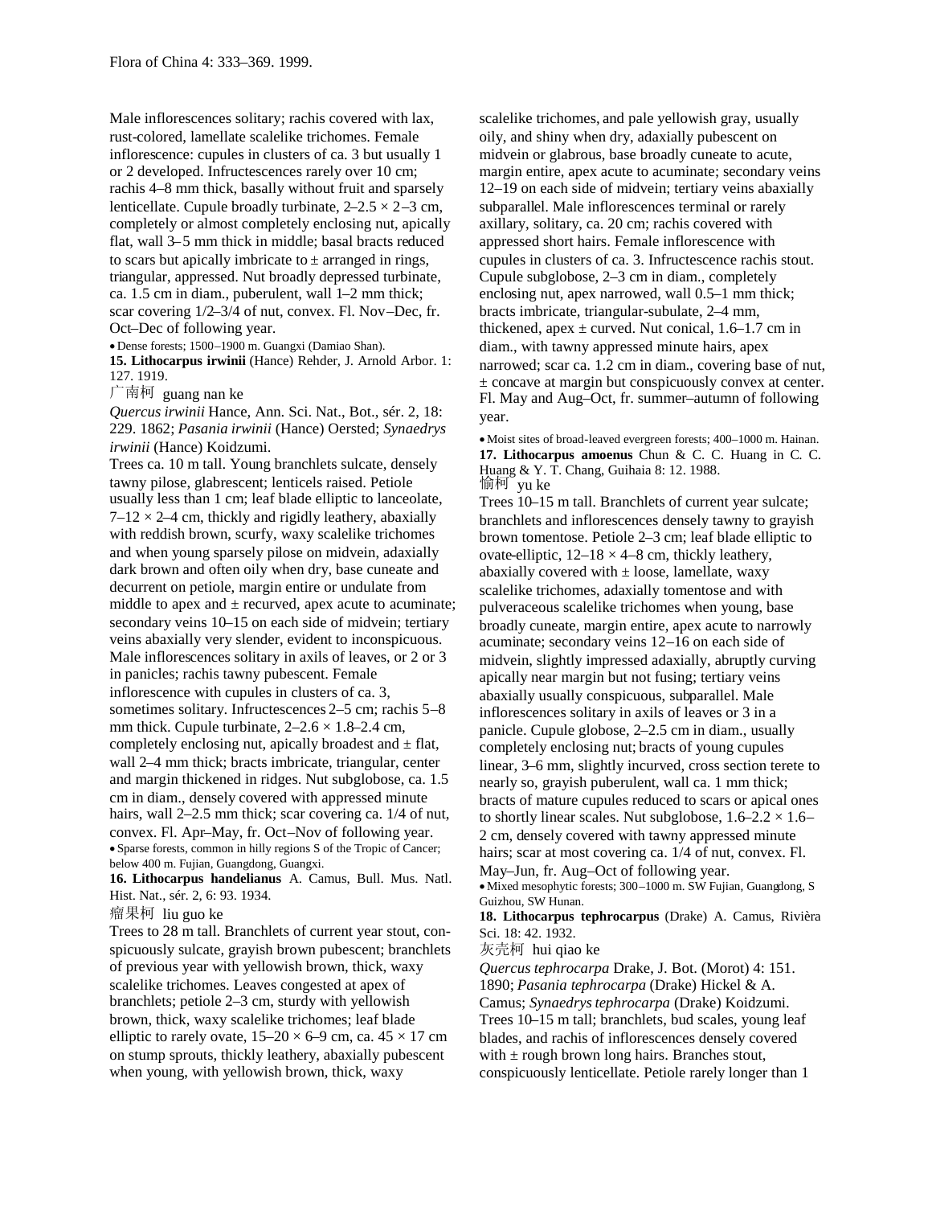Male inflorescences solitary; rachis covered with lax, rust-colored, lamellate scalelike trichomes. Female inflorescence: cupules in clusters of ca. 3 but usually 1 or 2 developed. Infructescences rarely over 10 cm; rachis 4–8 mm thick, basally without fruit and sparsely lenticellate. Cupule broadly turbinate, 2–2.5 × 2–3 cm, completely or almost completely enclosing nut, apically flat, wall 3–5 mm thick in middle; basal bracts reduced to scars but apically imbricate to ± arranged in rings, triangular, appressed. Nut broadly depressed turbinate, ca. 1.5 cm in diam., puberulent, wall 1–2 mm thick; scar covering 1/2–3/4 of nut, convex. Fl. Nov–Dec, fr. Oct–Dec of following year.

• Dense forests; 1500–1900 m. Guangxi (Damiao Shan).

**15. Lithocarpus irwinii** (Hance) Rehder, J. Arnold Arbor. 1: 127. 1919.

广南柯 guang nan ke

*Quercus irwinii* Hance, Ann. Sci. Nat., Bot., sér. 2, 18: 229. 1862; *Pasania irwinii* (Hance) Oersted; *Synaedrys irwinii* (Hance) Koidzumi.

Trees ca. 10 m tall. Young branchlets sulcate, densely tawny pilose, glabrescent; lenticels raised. Petiole usually less than 1 cm; leaf blade elliptic to lanceolate, 7–12 × 2–4 cm, thickly and rigidly leathery, abaxially with reddish brown, scurfy, waxy scalelike trichomes and when young sparsely pilose on midvein, adaxially dark brown and often oily when dry, base cuneate and decurrent on petiole, margin entire or undulate from middle to apex and ± recurved, apex acute to acuminate; secondary veins 10–15 on each side of midvein; tertiary veins abaxially very slender, evident to inconspicuous. Male inflorescences solitary in axils of leaves, or 2 or 3 in panicles; rachis tawny pubescent. Female inflorescence with cupules in clusters of ca. 3, sometimes solitary. Infructescences 2–5 cm; rachis 5–8 mm thick. Cupule turbinate, 2–2.6 × 1.8–2.4 cm, completely enclosing nut, apically broadest and ± flat, wall 2–4 mm thick; bracts imbricate, triangular, center and margin thickened in ridges. Nut subglobose, ca. 1.5 cm in diam., densely covered with appressed minute hairs, wall 2–2.5 mm thick; scar covering ca. 1/4 of nut, convex. Fl. Apr–May, fr. Oct–Nov of following year.

• Sparse forests, common in hilly regions S of the Tropic of Cancer; below 400 m. Fujian, Guangdong, Guangxi.

**16. Lithocarpus handelianus** A. Camus, Bull. Mus. Natl. Hist. Nat., sér. 2, 6: 93. 1934.

瘤果柯 liu guo ke

Trees to 28 m tall. Branchlets of current year stout, conspicuously sulcate, grayish brown pubescent; branchlets of previous year with yellowish brown, thick, waxy scalelike trichomes. Leaves congested at apex of branchlets; petiole 2–3 cm, sturdy with yellowish brown, thick, waxy scalelike trichomes; leaf blade elliptic to rarely ovate, 15–20 × 6–9 cm, ca. 45 × 17 cm on stump sprouts, thickly leathery, abaxially pubescent when young, with yellowish brown, thick, waxy scalelike trichomes, and pale yellowish gray, usually oily, and shiny when dry, adaxially pubescent on midvein or glabrous, base broadly cuneate to acute, margin entire, apex acute to acuminate; secondary veins 12–19 on each side of midvein; tertiary veins abaxially subparallel. Male inflorescences terminal or rarely axillary, solitary, ca. 20 cm; rachis covered with appressed short hairs. Female inflorescence with cupules in clusters of ca. 3. Infructescence rachis stout. Cupule subglobose, 2–3 cm in diam., completely enclosing nut, apex narrowed, wall 0.5–1 mm thick; bracts imbricate, triangular-subulate, 2–4 mm, thickened, apex ± curved. Nut conical, 1.6–1.7 cm in diam., with tawny appressed minute hairs, apex narrowed; scar ca. 1.2 cm in diam., covering base of nut, ± concave at margin but conspicuously convex at center. Fl. May and Aug–Oct, fr. summer–autumn of following year.

• Moist sites of broad-leaved evergreen forests; 400–1000 m. Hainan.

**17. Lithocarpus amoenus** Chun & C. C. Huang in C. C. Huang & Y. T. Chang, Guihaia 8: 12. 1988.

愉柯 yu ke

Trees 10–15 m tall. Branchlets of current year sulcate; branchlets and inflorescences densely tawny to grayish brown tomentose. Petiole 2–3 cm; leaf blade elliptic to ovate-elliptic, 12–18 × 4–8 cm, thickly leathery, abaxially covered with ± loose, lamellate, waxy scalelike trichomes, adaxially tomentose and with pulveraceous scalelike trichomes when young, base broadly cuneate, margin entire, apex acute to narrowly acuminate; secondary veins 12–16 on each side of midvein, slightly impressed adaxially, abruptly curving apically near margin but not fusing; tertiary veins abaxially usually conspicuous, subparallel. Male inflorescences solitary in axils of leaves or 3 in a panicle. Cupule globose, 2–2.5 cm in diam., usually completely enclosing nut; bracts of young cupules linear, 3–6 mm, slightly incurved, cross section terete to nearly so, grayish puberulent, wall ca. 1 mm thick; bracts of mature cupules reduced to scars or apical ones to shortly linear scales. Nut subglobose, 1.6–2.2 × 1.6–2 cm, densely covered with tawny appressed minute hairs; scar at most covering ca. 1/4 of nut, convex. Fl. May–Jun, fr. Aug–Oct of following year.

• Mixed mesophytic forests; 300–1000 m. SW Fujian, Guangdong, S Guizhou, SW Hunan.

**18. Lithocarpus tephrocarpus** (Drake) A. Camus, Rivièra Sci. 18: 42. 1932.

灰壳柯 hui qiao ke

*Quercus tephrocarpa* Drake, J. Bot. (Morot) 4: 151. 1890; *Pasania tephrocarpa* (Drake) Hickel & A. Camus; *Synaedrys tephrocarpa* (Drake) Koidzumi.

Trees 10–15 m tall; branchlets, bud scales, young leaf blades, and rachis of inflorescences densely covered with ± rough brown long hairs. Branches stout, conspicuously lenticellate. Petiole rarely longer than 1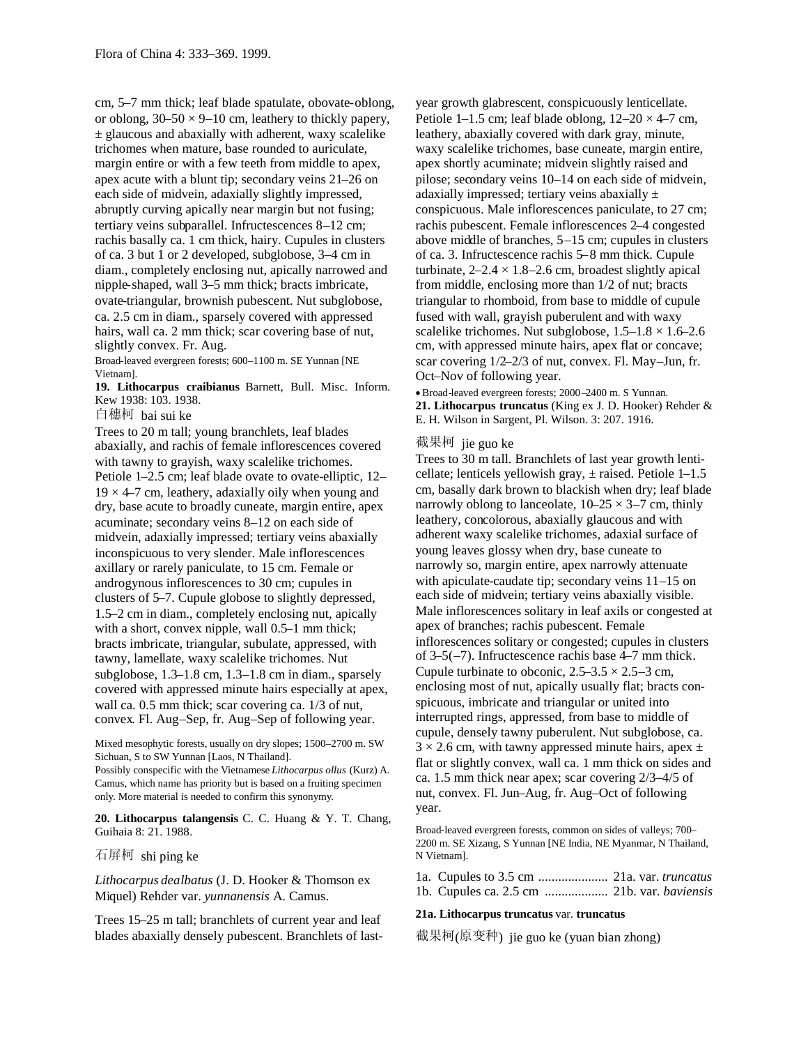cm, 5–7 mm thick; leaf blade spatulate, obovate-oblong, or oblong, 30–50 × 9–10 cm, leathery to thickly papery, ± glaucous and abaxially with adherent, waxy scalelike trichomes when mature, base rounded to auriculate, margin entire or with a few teeth from middle to apex, apex acute with a blunt tip; secondary veins 21–26 on each side of midvein, adaxially slightly impressed, abruptly curving apically near margin but not fusing; tertiary veins subparallel. Infructescences 8–12 cm; rachis basally ca. 1 cm thick, hairy. Cupules in clusters of ca. 3 but 1 or 2 developed, subglobose, 3–4 cm in diam., completely enclosing nut, apically narrowed and nipple-shaped, wall 3–5 mm thick; bracts imbricate, ovate-triangular, brownish pubescent. Nut subglobose, ca. 2.5 cm in diam., sparsely covered with appressed hairs, wall ca. 2 mm thick; scar covering base of nut, slightly convex. Fr. Aug.

Broad-leaved evergreen forests; 600–1100 m. SE Yunnan [NE Vietnam].

**19. Lithocarpus craibianus** Barnett, Bull. Misc. Inform. Kew 1938: 103. 1938.

白穗柯 bai sui ke

Trees to 20 m tall; young branchlets, leaf blades abaxially, and rachis of female inflorescences covered with tawny to grayish, waxy scalelike trichomes. Petiole 1–2.5 cm; leaf blade ovate to ovate-elliptic, 12–19 × 4–7 cm, leathery, adaxially oily when young and dry, base acute to broadly cuneate, margin entire, apex acuminate; secondary veins 8–12 on each side of midvein, adaxially impressed; tertiary veins abaxially inconspicuous to very slender. Male inflorescences axillary or rarely paniculate, to 15 cm. Female or androgynous inflorescences to 30 cm; cupules in clusters of 5–7. Cupule globose to slightly depressed, 1.5–2 cm in diam., completely enclosing nut, apically with a short, convex nipple, wall 0.5–1 mm thick; bracts imbricate, triangular, subulate, appressed, with tawny, lamellate, waxy scalelike trichomes. Nut subglobose, 1.3–1.8 cm, 1.3–1.8 cm in diam., sparsely covered with appressed minute hairs especially at apex, wall ca. 0.5 mm thick; scar covering ca. 1/3 of nut, convex. Fl. Aug–Sep, fr. Aug–Sep of following year.

Mixed mesophytic forests, usually on dry slopes; 1500–2700 m. SW Sichuan, S to SW Yunnan [Laos, N Thailand].

Possibly conspecific with the Vietnamese *Lithocarpus ollus* (Kurz) A. Camus, which name has priority but is based on a fruiting specimen only. More material is needed to confirm this synonymy.

**20. Lithocarpus talangensis** C. C. Huang & Y. T. Chang, Guihaia 8: 21. 1988.

石屏柯 shi ping ke

*Lithocarpus dealbatus* (J. D. Hooker & Thomson ex Miquel) Rehder var. *yunnanensis* A. Camus.

Trees 15–25 m tall; branchlets of current year and leaf blades abaxially densely pubescent. Branchlets of last-year growth glabrescent, conspicuously lenticellate. Petiole 1–1.5 cm; leaf blade oblong, 12–20 × 4–7 cm, leathery, abaxially covered with dark gray, minute, waxy scalelike trichomes, base cuneate, margin entire, apex shortly acuminate; midvein slightly raised and pilose; secondary veins 10–14 on each side of midvein, adaxially impressed; tertiary veins abaxially ± conspicuous. Male inflorescences paniculate, to 27 cm; rachis pubescent. Female inflorescences 2–4 congested above middle of branches, 5–15 cm; cupules in clusters of ca. 3. Infructescence rachis 5–8 mm thick. Cupule turbinate, 2–2.4 × 1.8–2.6 cm, broadest slightly apical from middle, enclosing more than 1/2 of nut; bracts triangular to rhomboid, from base to middle of cupule fused with wall, grayish puberulent and with waxy scalelike trichomes. Nut subglobose, 1.5–1.8 × 1.6–2.6 cm, with appressed minute hairs, apex flat or concave; scar covering 1/2–2/3 of nut, convex. Fl. May–Jun, fr. Oct–Nov of following year.

• Broad-leaved evergreen forests; 2000–2400 m. S Yunnan.

**21. Lithocarpus truncatus** (King ex J. D. Hooker) Rehder & E. H. Wilson in Sargent, Pl. Wilson. 3: 207. 1916.

截果柯 jie guo ke

Trees to 30 m tall. Branchlets of last year growth lenticellate; lenticels yellowish gray, ± raised. Petiole 1–1.5 cm, basally dark brown to blackish when dry; leaf blade narrowly oblong to lanceolate, 10–25 × 3–7 cm, thinly leathery, concolorous, abaxially glaucous and with adherent waxy scalelike trichomes, adaxial surface of young leaves glossy when dry, base cuneate to narrowly so, margin entire, apex narrowly attenuate with apiculate-caudate tip; secondary veins 11–15 on each side of midvein; tertiary veins abaxially visible. Male inflorescences solitary in leaf axils or congested at apex of branches; rachis pubescent. Female inflorescences solitary or congested; cupules in clusters of 3–5(–7). Infructescence rachis base 4–7 mm thick. Cupule turbinate to obconic, 2.5–3.5 × 2.5–3 cm, enclosing most of nut, apically usually flat; bracts conspicuous, imbricate and triangular or united into interrupted rings, appressed, from base to middle of cupule, densely tawny puberulent. Nut subglobose, ca. 3 × 2.6 cm, with tawny appressed minute hairs, apex ± flat or slightly convex, wall ca. 1 mm thick on sides and ca. 1.5 mm thick near apex; scar covering 2/3–4/5 of nut, convex. Fl. Jun–Aug, fr. Aug–Oct of following year.

Broad-leaved evergreen forests, common on sides of valleys; 700–2200 m. SE Xizang, S Yunnan [NE India, NE Myanmar, N Thailand, N Vietnam].

1a. Cupules to 3.5 cm ..................... 21a. var. *truncatus*
1b. Cupules ca. 2.5 cm ................... 21b. var. *baviensis*

**21a. Lithocarpus truncatus** var. **truncatus**

截果柯(原变种) jie guo ke (yuan bian zhong)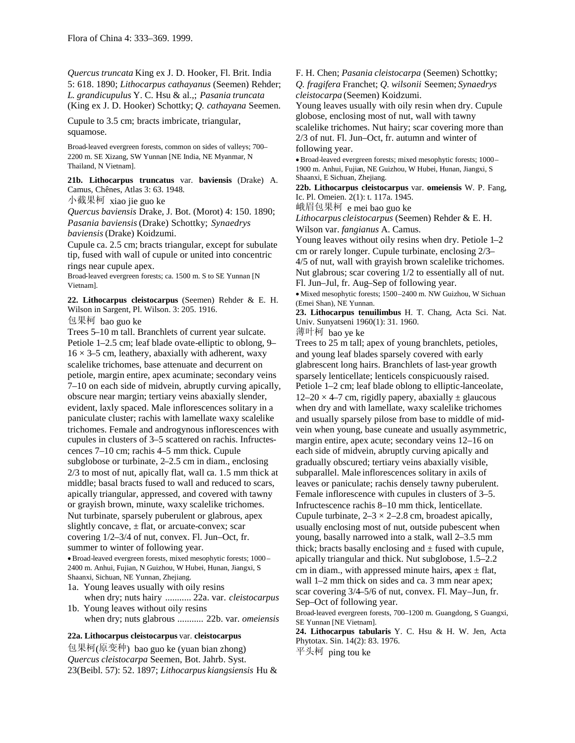*Quercus truncata* King ex J. D. Hooker, Fl. Brit. India 5: 618. 1890; *Lithocarpus cathayanus* (Seemen) Rehder; *L. grandicupulus* Y. C. Hsu & al.,; *Pasania truncata* (King ex J. D. Hooker) Schottky; *Q. cathayana* Seemen.

Cupule to 3.5 cm; bracts imbricate, triangular, squamose.

Broad-leaved evergreen forests, common on sides of valleys; 700–2200 m. SE Xizang, SW Yunnan [NE India, NE Myanmar, N Thailand, N Vietnam].

**21b. Lithocarpus truncatus** var. **baviensis** (Drake) A. Camus, Chênes, Atlas 3: 63. 1948.

小截果柯 xiao jie guo ke

*Quercus baviensis* Drake, J. Bot. (Morot) 4: 150. 1890; *Pasania baviensis* (Drake) Schottky; *Synaedrys baviensis* (Drake) Koidzumi.

Cupule ca. 2.5 cm; bracts triangular, except for subulate tip, fused with wall of cupule or united into concentric rings near cupule apex.

Broad-leaved evergreen forests; ca. 1500 m. S to SE Yunnan [N Vietnam].

**22. Lithocarpus cleistocarpus** (Seemen) Rehder & E. H. Wilson in Sargent, Pl. Wilson. 3: 205. 1916.

包果柯 bao guo ke

Trees 5–10 m tall. Branchlets of current year sulcate. Petiole 1–2.5 cm; leaf blade ovate-elliptic to oblong, 9–16 × 3–5 cm, leathery, abaxially with adherent, waxy scalelike trichomes, base attenuate and decurrent on petiole, margin entire, apex acuminate; secondary veins 7–10 on each side of midvein, abruptly curving apically, obscure near margin; tertiary veins abaxially slender, evident, laxly spaced. Male inflorescences solitary in a paniculate cluster; rachis with lamellate waxy scalelike trichomes. Female and androgynous inflorescences with cupules in clusters of 3–5 scattered on rachis. Infructescences 7–10 cm; rachis 4–5 mm thick. Cupule subglobose or turbinate, 2–2.5 cm in diam., enclosing 2/3 to most of nut, apically flat, wall ca. 1.5 mm thick at middle; basal bracts fused to wall and reduced to scars, apically triangular, appressed, and covered with tawny or grayish brown, minute, waxy scalelike trichomes. Nut turbinate, sparsely puberulent or glabrous, apex slightly concave, ± flat, or arcuate-convex; scar covering 1/2–3/4 of nut, convex. Fl. Jun–Oct, fr. summer to winter of following year.

• Broad-leaved evergreen forests, mixed mesophytic forests; 1000–2400 m. Anhui, Fujian, N Guizhou, W Hubei, Hunan, Jiangxi, S Shaanxi, Sichuan, NE Yunnan, Zhejiang.

1a. Young leaves usually with oily resins when dry; nuts hairy ........... 22a. var. *cleistocarpus*
1b. Young leaves without oily resins when dry; nuts glabrous ........... 22b. var. *omeiensis*

**22a. Lithocarpus cleistocarpus** var. **cleistocarpus**

包果柯(原变种) bao guo ke (yuan bian zhong)

*Quercus cleistocarpa* Seemen, Bot. Jahrb. Syst. 23(Beibl. 57): 52. 1897; *Lithocarpus kiangsiensis* Hu & F. H. Chen; *Pasania cleistocarpa* (Seemen) Schottky; *Q. fragifera* Franchet; *Q. wilsonii* Seemen; *Synaedrys cleistocarpa* (Seemen) Koidzumi.

Young leaves usually with oily resin when dry. Cupule globose, enclosing most of nut, wall with tawny scalelike trichomes. Nut hairy; scar covering more than 2/3 of nut. Fl. Jun–Oct, fr. autumn and winter of following year.

• Broad-leaved evergreen forests; mixed mesophytic forests; 1000–1900 m. Anhui, Fujian, NE Guizhou, W Hubei, Hunan, Jiangxi, S Shaanxi, E Sichuan, Zhejiang.

**22b. Lithocarpus cleistocarpus** var. **omeiensis** W. P. Fang, Ic. Pl. Omeien. 2(1): t. 117a. 1945.

峨眉包果柯 e mei bao guo ke

*Lithocarpus cleistocarpus* (Seemen) Rehder & E. H. Wilson var. *fangianus* A. Camus.

Young leaves without oily resins when dry. Petiole 1–2 cm or rarely longer. Cupule turbinate, enclosing 2/3–4/5 of nut, wall with grayish brown scalelike trichomes. Nut glabrous; scar covering 1/2 to essentially all of nut. Fl. Jun–Jul, fr. Aug–Sep of following year.

• Mixed mesophytic forests; 1500–2400 m. NW Guizhou, W Sichuan (Emei Shan), NE Yunnan.

**23. Lithocarpus tenuilimbus** H. T. Chang, Acta Sci. Nat. Univ. Sunyatseni 1960(1): 31. 1960.

薄叶柯 bao ye ke

Trees to 25 m tall; apex of young branchlets, petioles, and young leaf blades sparsely covered with early glabrescent long hairs. Branchlets of last-year growth sparsely lenticellate; lenticels conspicuously raised. Petiole 1–2 cm; leaf blade oblong to elliptic-lanceolate, 12–20 × 4–7 cm, rigidly papery, abaxially ± glaucous when dry and with lamellate, waxy scalelike trichomes and usually sparsely pilose from base to middle of midvein when young, base cuneate and usually asymmetric, margin entire, apex acute; secondary veins 12–16 on each side of midvein, abruptly curving apically and gradually obscured; tertiary veins abaxially visible, subparallel. Male inflorescences solitary in axils of leaves or paniculate; rachis densely tawny puberulent. Female inflorescence with cupules in clusters of 3–5. Infructescence rachis 8–10 mm thick, lenticellate. Cupule turbinate, 2–3 × 2–2.8 cm, broadest apically, usually enclosing most of nut, outside pubescent when young, basally narrowed into a stalk, wall 2–3.5 mm thick; bracts basally enclosing and ± fused with cupule, apically triangular and thick. Nut subglobose, 1.5–2.2 cm in diam., with appressed minute hairs, apex ± flat, wall 1–2 mm thick on sides and ca. 3 mm near apex; scar covering 3/4–5/6 of nut, convex. Fl. May–Jun, fr. Sep–Oct of following year.

Broad-leaved evergreen forests, 700–1200 m. Guangdong, S Guangxi, SE Yunnan [NE Vietnam].

**24. Lithocarpus tabularis** Y. C. Hsu & H. W. Jen, Acta Phytotax. Sin. 14(2): 83. 1976.

平头柯 ping tou ke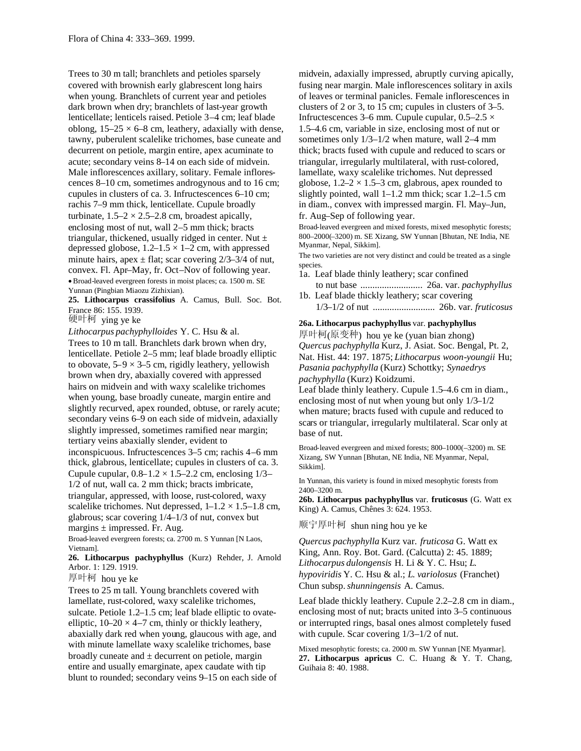Trees to 30 m tall; branchlets and petioles sparsely covered with brownish early glabrescent long hairs when young. Branchlets of current year and petioles dark brown when dry; branchlets of last-year growth lenticellate; lenticels raised. Petiole 3–4 cm; leaf blade oblong, 15–25 × 6–8 cm, leathery, adaxially with dense, tawny, puberulent scalelike trichomes, base cuneate and decurrent on petiole, margin entire, apex acuminate to acute; secondary veins 8–14 on each side of midvein. Male inflorescences axillary, solitary. Female inflorescences 8–10 cm, sometimes androgynous and to 16 cm; cupules in clusters of ca. 3. Infructescences 6–10 cm; rachis 7–9 mm thick, lenticellate. Cupule broadly turbinate, 1.5–2 × 2.5–2.8 cm, broadest apically, enclosing most of nut, wall 2–5 mm thick; bracts triangular, thickened, usually ridged in center. Nut ± depressed globose, 1.2–1.5 × 1–2 cm, with appressed minute hairs, apex ± flat; scar covering 2/3–3/4 of nut, convex. Fl. Apr–May, fr. Oct–Nov of following year.

• Broad-leaved evergreen forests in moist places; ca. 1500 m. SE Yunnan (Pingbian Miaozu Zizhixian).

**25. Lithocarpus crassifolius** A. Camus, Bull. Soc. Bot. France 86: 155. 1939.

硬叶柯 ying ye ke

*Lithocarpus pachyphylloides* Y. C. Hsu & al.

Trees to 10 m tall. Branchlets dark brown when dry, lenticellate. Petiole 2–5 mm; leaf blade broadly elliptic to obovate, 5–9 × 3–5 cm, rigidly leathery, yellowish brown when dry, abaxially covered with appressed hairs on midvein and with waxy scalelike trichomes when young, base broadly cuneate, margin entire and slightly recurved, apex rounded, obtuse, or rarely acute; secondary veins 6–9 on each side of midvein, adaxially slightly impressed, sometimes ramified near margin; tertiary veins abaxially slender, evident to inconspicuous. Infructescences 3–5 cm; rachis 4–6 mm thick, glabrous, lenticellate; cupules in clusters of ca. 3. Cupule cupular, 0.8–1.2 × 1.5–2.2 cm, enclosing 1/3–1/2 of nut, wall ca. 2 mm thick; bracts imbricate, triangular, appressed, with loose, rust-colored, waxy scalelike trichomes. Nut depressed, 1–1.2 × 1.5–1.8 cm, glabrous; scar covering 1/4–1/3 of nut, convex but margins ± impressed. Fr. Aug.

Broad-leaved evergreen forests; ca. 2700 m. S Yunnan [N Laos, Vietnam].

**26. Lithocarpus pachyphyllus** (Kurz) Rehder, J. Arnold Arbor. 1: 129. 1919.

厚叶柯 hou ye ke

Trees to 25 m tall. Young branchlets covered with lamellate, rust-colored, waxy scalelike trichomes, sulcate. Petiole 1.2–1.5 cm; leaf blade elliptic to ovate-elliptic, 10–20 × 4–7 cm, thinly or thickly leathery, abaxially dark red when young, glaucous with age, and with minute lamellate waxy scalelike trichomes, base broadly cuneate and ± decurrent on petiole, margin entire and usually emarginate, apex caudate with tip blunt to rounded; secondary veins 9–15 on each side of midvein, adaxially impressed, abruptly curving apically, fusing near margin. Male inflorescences solitary in axils of leaves or terminal panicles. Female inflorescences in clusters of 2 or 3, to 15 cm; cupules in clusters of 3–5. Infructescences 3–6 mm. Cupule cupular, 0.5–2.5 × 1.5–4.6 cm, variable in size, enclosing most of nut or sometimes only 1/3–1/2 when mature, wall 2–4 mm thick; bracts fused with cupule and reduced to scars or triangular, irregularly multilateral, with rust-colored, lamellate, waxy scalelike trichomes. Nut depressed globose, 1.2–2 × 1.5–3 cm, glabrous, apex rounded to slightly pointed, wall 1–1.2 mm thick; scar 1.2–1.5 cm in diam., convex with impressed margin. Fl. May–Jun, fr. Aug–Sep of following year.

Broad-leaved evergreen and mixed forests, mixed mesophytic forests; 800–2000(–3200) m. SE Xizang, SW Yunnan [Bhutan, NE India, NE Myanmar, Nepal, Sikkim].

The two varieties are not very distinct and could be treated as a single species.

1a. Leaf blade thinly leathery; scar confined to nut base .......................... 26a. var. *pachyphyllus*
1b. Leaf blade thickly leathery; scar covering 1/3–1/2 of nut .......................... 26b. var. *fruticosus*

**26a. Lithocarpus pachyphyllus** var. **pachyphyllus**

厚叶柯(原变种) hou ye ke (yuan bian zhong)

*Quercus pachyphylla* Kurz, J. Asiat. Soc. Bengal, Pt. 2, Nat. Hist. 44: 197. 1875; *Lithocarpus woon-youngii* Hu; *Pasania pachyphylla* (Kurz) Schottky; *Synaedrys pachyphylla* (Kurz) Koidzumi.

Leaf blade thinly leathery. Cupule 1.5–4.6 cm in diam., enclosing most of nut when young but only 1/3–1/2 when mature; bracts fused with cupule and reduced to scars or triangular, irregularly multilateral. Scar only at base of nut.

Broad-leaved evergreen and mixed forests; 800–1000(–3200) m. SE Xizang, SW Yunnan [Bhutan, NE India, NE Myanmar, Nepal, Sikkim].

In Yunnan, this variety is found in mixed mesophytic forests from 2400–3200 m.

**26b. Lithocarpus pachyphyllus** var. **fruticosus** (G. Watt ex King) A. Camus, Chênes 3: 624. 1953.

顺宁厚叶柯 shun ning hou ye ke

*Quercus pachyphylla* Kurz var. *fruticosa* G. Watt ex King, Ann. Roy. Bot. Gard. (Calcutta) 2: 45. 1889; *Lithocarpus dulongensis* H. Li & Y. C. Hsu; *L. hypoviridis* Y. C. Hsu & al.; *L. variolosus* (Franchet) Chun subsp. *shunningensis* A. Camus.

Leaf blade thickly leathery. Cupule 2.2–2.8 cm in diam., enclosing most of nut; bracts united into 3–5 continuous or interrupted rings, basal ones almost completely fused with cupule. Scar covering 1/3–1/2 of nut.

Mixed mesophytic forests; ca. 2000 m. SW Yunnan [NE Myanmar].

**27. Lithocarpus apricus** C. C. Huang & Y. T. Chang, Guihaia 8: 40. 1988.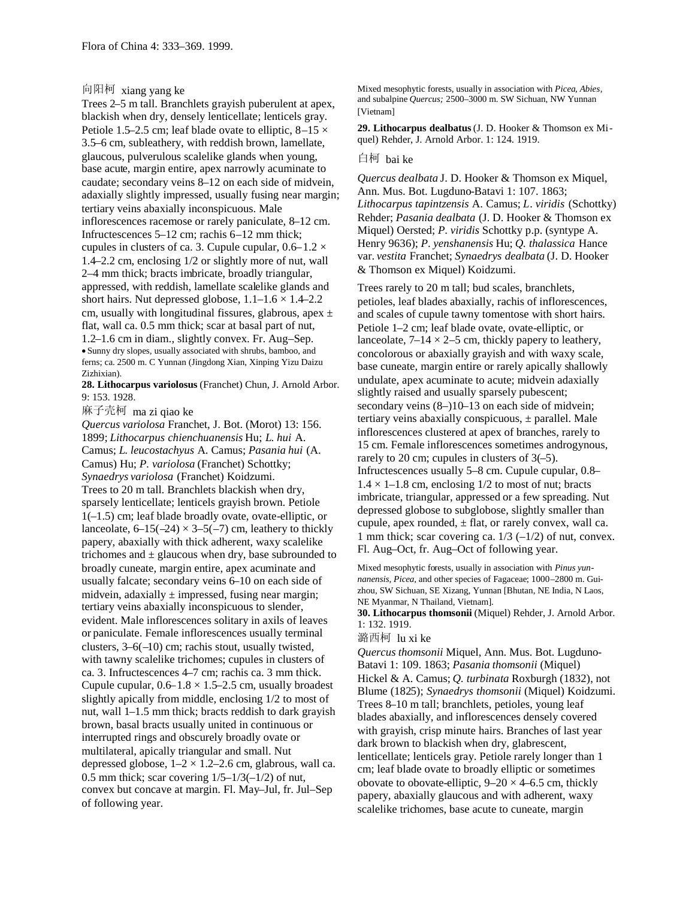向阳柯 xiang yang ke

Trees 2–5 m tall. Branchlets grayish puberulent at apex, blackish when dry, densely lenticellate; lenticels gray. Petiole 1.5–2.5 cm; leaf blade ovate to elliptic, 8–15 × 3.5–6 cm, subleathery, with reddish brown, lamellate, glaucous, pulverulous scalelike glands when young, base acute, margin entire, apex narrowly acuminate to caudate; secondary veins 8–12 on each side of midvein, adaxially slightly impressed, usually fusing near margin; tertiary veins abaxially inconspicuous. Male inflorescences racemose or rarely paniculate, 8–12 cm. Infructescences 5–12 cm; rachis 6–12 mm thick; cupules in clusters of ca. 3. Cupule cupular, 0.6–1.2 × 1.4–2.2 cm, enclosing 1/2 or slightly more of nut, wall 2–4 mm thick; bracts imbricate, broadly triangular, appressed, with reddish, lamellate scalelike glands and short hairs. Nut depressed globose, 1.1–1.6 × 1.4–2.2 cm, usually with longitudinal fissures, glabrous, apex ± flat, wall ca. 0.5 mm thick; scar at basal part of nut, 1.2–1.6 cm in diam., slightly convex. Fr. Aug–Sep.

• Sunny dry slopes, usually associated with shrubs, bamboo, and ferns; ca. 2500 m. C Yunnan (Jingdong Xian, Xinping Yizu Daizu Zizhixian).

**28. Lithocarpus variolosus** (Franchet) Chun, J. Arnold Arbor. 9: 153. 1928.

麻子壳柯 ma zi qiao ke

*Quercus variolosa* Franchet, J. Bot. (Morot) 13: 156. 1899; *Lithocarpus chienchuanensis* Hu; *L. hui* A. Camus; *L. leucostachyus* A. Camus; *Pasania hui* (A. Camus) Hu; *P. variolosa* (Franchet) Schottky; *Synaedrys variolosa* (Franchet) Koidzumi.

Trees to 20 m tall. Branchlets blackish when dry, sparsely lenticellate; lenticels grayish brown. Petiole 1(–1.5) cm; leaf blade broadly ovate, ovate-elliptic, or lanceolate, 6–15(–24) × 3–5(–7) cm, leathery to thickly papery, abaxially with thick adherent, waxy scalelike trichomes and ± glaucous when dry, base subrounded to broadly cuneate, margin entire, apex acuminate and usually falcate; secondary veins 6–10 on each side of midvein, adaxially ± impressed, fusing near margin; tertiary veins abaxially inconspicuous to slender, evident. Male inflorescences solitary in axils of leaves or paniculate. Female inflorescences usually terminal clusters, 3–6(–10) cm; rachis stout, usually twisted, with tawny scalelike trichomes; cupules in clusters of ca. 3. Infructescences 4–7 cm; rachis ca. 3 mm thick. Cupule cupular, 0.6–1.8 × 1.5–2.5 cm, usually broadest slightly apically from middle, enclosing 1/2 to most of nut, wall 1–1.5 mm thick; bracts reddish to dark grayish brown, basal bracts usually united in continuous or interrupted rings and obscurely broadly ovate or multilateral, apically triangular and small. Nut depressed globose, 1–2 × 1.2–2.6 cm, glabrous, wall ca. 0.5 mm thick; scar covering 1/5–1/3(–1/2) of nut, convex but concave at margin. Fl. May–Jul, fr. Jul–Sep of following year.

Mixed mesophytic forests, usually in association with *Picea*, *Abies*, and subalpine *Quercus;* 2500–3000 m. SW Sichuan, NW Yunnan [Vietnam]

**29. Lithocarpus dealbatus** (J. D. Hooker & Thomson ex Miquel) Rehder, J. Arnold Arbor. 1: 124. 1919.

白柯 bai ke

*Quercus dealbata* J. D. Hooker & Thomson ex Miquel, Ann. Mus. Bot. Lugduno-Batavi 1: 107. 1863; *Lithocarpus tapintzensis* A. Camus; *L. viridis* (Schottky) Rehder; *Pasania dealbata* (J. D. Hooker & Thomson ex Miquel) Oersted; *P. viridis* Schottky p.p. (syntype A. Henry 9636); *P. yenshanensis* Hu; *Q. thalassica* Hance var. *vestita* Franchet; *Synaedrys dealbata* (J. D. Hooker & Thomson ex Miquel) Koidzumi.

Trees rarely to 20 m tall; bud scales, branchlets, petioles, leaf blades abaxially, rachis of inflorescences, and scales of cupule tawny tomentose with short hairs. Petiole 1–2 cm; leaf blade ovate, ovate-elliptic, or lanceolate, 7–14 × 2–5 cm, thickly papery to leathery, concolorous or abaxially grayish and with waxy scale, base cuneate, margin entire or rarely apically shallowly undulate, apex acuminate to acute; midvein adaxially slightly raised and usually sparsely pubescent; secondary veins (8–)10–13 on each side of midvein; tertiary veins abaxially conspicuous, ± parallel. Male inflorescences clustered at apex of branches, rarely to 15 cm. Female inflorescences sometimes androgynous, rarely to 20 cm; cupules in clusters of 3(–5). Infructescences usually 5–8 cm. Cupule cupular, 0.8–1.4 × 1–1.8 cm, enclosing 1/2 to most of nut; bracts imbricate, triangular, appressed or a few spreading. Nut depressed globose to subglobose, slightly smaller than cupule, apex rounded, ± flat, or rarely convex, wall ca. 1 mm thick; scar covering ca. 1/3 (–1/2) of nut, convex. Fl. Aug–Oct, fr. Aug–Oct of following year.

Mixed mesophytic forests, usually in association with *Pinus yunnanensis*, *Picea*, and other species of Fagaceae; 1000–2800 m. Guizhou, SW Sichuan, SE Xizang, Yunnan [Bhutan, NE India, N Laos, NE Myanmar, N Thailand, Vietnam].

**30. Lithocarpus thomsonii** (Miquel) Rehder, J. Arnold Arbor. 1: 132. 1919.

潞西柯 lu xi ke

*Quercus thomsonii* Miquel, Ann. Mus. Bot. Lugduno-Batavi 1: 109. 1863; *Pasania thomsonii* (Miquel) Hickel & A. Camus; *Q. turbinata* Roxburgh (1832), not Blume (1825); *Synaedrys thomsonii* (Miquel) Koidzumi.

Trees 8–10 m tall; branchlets, petioles, young leaf blades abaxially, and inflorescences densely covered with grayish, crisp minute hairs. Branches of last year dark brown to blackish when dry, glabrescent, lenticellate; lenticels gray. Petiole rarely longer than 1 cm; leaf blade ovate to broadly elliptic or sometimes obovate to obovate-elliptic, 9–20 × 4–6.5 cm, thickly papery, abaxially glaucous and with adherent, waxy scalelike trichomes, base acute to cuneate, margin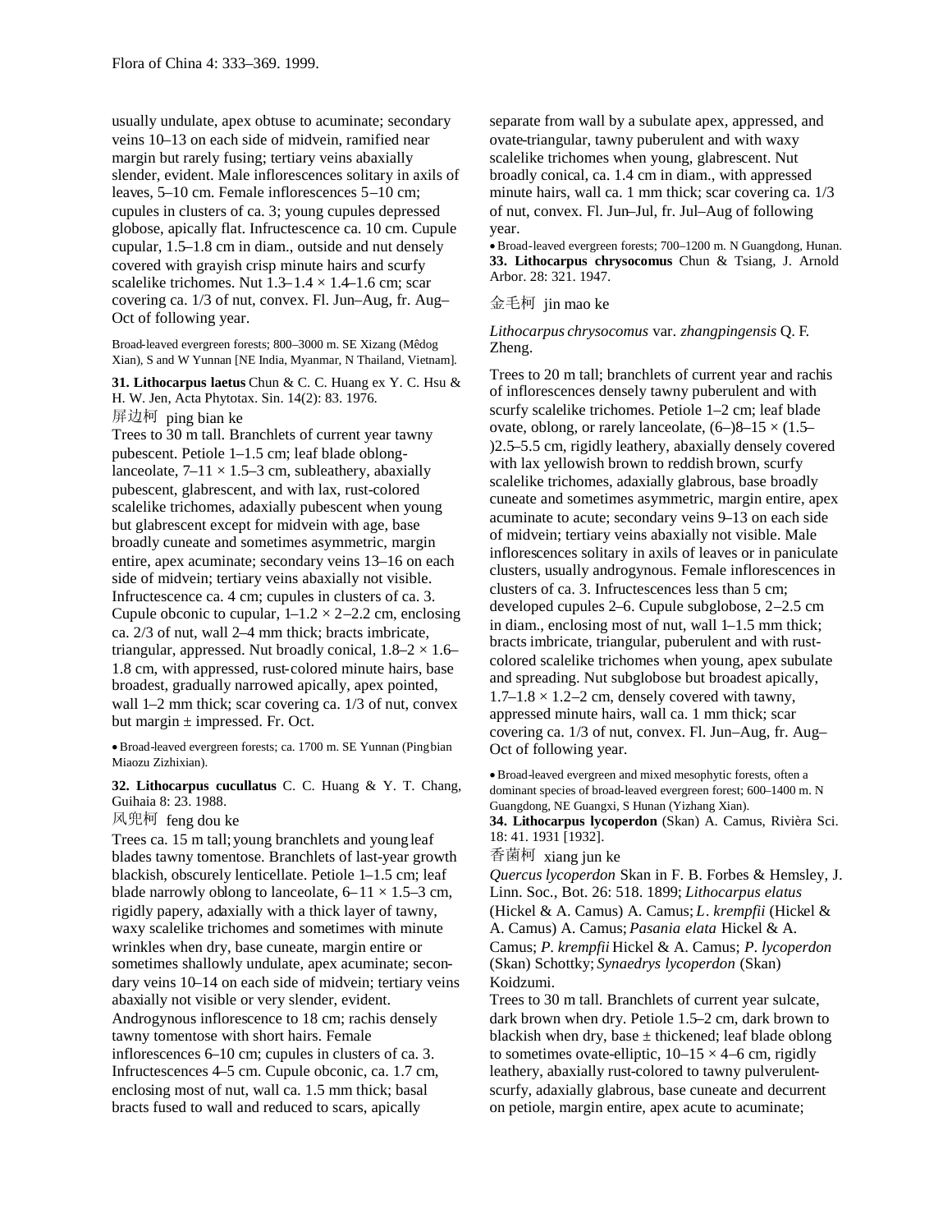usually undulate, apex obtuse to acuminate; secondary veins 10–13 on each side of midvein, ramified near margin but rarely fusing; tertiary veins abaxially slender, evident. Male inflorescences solitary in axils of leaves, 5–10 cm. Female inflorescences 5–10 cm; cupules in clusters of ca. 3; young cupules depressed globose, apically flat. Infructescence ca. 10 cm. Cupule cupular, 1.5–1.8 cm in diam., outside and nut densely covered with grayish crisp minute hairs and scurfy scalelike trichomes. Nut 1.3–1.4 × 1.4–1.6 cm; scar covering ca. 1/3 of nut, convex. Fl. Jun–Aug, fr. Aug–Oct of following year.

Broad-leaved evergreen forests; 800–3000 m. SE Xizang (Mêdog Xian), S and W Yunnan [NE India, Myanmar, N Thailand, Vietnam].

**31. Lithocarpus laetus** Chun & C. C. Huang ex Y. C. Hsu & H. W. Jen, Acta Phytotax. Sin. 14(2): 83. 1976.

屏边柯 ping bian ke

Trees to 30 m tall. Branchlets of current year tawny pubescent. Petiole 1–1.5 cm; leaf blade oblong-lanceolate, 7–11 × 1.5–3 cm, subleathery, abaxially pubescent, glabrescent, and with lax, rust-colored scalelike trichomes, adaxially pubescent when young but glabrescent except for midvein with age, base broadly cuneate and sometimes asymmetric, margin entire, apex acuminate; secondary veins 13–16 on each side of midvein; tertiary veins abaxially not visible. Infructescence ca. 4 cm; cupules in clusters of ca. 3. Cupule obconic to cupular, 1–1.2 × 2–2.2 cm, enclosing ca. 2/3 of nut, wall 2–4 mm thick; bracts imbricate, triangular, appressed. Nut broadly conical, 1.8–2 × 1.6–1.8 cm, with appressed, rust-colored minute hairs, base broadest, gradually narrowed apically, apex pointed, wall 1–2 mm thick; scar covering ca. 1/3 of nut, convex but margin ± impressed. Fr. Oct.

• Broad-leaved evergreen forests; ca. 1700 m. SE Yunnan (Pingbian Miaozu Zizhixian).

**32. Lithocarpus cucullatus** C. C. Huang & Y. T. Chang, Guihaia 8: 23. 1988.

风兜柯 feng dou ke

Trees ca. 15 m tall; young branchlets and young leaf blades tawny tomentose. Branchlets of last-year growth blackish, obscurely lenticellate. Petiole 1–1.5 cm; leaf blade narrowly oblong to lanceolate, 6–11 × 1.5–3 cm, rigidly papery, adaxially with a thick layer of tawny, waxy scalelike trichomes and sometimes with minute wrinkles when dry, base cuneate, margin entire or sometimes shallowly undulate, apex acuminate; secondary veins 10–14 on each side of midvein; tertiary veins abaxially not visible or very slender, evident. Androgynous inflorescence to 18 cm; rachis densely tawny tomentose with short hairs. Female inflorescences 6–10 cm; cupules in clusters of ca. 3. Infructescences 4–5 cm. Cupule obconic, ca. 1.7 cm, enclosing most of nut, wall ca. 1.5 mm thick; basal bracts fused to wall and reduced to scars, apically separate from wall by a subulate apex, appressed, and ovate-triangular, tawny puberulent and with waxy scalelike trichomes when young, glabrescent. Nut broadly conical, ca. 1.4 cm in diam., with appressed minute hairs, wall ca. 1 mm thick; scar covering ca. 1/3 of nut, convex. Fl. Jun–Jul, fr. Jul–Aug of following year.

• Broad-leaved evergreen forests; 700–1200 m. N Guangdong, Hunan.

**33. Lithocarpus chrysocomus** Chun & Tsiang, J. Arnold Arbor. 28: 321. 1947.

金毛柯 jin mao ke

*Lithocarpus chrysocomus* var. *zhangpingensis* Q. F. Zheng.

Trees to 20 m tall; branchlets of current year and rachis of inflorescences densely tawny puberulent and with scurfy scalelike trichomes. Petiole 1–2 cm; leaf blade ovate, oblong, or rarely lanceolate, (6–)8–15 × (1.5–)2.5–5.5 cm, rigidly leathery, abaxially densely covered with lax yellowish brown to reddish brown, scurfy scalelike trichomes, adaxially glabrous, base broadly cuneate and sometimes asymmetric, margin entire, apex acuminate to acute; secondary veins 9–13 on each side of midvein; tertiary veins abaxially not visible. Male inflorescences solitary in axils of leaves or in paniculate clusters, usually androgynous. Female inflorescences in clusters of ca. 3. Infructescences less than 5 cm; developed cupules 2–6. Cupule subglobose, 2–2.5 cm in diam., enclosing most of nut, wall 1–1.5 mm thick; bracts imbricate, triangular, puberulent and with rust-colored scalelike trichomes when young, apex subulate and spreading. Nut subglobose but broadest apically, 1.7–1.8 × 1.2–2 cm, densely covered with tawny, appressed minute hairs, wall ca. 1 mm thick; scar covering ca. 1/3 of nut, convex. Fl. Jun–Aug, fr. Aug–Oct of following year.

• Broad-leaved evergreen and mixed mesophytic forests, often a dominant species of broad-leaved evergreen forest; 600–1400 m. N Guangdong, NE Guangxi, S Hunan (Yizhang Xian).

**34. Lithocarpus lycoperdon** (Skan) A. Camus, Rivièra Sci. 18: 41. 1931 [1932].

香菌柯 xiang jun ke

*Quercus lycoperdon* Skan in F. B. Forbes & Hemsley, J. Linn. Soc., Bot. 26: 518. 1899; *Lithocarpus elatus* (Hickel & A. Camus) A. Camus; *L. krempfii* (Hickel & A. Camus) A. Camus; *Pasania elata* Hickel & A. Camus; *P. krempfii* Hickel & A. Camus; *P. lycoperdon* (Skan) Schottky; *Synaedrys lycoperdon* (Skan) Koidzumi.

Trees to 30 m tall. Branchlets of current year sulcate, dark brown when dry. Petiole 1.5–2 cm, dark brown to blackish when dry, base ± thickened; leaf blade oblong to sometimes ovate-elliptic, 10–15 × 4–6 cm, rigidly leathery, abaxially rust-colored to tawny pulverulent-scurfy, adaxially glabrous, base cuneate and decurrent on petiole, margin entire, apex acute to acuminate;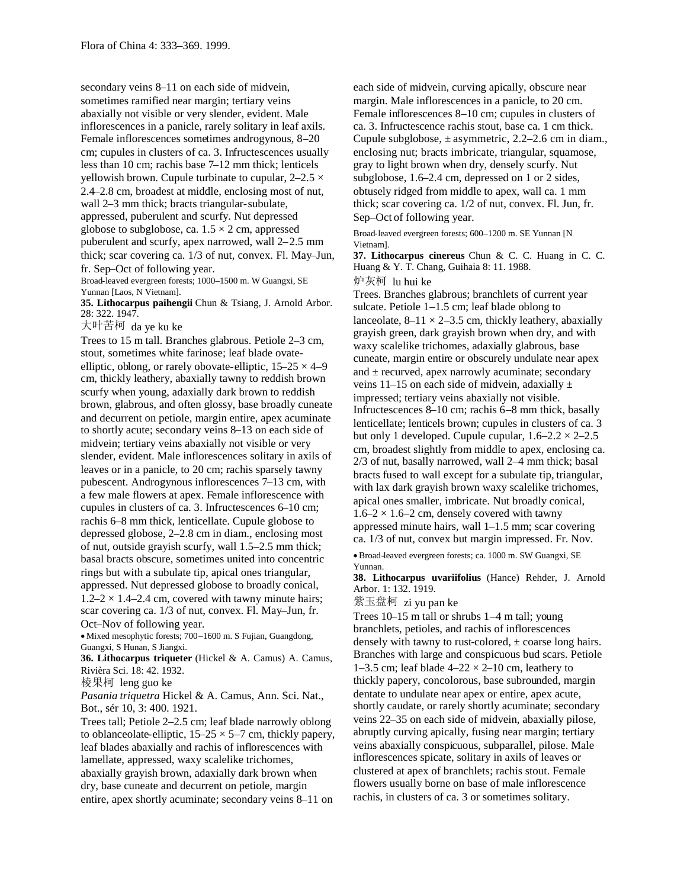secondary veins 8–11 on each side of midvein, sometimes ramified near margin; tertiary veins abaxially not visible or very slender, evident. Male inflorescences in a panicle, rarely solitary in leaf axils. Female inflorescences sometimes androgynous, 8–20 cm; cupules in clusters of ca. 3. Infructescences usually less than 10 cm; rachis base 7–12 mm thick; lenticels yellowish brown. Cupule turbinate to cupular, 2–2.5 × 2.4–2.8 cm, broadest at middle, enclosing most of nut, wall 2–3 mm thick; bracts triangular-subulate, appressed, puberulent and scurfy. Nut depressed globose to subglobose, ca. 1.5 × 2 cm, appressed puberulent and scurfy, apex narrowed, wall 2–2.5 mm thick; scar covering ca. 1/3 of nut, convex. Fl. May–Jun, fr. Sep–Oct of following year.

Broad-leaved evergreen forests; 1000–1500 m. W Guangxi, SE Yunnan [Laos, N Vietnam].

**35. Lithocarpus paihengii** Chun & Tsiang, J. Arnold Arbor. 28: 322. 1947.

大叶苦柯 da ye ku ke

Trees to 15 m tall. Branches glabrous. Petiole 2–3 cm, stout, sometimes white farinose; leaf blade ovate-elliptic, oblong, or rarely obovate-elliptic, 15–25 × 4–9 cm, thickly leathery, abaxially tawny to reddish brown scurfy when young, adaxially dark brown to reddish brown, glabrous, and often glossy, base broadly cuneate and decurrent on petiole, margin entire, apex acuminate to shortly acute; secondary veins 8–13 on each side of midvein; tertiary veins abaxially not visible or very slender, evident. Male inflorescences solitary in axils of leaves or in a panicle, to 20 cm; rachis sparsely tawny pubescent. Androgynous inflorescences 7–13 cm, with a few male flowers at apex. Female inflorescence with cupules in clusters of ca. 3. Infructescences 6–10 cm; rachis 6–8 mm thick, lenticellate. Cupule globose to depressed globose, 2–2.8 cm in diam., enclosing most of nut, outside grayish scurfy, wall 1.5–2.5 mm thick; basal bracts obscure, sometimes united into concentric rings but with a subulate tip, apical ones triangular, appressed. Nut depressed globose to broadly conical, 1.2–2 × 1.4–2.4 cm, covered with tawny minute hairs; scar covering ca. 1/3 of nut, convex. Fl. May–Jun, fr. Oct–Nov of following year.

• Mixed mesophytic forests; 700–1600 m. S Fujian, Guangdong, Guangxi, S Hunan, S Jiangxi.

**36. Lithocarpus triqueter** (Hickel & A. Camus) A. Camus, Rivièra Sci. 18: 42. 1932.

棱果柯 leng guo ke

*Pasania triquetra* Hickel & A. Camus, Ann. Sci. Nat., Bot., sér 10, 3: 400. 1921.

Trees tall; Petiole 2–2.5 cm; leaf blade narrowly oblong to oblanceolate-elliptic, 15–25 × 5–7 cm, thickly papery, leaf blades abaxially and rachis of inflorescences with lamellate, appressed, waxy scalelike trichomes, abaxially grayish brown, adaxially dark brown when dry, base cuneate and decurrent on petiole, margin entire, apex shortly acuminate; secondary veins 8–11 on each side of midvein, curving apically, obscure near margin. Male inflorescences in a panicle, to 20 cm. Female inflorescences 8–10 cm; cupules in clusters of ca. 3. Infructescence rachis stout, base ca. 1 cm thick. Cupule subglobose, ± asymmetric, 2.2–2.6 cm in diam., enclosing nut; bracts imbricate, triangular, squamose, gray to light brown when dry, densely scurfy. Nut subglobose, 1.6–2.4 cm, depressed on 1 or 2 sides, obtusely ridged from middle to apex, wall ca. 1 mm thick; scar covering ca. 1/2 of nut, convex. Fl. Jun, fr. Sep–Oct of following year.

Broad-leaved evergreen forests; 600–1200 m. SE Yunnan [N Vietnam].

**37. Lithocarpus cinereus** Chun & C. C. Huang in C. C. Huang & Y. T. Chang, Guihaia 8: 11. 1988.

炉灰柯 lu hui ke

Trees. Branches glabrous; branchlets of current year sulcate. Petiole 1–1.5 cm; leaf blade oblong to lanceolate, 8–11 × 2–3.5 cm, thickly leathery, abaxially grayish green, dark grayish brown when dry, and with waxy scalelike trichomes, adaxially glabrous, base cuneate, margin entire or obscurely undulate near apex and ± recurved, apex narrowly acuminate; secondary veins 11–15 on each side of midvein, adaxially ± impressed; tertiary veins abaxially not visible. Infructescences 8–10 cm; rachis 6–8 mm thick, basally lenticellate; lenticels brown; cupules in clusters of ca. 3 but only 1 developed. Cupule cupular, 1.6–2.2 × 2–2.5 cm, broadest slightly from middle to apex, enclosing ca. 2/3 of nut, basally narrowed, wall 2–4 mm thick; basal bracts fused to wall except for a subulate tip, triangular, with lax dark grayish brown waxy scalelike trichomes, apical ones smaller, imbricate. Nut broadly conical, 1.6–2 × 1.6–2 cm, densely covered with tawny appressed minute hairs, wall 1–1.5 mm; scar covering ca. 1/3 of nut, convex but margin impressed. Fr. Nov.

• Broad-leaved evergreen forests; ca. 1000 m. SW Guangxi, SE Yunnan.

**38. Lithocarpus uvariifolius** (Hance) Rehder, J. Arnold Arbor. 1: 132. 1919.

紫玉盘柯 zi yu pan ke

Trees 10–15 m tall or shrubs 1–4 m tall; young branchlets, petioles, and rachis of inflorescences densely with tawny to rust-colored, ± coarse long hairs. Branches with large and conspicuous bud scars. Petiole 1–3.5 cm; leaf blade 4–22 × 2–10 cm, leathery to thickly papery, concolorous, base subrounded, margin dentate to undulate near apex or entire, apex acute, shortly caudate, or rarely shortly acuminate; secondary veins 22–35 on each side of midvein, abaxially pilose, abruptly curving apically, fusing near margin; tertiary veins abaxially conspicuous, subparallel, pilose. Male inflorescences spicate, solitary in axils of leaves or clustered at apex of branchlets; rachis stout. Female flowers usually borne on base of male inflorescence rachis, in clusters of ca. 3 or sometimes solitary.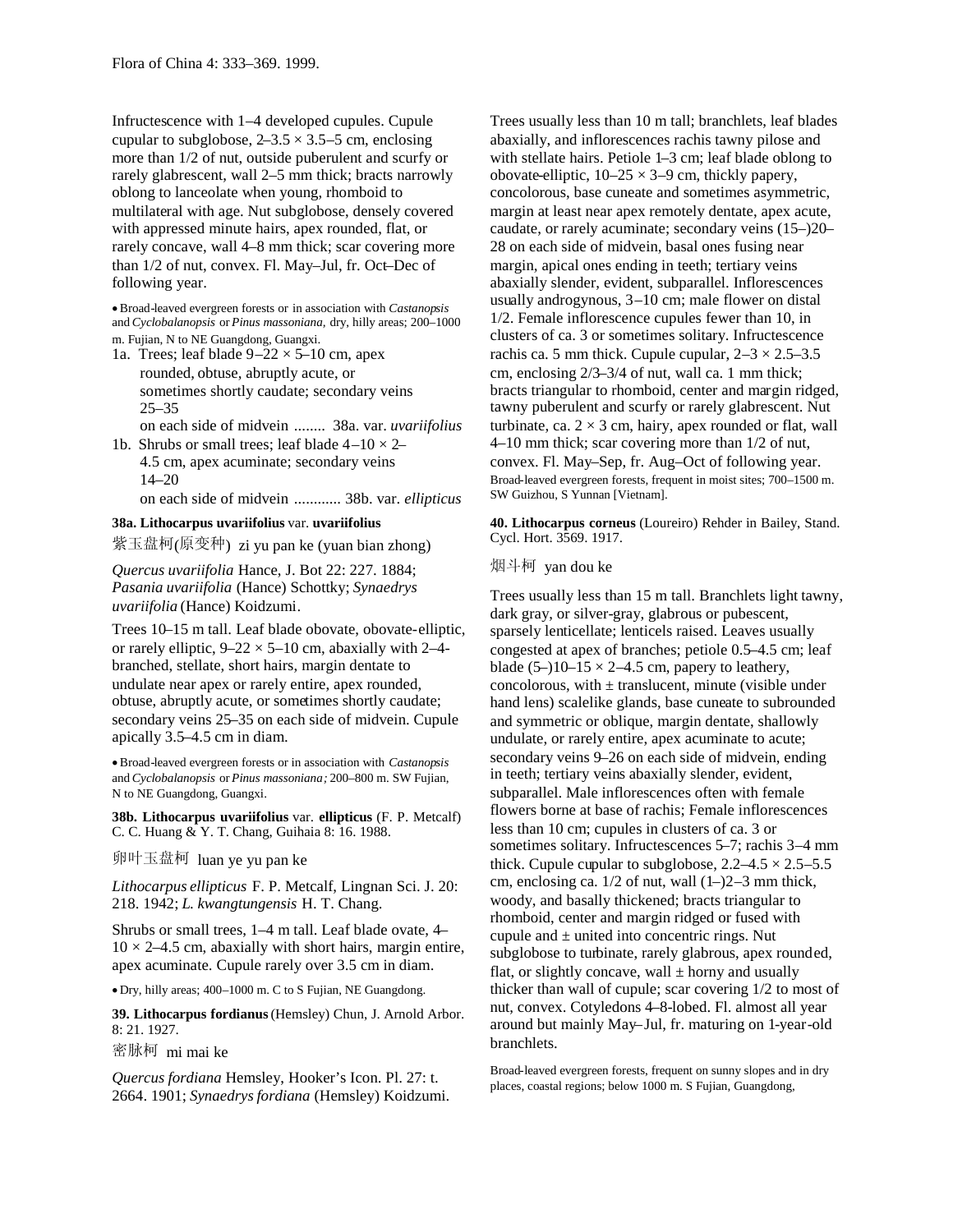Infructescence with 1–4 developed cupules. Cupule cupular to subglobose, 2–3.5 × 3.5–5 cm, enclosing more than 1/2 of nut, outside puberulent and scurfy or rarely glabrescent, wall 2–5 mm thick; bracts narrowly oblong to lanceolate when young, rhomboid to multilateral with age. Nut subglobose, densely covered with appressed minute hairs, apex rounded, flat, or rarely concave, wall 4–8 mm thick; scar covering more than 1/2 of nut, convex. Fl. May–Jul, fr. Oct–Dec of following year.

• Broad-leaved evergreen forests or in association with *Castanopsis* and *Cyclobalanopsis* or *Pinus massoniana*, dry, hilly areas; 200–1000 m. Fujian, N to NE Guangdong, Guangxi.

1a. Trees; leaf blade 9–22 × 5–10 cm, apex rounded, obtuse, abruptly acute, or sometimes shortly caudate; secondary veins 25–35 on each side of midvein ........ 38a. var. *uvariifolius*

1b. Shrubs or small trees; leaf blade 4–10 × 2–4.5 cm, apex acuminate; secondary veins 14–20 on each side of midvein ............ 38b. var. *ellipticus*

**38a. Lithocarpus uvariifolius** var. **uvariifolius**

紫玉盘柯(原变种) zi yu pan ke (yuan bian zhong)

*Quercus uvariifolia* Hance, J. Bot 22: 227. 1884; *Pasania uvariifolia* (Hance) Schottky; *Synaedrys uvariifolia* (Hance) Koidzumi.

Trees 10–15 m tall. Leaf blade obovate, obovate-elliptic, or rarely elliptic, 9–22 × 5–10 cm, abaxially with 2–4-branched, stellate, short hairs, margin dentate to undulate near apex or rarely entire, apex rounded, obtuse, abruptly acute, or sometimes shortly caudate; secondary veins 25–35 on each side of midvein. Cupule apically 3.5–4.5 cm in diam.

• Broad-leaved evergreen forests or in association with *Castanopsis* and *Cyclobalanopsis* or *Pinus massoniana;* 200–800 m. SW Fujian, N to NE Guangdong, Guangxi.

**38b. Lithocarpus uvariifolius** var. **ellipticus** (F. P. Metcalf) C. C. Huang & Y. T. Chang, Guihaia 8: 16. 1988.

卵叶玉盘柯 luan ye yu pan ke

*Lithocarpus ellipticus* F. P. Metcalf, Lingnan Sci. J. 20: 218. 1942; *L. kwangtungensis* H. T. Chang.

Shrubs or small trees, 1–4 m tall. Leaf blade ovate, 4–10 × 2–4.5 cm, abaxially with short hairs, margin entire, apex acuminate. Cupule rarely over 3.5 cm in diam.

• Dry, hilly areas; 400–1000 m. C to S Fujian, NE Guangdong.

**39. Lithocarpus fordianus** (Hemsley) Chun, J. Arnold Arbor. 8: 21. 1927.

密脉柯 mi mai ke

*Quercus fordiana* Hemsley, Hooker's Icon. Pl. 27: t. 2664. 1901; *Synaedrys fordiana* (Hemsley) Koidzumi.

Trees usually less than 10 m tall; branchlets, leaf blades abaxially, and inflorescences rachis tawny pilose and with stellate hairs. Petiole 1–3 cm; leaf blade oblong to obovate-elliptic, 10–25 × 3–9 cm, thickly papery, concolorous, base cuneate and sometimes asymmetric, margin at least near apex remotely dentate, apex acute, caudate, or rarely acuminate; secondary veins (15–)20–28 on each side of midvein, basal ones fusing near margin, apical ones ending in teeth; tertiary veins abaxially slender, evident, subparallel. Inflorescences usually androgynous, 3–10 cm; male flower on distal 1/2. Female inflorescence cupules fewer than 10, in clusters of ca. 3 or sometimes solitary. Infructescence rachis ca. 5 mm thick. Cupule cupular, 2–3 × 2.5–3.5 cm, enclosing 2/3–3/4 of nut, wall ca. 1 mm thick; bracts triangular to rhomboid, center and margin ridged, tawny puberulent and scurfy or rarely glabrescent. Nut turbinate, ca. 2 × 3 cm, hairy, apex rounded or flat, wall 4–10 mm thick; scar covering more than 1/2 of nut, convex. Fl. May–Sep, fr. Aug–Oct of following year.

Broad-leaved evergreen forests, frequent in moist sites; 700–1500 m. SW Guizhou, S Yunnan [Vietnam].

**40. Lithocarpus corneus** (Loureiro) Rehder in Bailey, Stand. Cycl. Hort. 3569. 1917.

烟斗柯 yan dou ke

Trees usually less than 15 m tall. Branchlets light tawny, dark gray, or silver-gray, glabrous or pubescent, sparsely lenticellate; lenticels raised. Leaves usually congested at apex of branches; petiole 0.5–4.5 cm; leaf blade (5–)10–15 × 2–4.5 cm, papery to leathery, concolorous, with ± translucent, minute (visible under hand lens) scalelike glands, base cuneate to subrounded and symmetric or oblique, margin dentate, shallowly undulate, or rarely entire, apex acuminate to acute; secondary veins 9–26 on each side of midvein, ending in teeth; tertiary veins abaxially slender, evident, subparallel. Male inflorescences often with female flowers borne at base of rachis; Female inflorescences less than 10 cm; cupules in clusters of ca. 3 or sometimes solitary. Infructescences 5–7; rachis 3–4 mm thick. Cupule cupular to subglobose, 2.2–4.5 × 2.5–5.5 cm, enclosing ca. 1/2 of nut, wall (1–)2–3 mm thick, woody, and basally thickened; bracts triangular to rhomboid, center and margin ridged or fused with cupule and ± united into concentric rings. Nut subglobose to turbinate, rarely glabrous, apex rounded, flat, or slightly concave, wall ± horny and usually thicker than wall of cupule; scar covering 1/2 to most of nut, convex. Cotyledons 4–8-lobed. Fl. almost all year around but mainly May–Jul, fr. maturing on 1-year-old branchlets.

Broad-leaved evergreen forests, frequent on sunny slopes and in dry places, coastal regions; below 1000 m. S Fujian, Guangdong,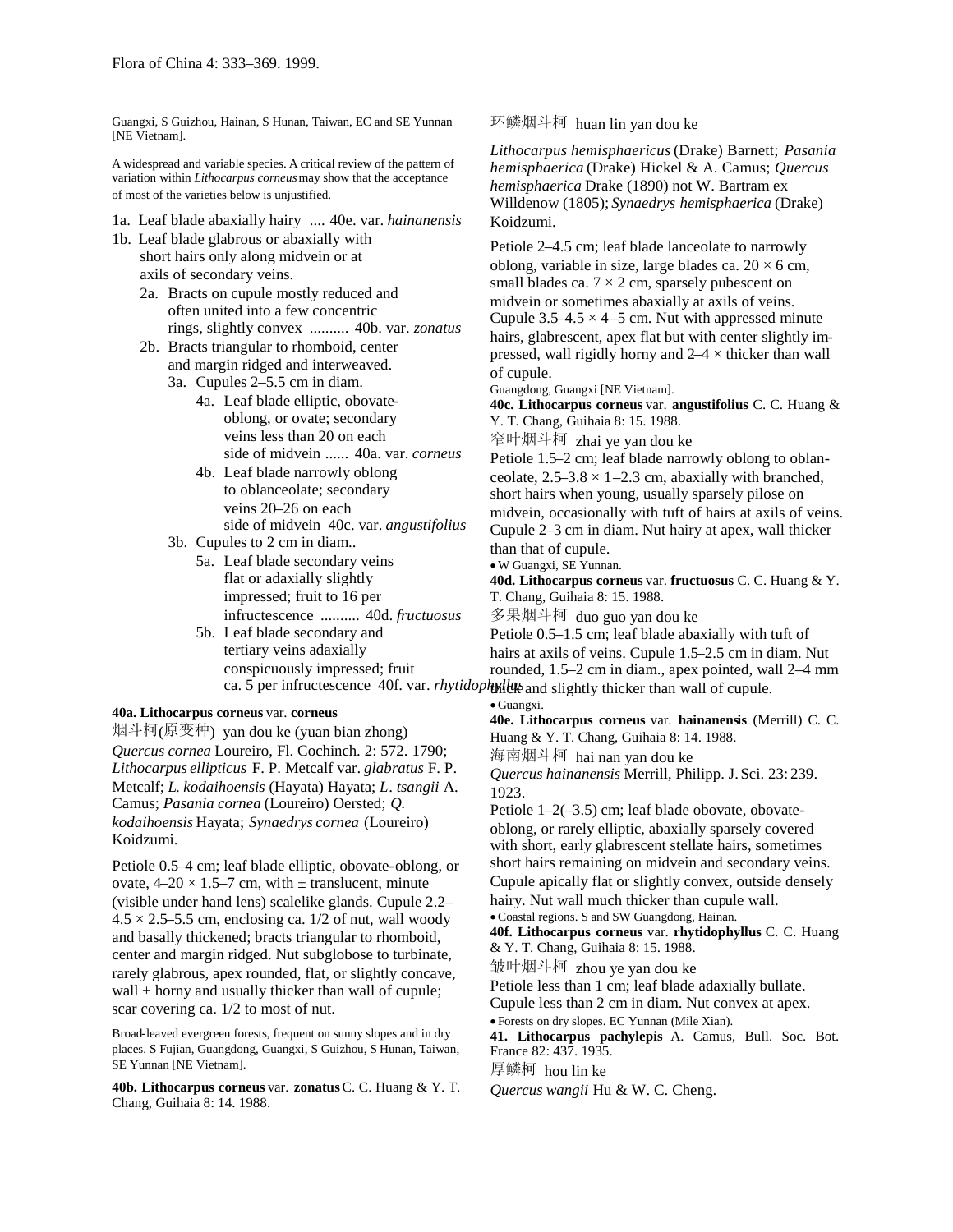Guangxi, S Guizhou, Hainan, S Hunan, Taiwan, EC and SE Yunnan [NE Vietnam].

A widespread and variable species. A critical review of the pattern of variation within *Lithocarpus corneus* may show that the acceptance of most of the varieties below is unjustified.

- 1a. Leaf blade abaxially hairy .... 40e. var. *hainanensis*
- 1b. Leaf blade glabrous or abaxially with short hairs only along midvein or at axils of secondary veins.
  - 2a. Bracts on cupule mostly reduced and often united into a few concentric rings, slightly convex .......... 40b. var. *zonatus*
  - 2b. Bracts triangular to rhomboid, center and margin ridged and interweaved.
    - 3a. Cupules 2–5.5 cm in diam.
      - 4a. Leaf blade elliptic, obovate-oblong, or ovate; secondary veins less than 20 on each side of midvein ...... 40a. var. *corneus*
      - 4b. Leaf blade narrowly oblong to oblanceolate; secondary veins 20–26 on each side of midvein 40c. var. *angustifolius*
    - 3b. Cupules to 2 cm in diam..
      - 5a. Leaf blade secondary veins flat or adaxially slightly impressed; fruit to 16 per infructescence .......... 40d. *fructuosus*
      - 5b. Leaf blade secondary and tertiary veins adaxially conspicuously impressed; fruit ca. 5 per infructescence 40f. var. *rhytidophyllus*

**40a. Lithocarpus corneus** var. **corneus**

烟斗柯(原变种) yan dou ke (yuan bian zhong)

*Quercus cornea* Loureiro, Fl. Cochinch. 2: 572. 1790; *Lithocarpus ellipticus* F. P. Metcalf var. *glabratus* F. P. Metcalf; *L. kodaihoensis* (Hayata) Hayata; *L. tsangii* A. Camus; *Pasania cornea* (Loureiro) Oersted; *Q. kodaihoensis* Hayata; *Synaedrys cornea* (Loureiro) Koidzumi.

Petiole 0.5–4 cm; leaf blade elliptic, obovate-oblong, or ovate, 4–20 × 1.5–7 cm, with ± translucent, minute (visible under hand lens) scalelike glands. Cupule 2.2–4.5 × 2.5–5.5 cm, enclosing ca. 1/2 of nut, wall woody and basally thickened; bracts triangular to rhomboid, center and margin ridged. Nut subglobose to turbinate, rarely glabrous, apex rounded, flat, or slightly concave, wall ± horny and usually thicker than wall of cupule; scar covering ca. 1/2 to most of nut.

Broad-leaved evergreen forests, frequent on sunny slopes and in dry places. S Fujian, Guangdong, Guangxi, S Guizhou, S Hunan, Taiwan, SE Yunnan [NE Vietnam].

**40b. Lithocarpus corneus** var. **zonatus** C. C. Huang & Y. T. Chang, Guihaia 8: 14. 1988.

环鳞烟斗柯 huan lin yan dou ke

*Lithocarpus hemisphaericus* (Drake) Barnett; *Pasania hemisphaerica* (Drake) Hickel & A. Camus; *Quercus hemisphaerica* Drake (1890) not W. Bartram ex Willdenow (1805); *Synaedrys hemisphaerica* (Drake) Koidzumi.

Petiole 2–4.5 cm; leaf blade lanceolate to narrowly oblong, variable in size, large blades ca. 20 × 6 cm, small blades ca. 7 × 2 cm, sparsely pubescent on midvein or sometimes abaxially at axils of veins. Cupule 3.5–4.5 × 4–5 cm. Nut with appressed minute hairs, glabrescent, apex flat but with center slightly impressed, wall rigidly horny and 2–4 × thicker than wall of cupule.

Guangdong, Guangxi [NE Vietnam].

**40c. Lithocarpus corneus** var. **angustifolius** C. C. Huang & Y. T. Chang, Guihaia 8: 15. 1988.

窄叶烟斗柯 zhai ye yan dou ke

Petiole 1.5–2 cm; leaf blade narrowly oblong to oblanceolate, 2.5–3.8 × 1–2.3 cm, abaxially with branched, short hairs when young, usually sparsely pilose on midvein, occasionally with tuft of hairs at axils of veins. Cupule 2–3 cm in diam. Nut hairy at apex, wall thicker than that of cupule.

• W Guangxi, SE Yunnan.

**40d. Lithocarpus corneus** var. **fructuosus** C. C. Huang & Y. T. Chang, Guihaia 8: 15. 1988.

多果烟斗柯 duo guo yan dou ke

Petiole 0.5–1.5 cm; leaf blade abaxially with tuft of hairs at axils of veins. Cupule 1.5–2.5 cm in diam. Nut rounded, 1.5–2 cm in diam., apex pointed, wall 2–4 mm thick and slightly thicker than wall of cupule.

• Guangxi.

**40e. Lithocarpus corneus** var. **hainanensis** (Merrill) C. C. Huang & Y. T. Chang, Guihaia 8: 14. 1988.

海南烟斗柯 hai nan yan dou ke

*Quercus hainanensis* Merrill, Philipp. J. Sci. 23: 239. 1923.

Petiole 1–2(–3.5) cm; leaf blade obovate, obovate-oblong, or rarely elliptic, abaxially sparsely covered with short, early glabrescent stellate hairs, sometimes short hairs remaining on midvein and secondary veins. Cupule apically flat or slightly convex, outside densely hairy. Nut wall much thicker than cupule wall.

• Coastal regions. S and SW Guangdong, Hainan.

**40f. Lithocarpus corneus** var. **rhytidophyllus** C. C. Huang & Y. T. Chang, Guihaia 8: 15. 1988.

皱叶烟斗柯 zhou ye yan dou ke

Petiole less than 1 cm; leaf blade adaxially bullate. Cupule less than 2 cm in diam. Nut convex at apex.

• Forests on dry slopes. EC Yunnan (Mile Xian).

**41. Lithocarpus pachylepis** A. Camus, Bull. Soc. Bot. France 82: 437. 1935.

厚鳞柯 hou lin ke

*Quercus wangii* Hu & W. C. Cheng.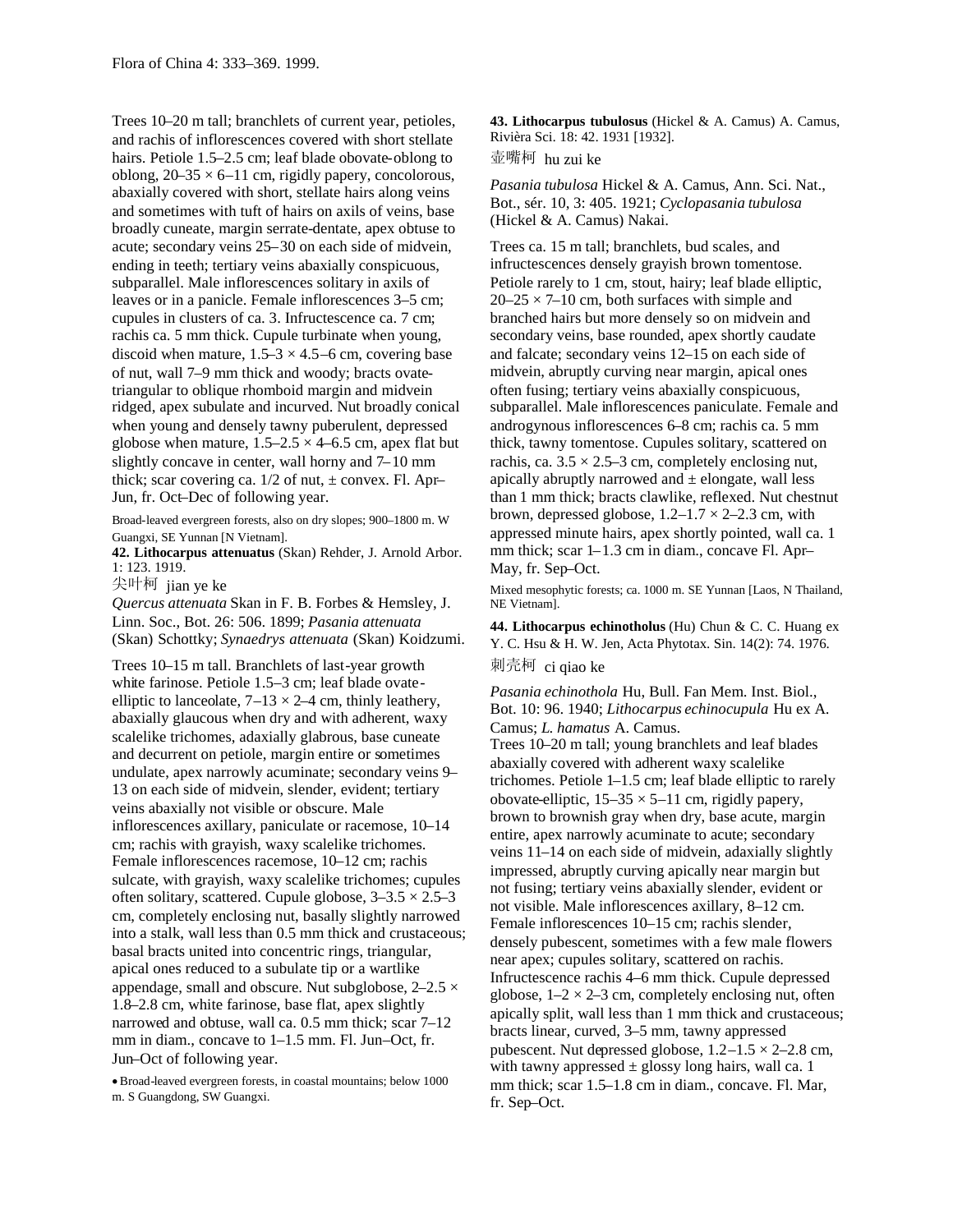Trees 10–20 m tall; branchlets of current year, petioles, and rachis of inflorescences covered with short stellate hairs. Petiole 1.5–2.5 cm; leaf blade obovate-oblong to oblong, 20–35 × 6–11 cm, rigidly papery, concolorous, abaxially covered with short, stellate hairs along veins and sometimes with tuft of hairs on axils of veins, base broadly cuneate, margin serrate-dentate, apex obtuse to acute; secondary veins 25–30 on each side of midvein, ending in teeth; tertiary veins abaxially conspicuous, subparallel. Male inflorescences solitary in axils of leaves or in a panicle. Female inflorescences 3–5 cm; cupules in clusters of ca. 3. Infructescence ca. 7 cm; rachis ca. 5 mm thick. Cupule turbinate when young, discoid when mature, 1.5–3 × 4.5–6 cm, covering base of nut, wall 7–9 mm thick and woody; bracts ovate-triangular to oblique rhomboid margin and midvein ridged, apex subulate and incurved. Nut broadly conical when young and densely tawny puberulent, depressed globose when mature, 1.5–2.5 × 4–6.5 cm, apex flat but slightly concave in center, wall horny and 7–10 mm thick; scar covering ca. 1/2 of nut, ± convex. Fl. Apr–Jun, fr. Oct–Dec of following year.

Broad-leaved evergreen forests, also on dry slopes; 900–1800 m. W Guangxi, SE Yunnan [N Vietnam].

**42. Lithocarpus attenuatus** (Skan) Rehder, J. Arnold Arbor. 1: 123. 1919.

尖叶柯 jian ye ke

*Quercus attenuata* Skan in F. B. Forbes & Hemsley, J. Linn. Soc., Bot. 26: 506. 1899; *Pasania attenuata* (Skan) Schottky; *Synaedrys attenuata* (Skan) Koidzumi.

Trees 10–15 m tall. Branchlets of last-year growth white farinose. Petiole 1.5–3 cm; leaf blade ovate-elliptic to lanceolate, 7–13 × 2–4 cm, thinly leathery, abaxially glaucous when dry and with adherent, waxy scalelike trichomes, adaxially glabrous, base cuneate and decurrent on petiole, margin entire or sometimes undulate, apex narrowly acuminate; secondary veins 9–13 on each side of midvein, slender, evident; tertiary veins abaxially not visible or obscure. Male inflorescences axillary, paniculate or racemose, 10–14 cm; rachis with grayish, waxy scalelike trichomes. Female inflorescences racemose, 10–12 cm; rachis sulcate, with grayish, waxy scalelike trichomes; cupules often solitary, scattered. Cupule globose, 3–3.5 × 2.5–3 cm, completely enclosing nut, basally slightly narrowed into a stalk, wall less than 0.5 mm thick and crustaceous; basal bracts united into concentric rings, triangular, apical ones reduced to a subulate tip or a wartlike appendage, small and obscure. Nut subglobose, 2–2.5 × 1.8–2.8 cm, white farinose, base flat, apex slightly narrowed and obtuse, wall ca. 0.5 mm thick; scar 7–12 mm in diam., concave to 1–1.5 mm. Fl. Jun–Oct, fr. Jun–Oct of following year.

• Broad-leaved evergreen forests, in coastal mountains; below 1000 m. S Guangdong, SW Guangxi.

**43. Lithocarpus tubulosus** (Hickel & A. Camus) A. Camus, Rivièra Sci. 18: 42. 1931 [1932].

壶嘴柯 hu zui ke

*Pasania tubulosa* Hickel & A. Camus, Ann. Sci. Nat., Bot., sér. 10, 3: 405. 1921; *Cyclopasania tubulosa* (Hickel & A. Camus) Nakai.

Trees ca. 15 m tall; branchlets, bud scales, and infructescences densely grayish brown tomentose. Petiole rarely to 1 cm, stout, hairy; leaf blade elliptic, 20–25 × 7–10 cm, both surfaces with simple and branched hairs but more densely so on midvein and secondary veins, base rounded, apex shortly caudate and falcate; secondary veins 12–15 on each side of midvein, abruptly curving near margin, apical ones often fusing; tertiary veins abaxially conspicuous, subparallel. Male inflorescences paniculate. Female and androgynous inflorescences 6–8 cm; rachis ca. 5 mm thick, tawny tomentose. Cupules solitary, scattered on rachis, ca. 3.5 × 2.5–3 cm, completely enclosing nut, apically abruptly narrowed and ± elongate, wall less than 1 mm thick; bracts clawlike, reflexed. Nut chestnut brown, depressed globose, 1.2–1.7 × 2–2.3 cm, with appressed minute hairs, apex shortly pointed, wall ca. 1 mm thick; scar 1–1.3 cm in diam., concave Fl. Apr–May, fr. Sep–Oct.

Mixed mesophytic forests; ca. 1000 m. SE Yunnan [Laos, N Thailand, NE Vietnam].

**44. Lithocarpus echinotholus** (Hu) Chun & C. C. Huang ex Y. C. Hsu & H. W. Jen, Acta Phytotax. Sin. 14(2): 74. 1976.

刺壳柯 ci qiao ke

*Pasania echinothola* Hu, Bull. Fan Mem. Inst. Biol., Bot. 10: 96. 1940; *Lithocarpus echinocupula* Hu ex A. Camus; *L. hamatus* A. Camus.

Trees 10–20 m tall; young branchlets and leaf blades abaxially covered with adherent waxy scalelike trichomes. Petiole 1–1.5 cm; leaf blade elliptic to rarely obovate-elliptic, 15–35 × 5–11 cm, rigidly papery, brown to brownish gray when dry, base acute, margin entire, apex narrowly acuminate to acute; secondary veins 11–14 on each side of midvein, adaxially slightly impressed, abruptly curving apically near margin but not fusing; tertiary veins abaxially slender, evident or not visible. Male inflorescences axillary, 8–12 cm. Female inflorescences 10–15 cm; rachis slender, densely pubescent, sometimes with a few male flowers near apex; cupules solitary, scattered on rachis. Infructescence rachis 4–6 mm thick. Cupule depressed globose, 1–2 × 2–3 cm, completely enclosing nut, often apically split, wall less than 1 mm thick and crustaceous; bracts linear, curved, 3–5 mm, tawny appressed pubescent. Nut depressed globose, 1.2–1.5 × 2–2.8 cm, with tawny appressed ± glossy long hairs, wall ca. 1 mm thick; scar 1.5–1.8 cm in diam., concave. Fl. Mar, fr. Sep–Oct.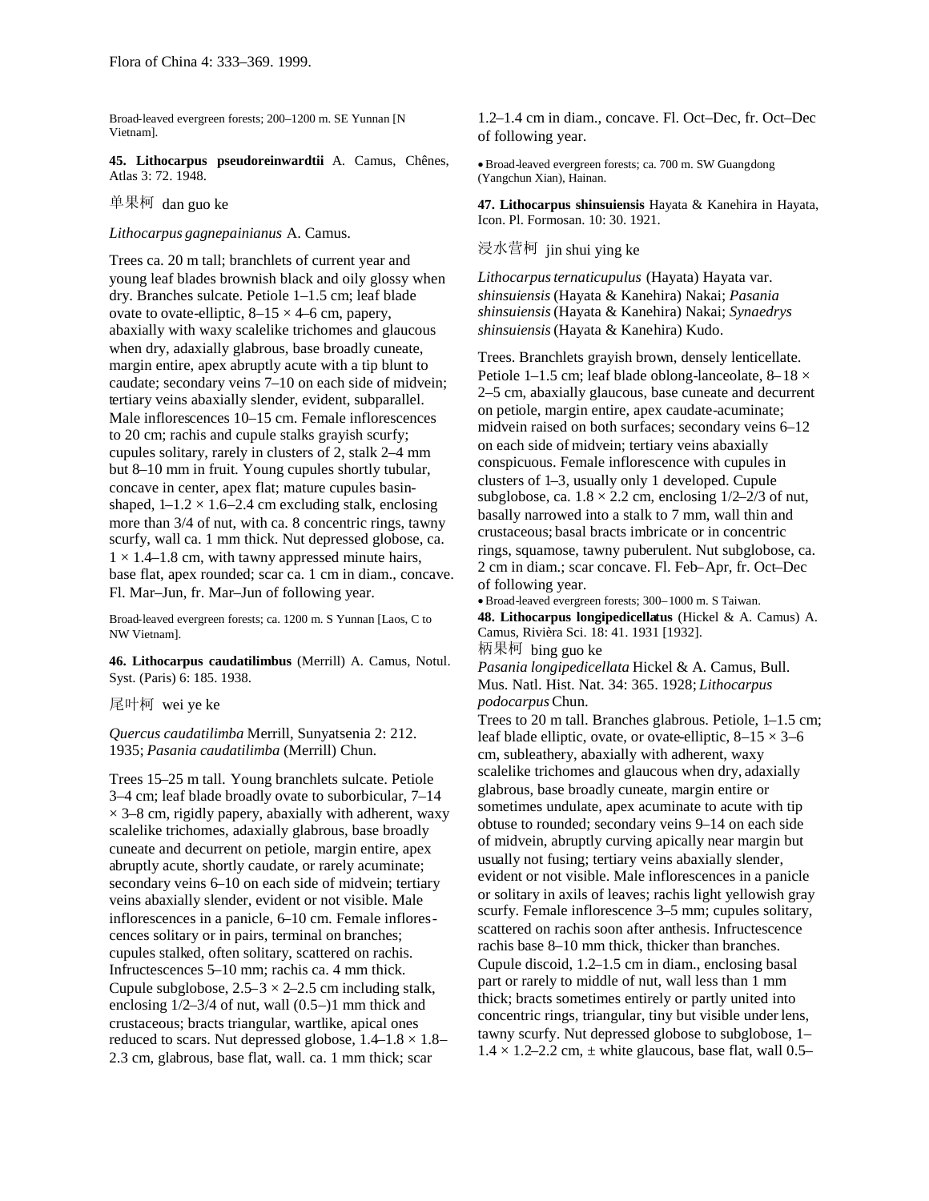Broad-leaved evergreen forests; 200–1200 m. SE Yunnan [N Vietnam].

**45. Lithocarpus pseudoreinwardtii** A. Camus, Chênes, Atlas 3: 72. 1948.

单果柯 dan guo ke

*Lithocarpus gagnepainianus* A. Camus.

Trees ca. 20 m tall; branchlets of current year and young leaf blades brownish black and oily glossy when dry. Branches sulcate. Petiole 1–1.5 cm; leaf blade ovate to ovate-elliptic, 8–15 × 4–6 cm, papery, abaxially with waxy scalelike trichomes and glaucous when dry, adaxially glabrous, base broadly cuneate, margin entire, apex abruptly acute with a tip blunt to caudate; secondary veins 7–10 on each side of midvein; tertiary veins abaxially slender, evident, subparallel. Male inflorescences 10–15 cm. Female inflorescences to 20 cm; rachis and cupule stalks grayish scurfy; cupules solitary, rarely in clusters of 2, stalk 2–4 mm but 8–10 mm in fruit. Young cupules shortly tubular, concave in center, apex flat; mature cupules basin-shaped, 1–1.2 × 1.6–2.4 cm excluding stalk, enclosing more than 3/4 of nut, with ca. 8 concentric rings, tawny scurfy, wall ca. 1 mm thick. Nut depressed globose, ca. 1 × 1.4–1.8 cm, with tawny appressed minute hairs, base flat, apex rounded; scar ca. 1 cm in diam., concave. Fl. Mar–Jun, fr. Mar–Jun of following year.

Broad-leaved evergreen forests; ca. 1200 m. S Yunnan [Laos, C to NW Vietnam].

**46. Lithocarpus caudatilimbus** (Merrill) A. Camus, Notul. Syst. (Paris) 6: 185. 1938.

尾叶柯 wei ye ke

*Quercus caudatilimba* Merrill, Sunyatsenia 2: 212. 1935; *Pasania caudatilimba* (Merrill) Chun.

Trees 15–25 m tall. Young branchlets sulcate. Petiole 3–4 cm; leaf blade broadly ovate to suborbicular, 7–14 × 3–8 cm, rigidly papery, abaxially with adherent, waxy scalelike trichomes, adaxially glabrous, base broadly cuneate and decurrent on petiole, margin entire, apex abruptly acute, shortly caudate, or rarely acuminate; secondary veins 6–10 on each side of midvein; tertiary veins abaxially slender, evident or not visible. Male inflorescences in a panicle, 6–10 cm. Female inflorescences solitary or in pairs, terminal on branches; cupules stalked, often solitary, scattered on rachis. Infructescences 5–10 mm; rachis ca. 4 mm thick. Cupule subglobose, 2.5–3 × 2–2.5 cm including stalk, enclosing 1/2–3/4 of nut, wall (0.5–)1 mm thick and crustaceous; bracts triangular, wartlike, apical ones reduced to scars. Nut depressed globose, 1.4–1.8 × 1.8–2.3 cm, glabrous, base flat, wall. ca. 1 mm thick; scar 1.2–1.4 cm in diam., concave. Fl. Oct–Dec, fr. Oct–Dec of following year.

• Broad-leaved evergreen forests; ca. 700 m. SW Guangdong (Yangchun Xian), Hainan.

**47. Lithocarpus shinsuiensis** Hayata & Kanehira in Hayata, Icon. Pl. Formosan. 10: 30. 1921.

浸水营柯 jin shui ying ke

*Lithocarpus ternaticupulus* (Hayata) Hayata var. *shinsuiensis* (Hayata & Kanehira) Nakai; *Pasania shinsuiensis* (Hayata & Kanehira) Nakai; *Synaedrys shinsuiensis* (Hayata & Kanehira) Kudo.

Trees. Branchlets grayish brown, densely lenticellate. Petiole 1–1.5 cm; leaf blade oblong-lanceolate, 8–18 × 2–5 cm, abaxially glaucous, base cuneate and decurrent on petiole, margin entire, apex caudate-acuminate; midvein raised on both surfaces; secondary veins 6–12 on each side of midvein; tertiary veins abaxially conspicuous. Female inflorescence with cupules in clusters of 1–3, usually only 1 developed. Cupule subglobose, ca. 1.8 × 2.2 cm, enclosing 1/2–2/3 of nut, basally narrowed into a stalk to 7 mm, wall thin and crustaceous; basal bracts imbricate or in concentric rings, squamose, tawny puberulent. Nut subglobose, ca. 2 cm in diam.; scar concave. Fl. Feb–Apr, fr. Oct–Dec of following year.

• Broad-leaved evergreen forests; 300–1000 m. S Taiwan.

**48. Lithocarpus longipedicellatus** (Hickel & A. Camus) A. Camus, Rivièra Sci. 18: 41. 1931 [1932].

柄果柯 bing guo ke

*Pasania longipedicellata* Hickel & A. Camus, Bull. Mus. Natl. Hist. Nat. 34: 365. 1928; *Lithocarpus podocarpus* Chun.

Trees to 20 m tall. Branches glabrous. Petiole, 1–1.5 cm; leaf blade elliptic, ovate, or ovate-elliptic, 8–15 × 3–6 cm, subleathery, abaxially with adherent, waxy scalelike trichomes and glaucous when dry, adaxially glabrous, base broadly cuneate, margin entire or sometimes undulate, apex acuminate to acute with tip obtuse to rounded; secondary veins 9–14 on each side of midvein, abruptly curving apically near margin but usually not fusing; tertiary veins abaxially slender, evident or not visible. Male inflorescences in a panicle or solitary in axils of leaves; rachis light yellowish gray scurfy. Female inflorescence 3–5 mm; cupules solitary, scattered on rachis soon after anthesis. Infructescence rachis base 8–10 mm thick, thicker than branches. Cupule discoid, 1.2–1.5 cm in diam., enclosing basal part or rarely to middle of nut, wall less than 1 mm thick; bracts sometimes entirely or partly united into concentric rings, triangular, tiny but visible under lens, tawny scurfy. Nut depressed globose to subglobose, 1–1.4 × 1.2–2.2 cm, ± white glaucous, base flat, wall 0.5–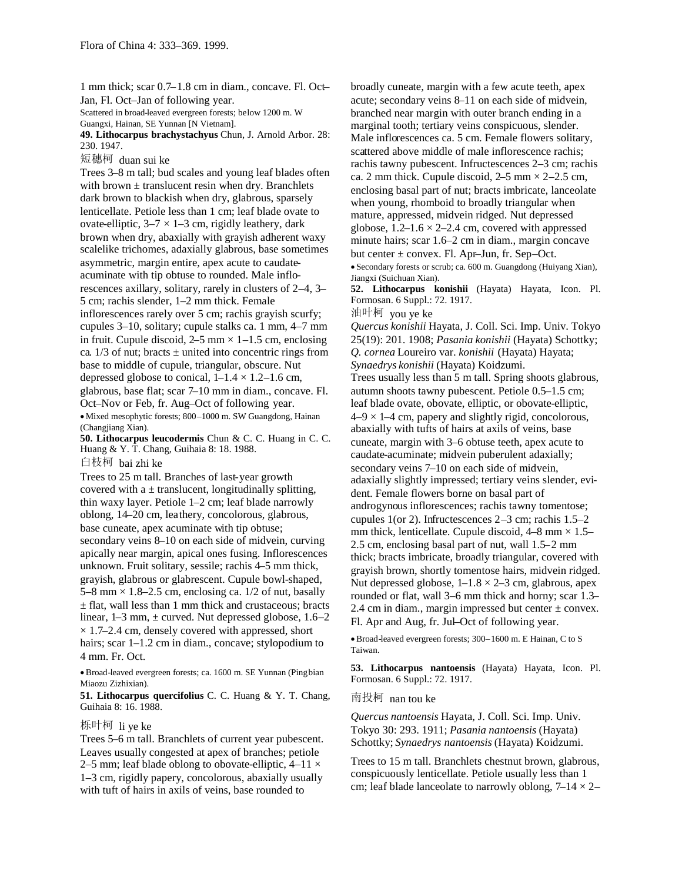1 mm thick; scar 0.7–1.8 cm in diam., concave. Fl. Oct–Jan, Fl. Oct–Jan of following year.

Scattered in broad-leaved evergreen forests; below 1200 m. W Guangxi, Hainan, SE Yunnan [N Vietnam].

**49. Lithocarpus brachystachyus** Chun, J. Arnold Arbor. 28: 230. 1947.

短穗柯 duan sui ke

Trees 3–8 m tall; bud scales and young leaf blades often with brown ± translucent resin when dry. Branchlets dark brown to blackish when dry, glabrous, sparsely lenticellate. Petiole less than 1 cm; leaf blade ovate to ovate-elliptic, 3–7 × 1–3 cm, rigidly leathery, dark brown when dry, abaxially with grayish adherent waxy scalelike trichomes, adaxially glabrous, base sometimes asymmetric, margin entire, apex acute to caudate-acuminate with tip obtuse to rounded. Male inflorescences axillary, solitary, rarely in clusters of 2–4, 3–5 cm; rachis slender, 1–2 mm thick. Female inflorescences rarely over 5 cm; rachis grayish scurfy; cupules 3–10, solitary; cupule stalks ca. 1 mm, 4–7 mm in fruit. Cupule discoid, 2–5 mm × 1–1.5 cm, enclosing ca. 1/3 of nut; bracts ± united into concentric rings from base to middle of cupule, triangular, obscure. Nut depressed globose to conical, 1–1.4 × 1.2–1.6 cm, glabrous, base flat; scar 7–10 mm in diam., concave. Fl. Oct–Nov or Feb, fr. Aug–Oct of following year.

• Mixed mesophytic forests; 800–1000 m. SW Guangdong, Hainan (Changjiang Xian).

**50. Lithocarpus leucodermis** Chun & C. C. Huang in C. C. Huang & Y. T. Chang, Guihaia 8: 18. 1988.

白枝柯 bai zhi ke

Trees to 25 m tall. Branches of last-year growth covered with a ± translucent, longitudinally splitting, thin waxy layer. Petiole 1–2 cm; leaf blade narrowly oblong, 14–20 cm, leathery, concolorous, glabrous, base cuneate, apex acuminate with tip obtuse; secondary veins 8–10 on each side of midvein, curving apically near margin, apical ones fusing. Inflorescences unknown. Fruit solitary, sessile; rachis 4–5 mm thick, grayish, glabrous or glabrescent. Cupule bowl-shaped, 5–8 mm × 1.8–2.5 cm, enclosing ca. 1/2 of nut, basally ± flat, wall less than 1 mm thick and crustaceous; bracts linear, 1–3 mm, ± curved. Nut depressed globose, 1.6–2 × 1.7–2.4 cm, densely covered with appressed, short hairs; scar 1–1.2 cm in diam., concave; stylopodium to 4 mm. Fr. Oct.

• Broad-leaved evergreen forests; ca. 1600 m. SE Yunnan (Pingbian Miaozu Zizhixian).

**51. Lithocarpus quercifolius** C. C. Huang & Y. T. Chang, Guihaia 8: 16. 1988.

栎叶柯 li ye ke

Trees 5–6 m tall. Branchlets of current year pubescent. Leaves usually congested at apex of branches; petiole 2–5 mm; leaf blade oblong to obovate-elliptic, 4–11 × 1–3 cm, rigidly papery, concolorous, abaxially usually with tuft of hairs in axils of veins, base rounded to broadly cuneate, margin with a few acute teeth, apex acute; secondary veins 8–11 on each side of midvein, branched near margin with outer branch ending in a marginal tooth; tertiary veins conspicuous, slender. Male inflorescences ca. 5 cm. Female flowers solitary, scattered above middle of male inflorescence rachis; rachis tawny pubescent. Infructescences 2–3 cm; rachis ca. 2 mm thick. Cupule discoid, 2–5 mm × 2–2.5 cm, enclosing basal part of nut; bracts imbricate, lanceolate when young, rhomboid to broadly triangular when mature, appressed, midvein ridged. Nut depressed globose, 1.2–1.6 × 2.2–2.4 cm, covered with appressed minute hairs; scar 1.6–2 cm in diam., margin concave but center ± convex. Fl. Apr–Jun, fr. Sep–Oct.

• Secondary forests or scrub; ca. 600 m. Guangdong (Huiyang Xian), Jiangxi (Suichuan Xian).

**52. Lithocarpus konishii** (Hayata) Hayata, Icon. Pl. Formosan. 6 Suppl.: 72. 1917.

油叶柯 you ye ke

*Quercus konishii* Hayata, J. Coll. Sci. Imp. Univ. Tokyo 25(19): 201. 1908; *Pasania konishii* (Hayata) Schottky; *Q. cornea* Loureiro var. *konishii* (Hayata) Hayata; *Synaedrys konishii* (Hayata) Koidzumi.

Trees usually less than 5 m tall. Spring shoots glabrous, autumn shoots tawny pubescent. Petiole 0.5–1.5 cm; leaf blade ovate, obovate, elliptic, or obovate-elliptic, 4–9 × 1–4 cm, papery and slightly rigid, concolorous, abaxially with tufts of hairs at axils of veins, base cuneate, margin with 3–6 obtuse teeth, apex acute to caudate-acuminate; midvein puberulent adaxially; secondary veins 7–10 on each side of midvein, adaxially slightly impressed; tertiary veins slender, evident. Female flowers borne on basal part of androgynous inflorescences; rachis tawny tomentose; cupules 1(or 2). Infructescences 2–3 cm; rachis 1.5–2 mm thick, lenticellate. Cupule discoid, 4–8 mm × 1.5–2.5 cm, enclosing basal part of nut, wall 1.5–2 mm thick; bracts imbricate, broadly triangular, covered with grayish brown, shortly tomentose hairs, midvein ridged. Nut depressed globose, 1–1.8 × 2–3 cm, glabrous, apex rounded or flat, wall 3–6 mm thick and horny; scar 1.3–2.4 cm in diam., margin impressed but center ± convex. Fl. Apr and Aug, fr. Jul–Oct of following year.

• Broad-leaved evergreen forests; 300–1600 m. E Hainan, C to S Taiwan.

**53. Lithocarpus nantoensis** (Hayata) Hayata, Icon. Pl. Formosan. 6 Suppl.: 72. 1917.

南投柯 nan tou ke

*Quercus nantoensis* Hayata, J. Coll. Sci. Imp. Univ. Tokyo 30: 293. 1911; *Pasania nantoensis* (Hayata) Schottky; *Synaedrys nantoensis* (Hayata) Koidzumi.

Trees to 15 m tall. Branchlets chestnut brown, glabrous, conspicuously lenticellate. Petiole usually less than 1 cm; leaf blade lanceolate to narrowly oblong, 7–14 × 2–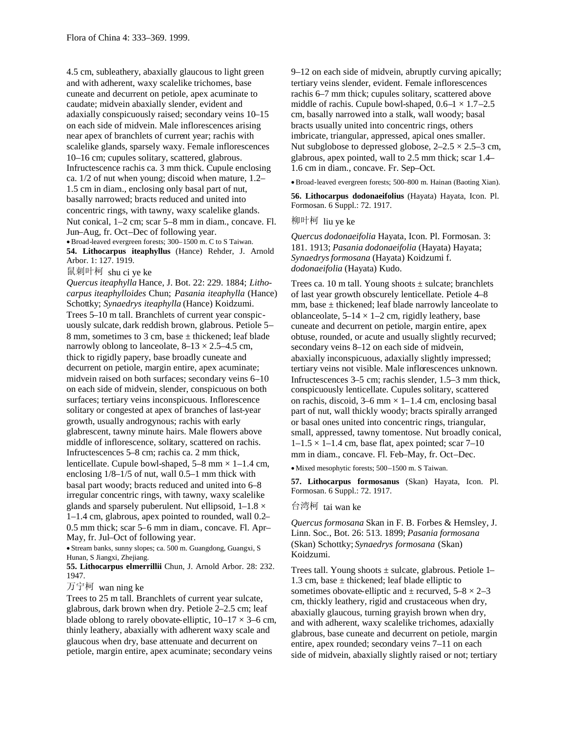4.5 cm, subleathery, abaxially glaucous to light green and with adherent, waxy scalelike trichomes, base cuneate and decurrent on petiole, apex acuminate to caudate; midvein abaxially slender, evident and adaxially conspicuously raised; secondary veins 10–15 on each side of midvein. Male inflorescences arising near apex of branchlets of current year; rachis with scalelike glands, sparsely waxy. Female inflorescences 10–16 cm; cupules solitary, scattered, glabrous. Infructescence rachis ca. 3 mm thick. Cupule enclosing ca. 1/2 of nut when young; discoid when mature, 1.2–1.5 cm in diam., enclosing only basal part of nut, basally narrowed; bracts reduced and united into concentric rings, with tawny, waxy scalelike glands. Nut conical, 1–2 cm; scar 5–8 mm in diam., concave. Fl. Jun–Aug, fr. Oct–Dec of following year.

• Broad-leaved evergreen forests; 300–1500 m. C to S Taiwan.

**54. Lithocarpus iteaphyllus** (Hance) Rehder, J. Arnold Arbor. 1: 127. 1919.

鼠刺叶柯 shu ci ye ke

*Quercus iteaphylla* Hance, J. Bot. 22: 229. 1884; *Lithocarpus iteaphylloides* Chun; *Pasania iteaphylla* (Hance) Schottky; *Synaedrys iteaphylla* (Hance) Koidzumi.

Trees 5–10 m tall. Branchlets of current year conspicuously sulcate, dark reddish brown, glabrous. Petiole 5–8 mm, sometimes to 3 cm, base ± thickened; leaf blade narrowly oblong to lanceolate, 8–13 × 2.5–4.5 cm, thick to rigidly papery, base broadly cuneate and decurrent on petiole, margin entire, apex acuminate; midvein raised on both surfaces; secondary veins 6–10 on each side of midvein, slender, conspicuous on both surfaces; tertiary veins inconspicuous. Inflorescence solitary or congested at apex of branches of last-year growth, usually androgynous; rachis with early glabrescent, tawny minute hairs. Male flowers above middle of inflorescence, solitary, scattered on rachis. Infructescences 5–8 cm; rachis ca. 2 mm thick, lenticellate. Cupule bowl-shaped, 5–8 mm × 1–1.4 cm, enclosing 1/8–1/5 of nut, wall 0.5–1 mm thick with basal part woody; bracts reduced and united into 6–8 irregular concentric rings, with tawny, waxy scalelike glands and sparsely puberulent. Nut ellipsoid, 1–1.8 × 1–1.4 cm, glabrous, apex pointed to rounded, wall 0.2–0.5 mm thick; scar 5–6 mm in diam., concave. Fl. Apr–May, fr. Jul–Oct of following year.

• Stream banks, sunny slopes; ca. 500 m. Guangdong, Guangxi, S Hunan, S Jiangxi, Zhejiang.

**55. Lithocarpus elmerrillii** Chun, J. Arnold Arbor. 28: 232. 1947.

万宁柯 wan ning ke

Trees to 25 m tall. Branchlets of current year sulcate, glabrous, dark brown when dry. Petiole 2–2.5 cm; leaf blade oblong to rarely obovate-elliptic, 10–17 × 3–6 cm, thinly leathery, abaxially with adherent waxy scale and glaucous when dry, base attenuate and decurrent on petiole, margin entire, apex acuminate; secondary veins 9–12 on each side of midvein, abruptly curving apically; tertiary veins slender, evident. Female inflorescences rachis 6–7 mm thick; cupules solitary, scattered above middle of rachis. Cupule bowl-shaped, 0.6–1 × 1.7–2.5 cm, basally narrowed into a stalk, wall woody; basal bracts usually united into concentric rings, others imbricate, triangular, appressed, apical ones smaller. Nut subglobose to depressed globose, 2–2.5 × 2.5–3 cm, glabrous, apex pointed, wall to 2.5 mm thick; scar 1.4–1.6 cm in diam., concave. Fr. Sep–Oct.

• Broad-leaved evergreen forests; 500–800 m. Hainan (Baoting Xian).

**56. Lithocarpus dodonaeifolius** (Hayata) Hayata, Icon. Pl. Formosan. 6 Suppl.: 72. 1917.

柳叶柯 liu ye ke

*Quercus dodonaeifolia* Hayata, Icon. Pl. Formosan. 3: 181. 1913; *Pasania dodonaeifolia* (Hayata) Hayata; *Synaedrys formosana* (Hayata) Koidzumi f. *dodonaeifolia* (Hayata) Kudo.

Trees ca. 10 m tall. Young shoots ± sulcate; branchlets of last year growth obscurely lenticellate. Petiole 4–8 mm, base ± thickened; leaf blade narrowly lanceolate to oblanceolate, 5–14 × 1–2 cm, rigidly leathery, base cuneate and decurrent on petiole, margin entire, apex obtuse, rounded, or acute and usually slightly recurved; secondary veins 8–12 on each side of midvein, abaxially inconspicuous, adaxially slightly impressed; tertiary veins not visible. Male inflorescences unknown. Infructescences 3–5 cm; rachis slender, 1.5–3 mm thick, conspicuously lenticellate. Cupules solitary, scattered on rachis, discoid, 3–6 mm × 1–1.4 cm, enclosing basal part of nut, wall thickly woody; bracts spirally arranged or basal ones united into concentric rings, triangular, small, appressed, tawny tomentose. Nut broadly conical, 1–1.5 × 1–1.4 cm, base flat, apex pointed; scar 7–10 mm in diam., concave. Fl. Feb–May, fr. Oct–Dec.

• Mixed mesophytic forests; 500–1500 m. S Taiwan.

**57. Lithocarpus formosanus** (Skan) Hayata, Icon. Pl. Formosan. 6 Suppl.: 72. 1917.

台湾柯 tai wan ke

*Quercus formosana* Skan in F. B. Forbes & Hemsley, J. Linn. Soc., Bot. 26: 513. 1899; *Pasania formosana* (Skan) Schottky; *Synaedrys formosana* (Skan) Koidzumi.

Trees tall. Young shoots ± sulcate, glabrous. Petiole 1–1.3 cm, base ± thickened; leaf blade elliptic to sometimes obovate-elliptic and ± recurved, 5–8 × 2–3 cm, thickly leathery, rigid and crustaceous when dry, abaxially glaucous, turning grayish brown when dry, and with adherent, waxy scalelike trichomes, adaxially glabrous, base cuneate and decurrent on petiole, margin entire, apex rounded; secondary veins 7–11 on each side of midvein, abaxially slightly raised or not; tertiary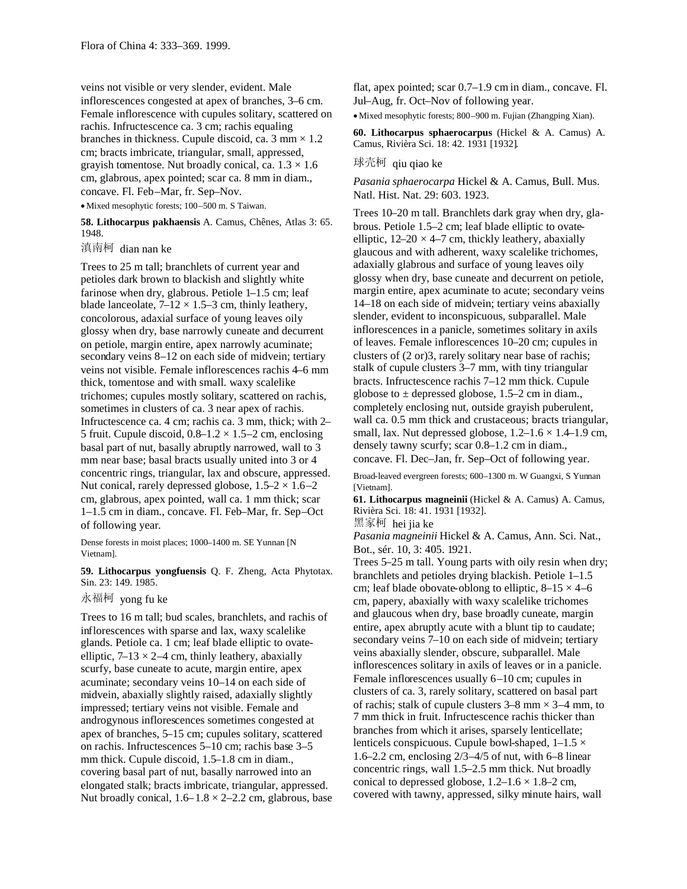veins not visible or very slender, evident. Male inflorescences congested at apex of branches, 3–6 cm. Female inflorescence with cupules solitary, scattered on rachis. Infructescence ca. 3 cm; rachis equaling branches in thickness. Cupule discoid, ca. 3 mm × 1.2 cm; bracts imbricate, triangular, small, appressed, grayish tomentose. Nut broadly conical, ca. 1.3 × 1.6 cm, glabrous, apex pointed; scar ca. 8 mm in diam., concave. Fl. Feb–Mar, fr. Sep–Nov.

• Mixed mesophytic forests; 100–500 m. S Taiwan.

**58. Lithocarpus pakhaensis** A. Camus, Chênes, Atlas 3: 65. 1948.

滇南柯 dian nan ke

Trees to 25 m tall; branchlets of current year and petioles dark brown to blackish and slightly white farinose when dry, glabrous. Petiole 1–1.5 cm; leaf blade lanceolate, 7–12 × 1.5–3 cm, thinly leathery, concolorous, adaxial surface of young leaves oily glossy when dry, base narrowly cuneate and decurrent on petiole, margin entire, apex narrowly acuminate; secondary veins 8–12 on each side of midvein; tertiary veins not visible. Female inflorescences rachis 4–6 mm thick, tomentose and with small. waxy scalelike trichomes; cupules mostly solitary, scattered on rachis, sometimes in clusters of ca. 3 near apex of rachis. Infructescence ca. 4 cm; rachis ca. 3 mm, thick; with 2–5 fruit. Cupule discoid, 0.8–1.2 × 1.5–2 cm, enclosing basal part of nut, basally abruptly narrowed, wall to 3 mm near base; basal bracts usually united into 3 or 4 concentric rings, triangular, lax and obscure, appressed. Nut conical, rarely depressed globose, 1.5–2 × 1.6–2 cm, glabrous, apex pointed, wall ca. 1 mm thick; scar 1–1.5 cm in diam., concave. Fl. Feb–Mar, fr. Sep–Oct of following year.

Dense forests in moist places; 1000–1400 m. SE Yunnan [N Vietnam].

**59. Lithocarpus yongfuensis** Q. F. Zheng, Acta Phytotax. Sin. 23: 149. 1985.

永福柯 yong fu ke

Trees to 16 m tall; bud scales, branchlets, and rachis of inflorescences with sparse and lax, waxy scalelike glands. Petiole ca. 1 cm; leaf blade elliptic to ovate-elliptic, 7–13 × 2–4 cm, thinly leathery, abaxially scurfy, base cuneate to acute, margin entire, apex acuminate; secondary veins 10–14 on each side of midvein, abaxially slightly raised, adaxially slightly impressed; tertiary veins not visible. Female and androgynous inflorescences sometimes congested at apex of branches, 5–15 cm; cupules solitary, scattered on rachis. Infructescences 5–10 cm; rachis base 3–5 mm thick. Cupule discoid, 1.5–1.8 cm in diam., covering basal part of nut, basally narrowed into an elongated stalk; bracts imbricate, triangular, appressed. Nut broadly conical, 1.6–1.8 × 2–2.2 cm, glabrous, base flat, apex pointed; scar 0.7–1.9 cm in diam., concave. Fl. Jul–Aug, fr. Oct–Nov of following year.

• Mixed mesophytic forests; 800–900 m. Fujian (Zhangping Xian).

**60. Lithocarpus sphaerocarpus** (Hickel & A. Camus) A. Camus, Rivièra Sci. 18: 42. 1931 [1932].

球壳柯 qiu qiao ke

*Pasania sphaerocarpa* Hickel & A. Camus, Bull. Mus. Natl. Hist. Nat. 29: 603. 1923.

Trees 10–20 m tall. Branchlets dark gray when dry, glabrous. Petiole 1.5–2 cm; leaf blade elliptic to ovate-elliptic, 12–20 × 4–7 cm, thickly leathery, abaxially glaucous and with adherent, waxy scalelike trichomes, adaxially glabrous and surface of young leaves oily glossy when dry, base cuneate and decurrent on petiole, margin entire, apex acuminate to acute; secondary veins 14–18 on each side of midvein; tertiary veins abaxially slender, evident to inconspicuous, subparallel. Male inflorescences in a panicle, sometimes solitary in axils of leaves. Female inflorescences 10–20 cm; cupules in clusters of (2 or)3, rarely solitary near base of rachis; stalk of cupule clusters 3–7 mm, with tiny triangular bracts. Infructescence rachis 7–12 mm thick. Cupule globose to ± depressed globose, 1.5–2 cm in diam., completely enclosing nut, outside grayish puberulent, wall ca. 0.5 mm thick and crustaceous; bracts triangular, small, lax. Nut depressed globose, 1.2–1.6 × 1.4–1.9 cm, densely tawny scurfy; scar 0.8–1.2 cm in diam., concave. Fl. Dec–Jan, fr. Sep–Oct of following year.

Broad-leaved evergreen forests; 600–1300 m. W Guangxi, S Yunnan [Vietnam].

**61. Lithocarpus magneinii** (Hickel & A. Camus) A. Camus, Rivièra Sci. 18: 41. 1931 [1932].

黑家柯 hei jia ke

*Pasania magneinii* Hickel & A. Camus, Ann. Sci. Nat., Bot., sér. 10, 3: 405. 1921.

Trees 5–25 m tall. Young parts with oily resin when dry; branchlets and petioles drying blackish. Petiole 1–1.5 cm; leaf blade obovate-oblong to elliptic, 8–15 × 4–6 cm, papery, abaxially with waxy scalelike trichomes and glaucous when dry, base broadly cuneate, margin entire, apex abruptly acute with a blunt tip to caudate; secondary veins 7–10 on each side of midvein; tertiary veins abaxially slender, obscure, subparallel. Male inflorescences solitary in axils of leaves or in a panicle. Female inflorescences usually 6–10 cm; cupules in clusters of ca. 3, rarely solitary, scattered on basal part of rachis; stalk of cupule clusters 3–8 mm × 3–4 mm, to 7 mm thick in fruit. Infructescence rachis thicker than branches from which it arises, sparsely lenticellate; lenticels conspicuous. Cupule bowl-shaped, 1–1.5 × 1.6–2.2 cm, enclosing 2/3–4/5 of nut, with 6–8 linear concentric rings, wall 1.5–2.5 mm thick. Nut broadly conical to depressed globose, 1.2–1.6 × 1.8–2 cm, covered with tawny, appressed, silky minute hairs, wall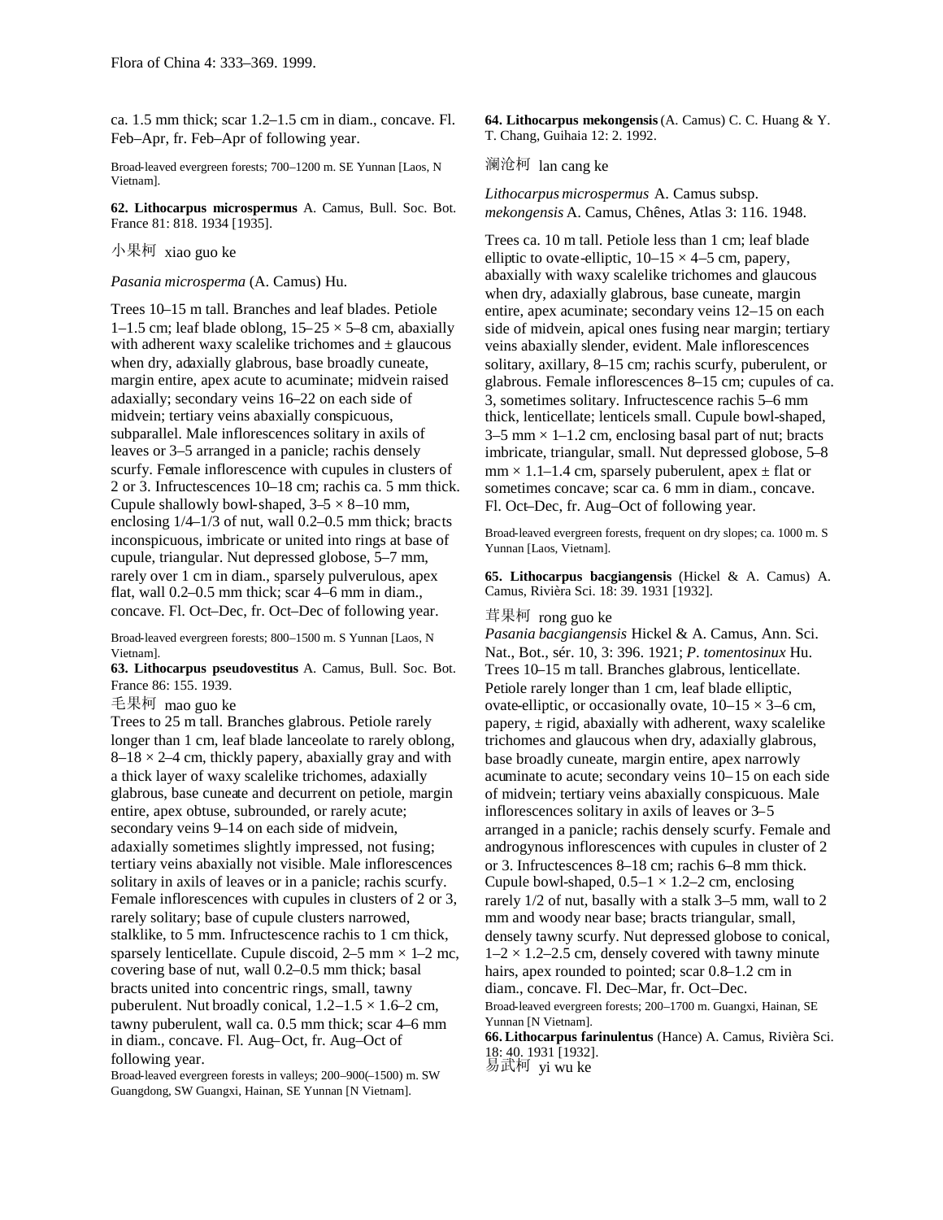ca. 1.5 mm thick; scar 1.2–1.5 cm in diam., concave. Fl. Feb–Apr, fr. Feb–Apr of following year.

Broad-leaved evergreen forests; 700–1200 m. SE Yunnan [Laos, N Vietnam].

**62. Lithocarpus microspermus** A. Camus, Bull. Soc. Bot. France 81: 818. 1934 [1935].

小果柯 xiao guo ke

*Pasania microsperma* (A. Camus) Hu.

Trees 10–15 m tall. Branches and leaf blades. Petiole 1–1.5 cm; leaf blade oblong, 15–25 × 5–8 cm, abaxially with adherent waxy scalelike trichomes and ± glaucous when dry, adaxially glabrous, base broadly cuneate, margin entire, apex acute to acuminate; midvein raised adaxially; secondary veins 16–22 on each side of midvein; tertiary veins abaxially conspicuous, subparallel. Male inflorescences solitary in axils of leaves or 3–5 arranged in a panicle; rachis densely scurfy. Female inflorescence with cupules in clusters of 2 or 3. Infructescences 10–18 cm; rachis ca. 5 mm thick. Cupule shallowly bowl-shaped, 3–5 × 8–10 mm, enclosing 1/4–1/3 of nut, wall 0.2–0.5 mm thick; bracts inconspicuous, imbricate or united into rings at base of cupule, triangular. Nut depressed globose, 5–7 mm, rarely over 1 cm in diam., sparsely pulverulous, apex flat, wall 0.2–0.5 mm thick; scar 4–6 mm in diam., concave. Fl. Oct–Dec, fr. Oct–Dec of following year.

Broad-leaved evergreen forests; 800–1500 m. S Yunnan [Laos, N Vietnam].

**63. Lithocarpus pseudovestitus** A. Camus, Bull. Soc. Bot. France 86: 155. 1939.

毛果柯 mao guo ke

Trees to 25 m tall. Branches glabrous. Petiole rarely longer than 1 cm, leaf blade lanceolate to rarely oblong, 8–18 × 2–4 cm, thickly papery, abaxially gray and with a thick layer of waxy scalelike trichomes, adaxially glabrous, base cuneate and decurrent on petiole, margin entire, apex obtuse, subrounded, or rarely acute; secondary veins 9–14 on each side of midvein, adaxially sometimes slightly impressed, not fusing; tertiary veins abaxially not visible. Male inflorescences solitary in axils of leaves or in a panicle; rachis scurfy. Female inflorescences with cupules in clusters of 2 or 3, rarely solitary; base of cupule clusters narrowed, stalklike, to 5 mm. Infructescence rachis to 1 cm thick, sparsely lenticellate. Cupule discoid, 2–5 mm × 1–2 mc, covering base of nut, wall 0.2–0.5 mm thick; basal bracts united into concentric rings, small, tawny puberulent. Nut broadly conical, 1.2–1.5 × 1.6–2 cm, tawny puberulent, wall ca. 0.5 mm thick; scar 4–6 mm in diam., concave. Fl. Aug–Oct, fr. Aug–Oct of following year.

Broad-leaved evergreen forests in valleys; 200–900(–1500) m. SW Guangdong, SW Guangxi, Hainan, SE Yunnan [N Vietnam].

**64. Lithocarpus mekongensis** (A. Camus) C. C. Huang & Y. T. Chang, Guihaia 12: 2. 1992.

澜沧柯 lan cang ke

*Lithocarpus microspermus* A. Camus subsp. *mekongensis* A. Camus, Chênes, Atlas 3: 116. 1948.

Trees ca. 10 m tall. Petiole less than 1 cm; leaf blade elliptic to ovate-elliptic, 10–15 × 4–5 cm, papery, abaxially with waxy scalelike trichomes and glaucous when dry, adaxially glabrous, base cuneate, margin entire, apex acuminate; secondary veins 12–15 on each side of midvein, apical ones fusing near margin; tertiary veins abaxially slender, evident. Male inflorescences solitary, axillary, 8–15 cm; rachis scurfy, puberulent, or glabrous. Female inflorescences 8–15 cm; cupules of ca. 3, sometimes solitary. Infructescence rachis 5–6 mm thick, lenticellate; lenticels small. Cupule bowl-shaped, 3–5 mm × 1–1.2 cm, enclosing basal part of nut; bracts imbricate, triangular, small. Nut depressed globose, 5–8 mm × 1.1–1.4 cm, sparsely puberulent, apex ± flat or sometimes concave; scar ca. 6 mm in diam., concave. Fl. Oct–Dec, fr. Aug–Oct of following year.

Broad-leaved evergreen forests, frequent on dry slopes; ca. 1000 m. S Yunnan [Laos, Vietnam].

**65. Lithocarpus bacgiangensis** (Hickel & A. Camus) A. Camus, Rivièra Sci. 18: 39. 1931 [1932].

茸果柯 rong guo ke

*Pasania bacgiangensis* Hickel & A. Camus, Ann. Sci. Nat., Bot., sér. 10, 3: 396. 1921; *P. tomentosinux* Hu.

Trees 10–15 m tall. Branches glabrous, lenticellate. Petiole rarely longer than 1 cm, leaf blade elliptic, ovate-elliptic, or occasionally ovate, 10–15 × 3–6 cm, papery, ± rigid, abaxially with adherent, waxy scalelike trichomes and glaucous when dry, adaxially glabrous, base broadly cuneate, margin entire, apex narrowly acuminate to acute; secondary veins 10–15 on each side of midvein; tertiary veins abaxially conspicuous. Male inflorescences solitary in axils of leaves or 3–5 arranged in a panicle; rachis densely scurfy. Female and androgynous inflorescences with cupules in cluster of 2 or 3. Infructescences 8–18 cm; rachis 6–8 mm thick. Cupule bowl-shaped, 0.5–1 × 1.2–2 cm, enclosing rarely 1/2 of nut, basally with a stalk 3–5 mm, wall to 2 mm and woody near base; bracts triangular, small, densely tawny scurfy. Nut depressed globose to conical, 1–2 × 1.2–2.5 cm, densely covered with tawny minute hairs, apex rounded to pointed; scar 0.8–1.2 cm in diam., concave. Fl. Dec–Mar, fr. Oct–Dec.

Broad-leaved evergreen forests; 200–1700 m. Guangxi, Hainan, SE Yunnan [N Vietnam].

**66. Lithocarpus farinulentus** (Hance) A. Camus, Rivièra Sci. 18: 40. 1931 [1932].

易武柯 yi wu ke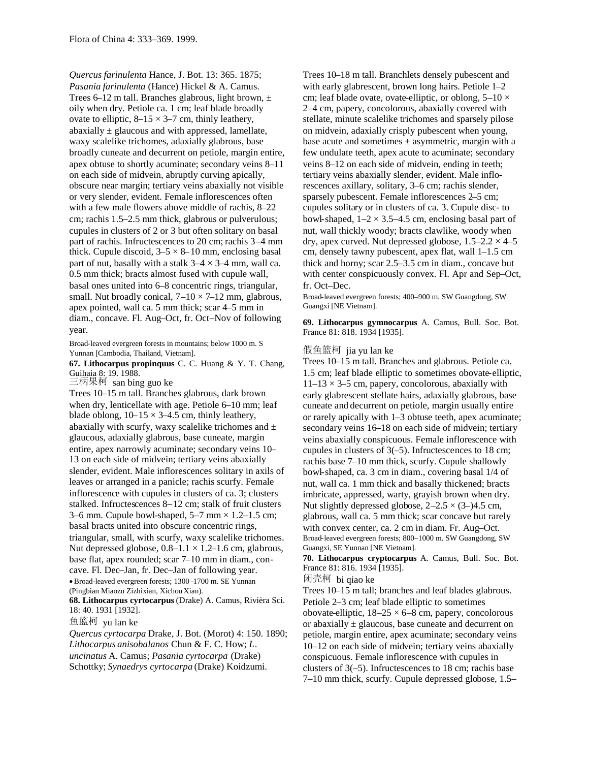*Quercus farinulenta* Hance, J. Bot. 13: 365. 1875; *Pasania farinulenta* (Hance) Hickel & A. Camus.

Trees 6–12 m tall. Branches glabrous, light brown, ± oily when dry. Petiole ca. 1 cm; leaf blade broadly ovate to elliptic, 8–15 × 3–7 cm, thinly leathery, abaxially ± glaucous and with appressed, lamellate, waxy scalelike trichomes, adaxially glabrous, base broadly cuneate and decurrent on petiole, margin entire, apex obtuse to shortly acuminate; secondary veins 8–11 on each side of midvein, abruptly curving apically, obscure near margin; tertiary veins abaxially not visible or very slender, evident. Female inflorescences often with a few male flowers above middle of rachis, 8–22 cm; rachis 1.5–2.5 mm thick, glabrous or pulverulous; cupules in clusters of 2 or 3 but often solitary on basal part of rachis. Infructescences to 20 cm; rachis 3–4 mm thick. Cupule discoid, 3–5 × 8–10 mm, enclosing basal part of nut, basally with a stalk 3–4 × 3–4 mm, wall ca. 0.5 mm thick; bracts almost fused with cupule wall, basal ones united into 6–8 concentric rings, triangular, small. Nut broadly conical, 7–10 × 7–12 mm, glabrous, apex pointed, wall ca. 5 mm thick; scar 4–5 mm in diam., concave. Fl. Aug–Oct, fr. Oct–Nov of following year.

Broad-leaved evergreen forests in mountains; below 1000 m. S Yunnan [Cambodia, Thailand, Vietnam].

**67. Lithocarpus propinquus** C. C. Huang & Y. T. Chang, Guihaia 8: 19. 1988.

三柄果柯 san bing guo ke

Trees 10–15 m tall. Branches glabrous, dark brown when dry, lenticellate with age. Petiole 6–10 mm; leaf blade oblong, 10–15 × 3–4.5 cm, thinly leathery, abaxially with scurfy, waxy scalelike trichomes and ± glaucous, adaxially glabrous, base cuneate, margin entire, apex narrowly acuminate; secondary veins 10–13 on each side of midvein; tertiary veins abaxially slender, evident. Male inflorescences solitary in axils of leaves or arranged in a panicle; rachis scurfy. Female inflorescence with cupules in clusters of ca. 3; clusters stalked. Infructescences 8–12 cm; stalk of fruit clusters 3–6 mm. Cupule bowl-shaped, 5–7 mm × 1.2–1.5 cm; basal bracts united into obscure concentric rings, triangular, small, with scurfy, waxy scalelike trichomes. Nut depressed globose, 0.8–1.1 × 1.2–1.6 cm, glabrous, base flat, apex rounded; scar 7–10 mm in diam., concave. Fl. Dec–Jan, fr. Dec–Jan of following year.

• Broad-leaved evergreen forests; 1300–1700 m. SE Yunnan (Pingbian Miaozu Zizhixian, Xichou Xian).

**68. Lithocarpus cyrtocarpus** (Drake) A. Camus, Rivièra Sci. 18: 40. 1931 [1932].

鱼篮柯 yu lan ke

*Quercus cyrtocarpa* Drake, J. Bot. (Morot) 4: 150. 1890; *Lithocarpus anisobalanos* Chun & F. C. How; *L. uncinatus* A. Camus; *Pasania cyrtocarpa* (Drake) Schottky; *Synaedrys cyrtocarpa* (Drake) Koidzumi.

Trees 10–18 m tall. Branchlets densely pubescent and with early glabrescent, brown long hairs. Petiole 1–2 cm; leaf blade ovate, ovate-elliptic, or oblong, 5–10 × 2–4 cm, papery, concolorous, abaxially covered with stellate, minute scalelike trichomes and sparsely pilose on midvein, adaxially crisply pubescent when young, base acute and sometimes ± asymmetric, margin with a few undulate teeth, apex acute to acuminate; secondary veins 8–12 on each side of midvein, ending in teeth; tertiary veins abaxially slender, evident. Male inflorescences axillary, solitary, 3–6 cm; rachis slender, sparsely pubescent. Female inflorescences 2–5 cm; cupules solitary or in clusters of ca. 3. Cupule disc- to bowl-shaped, 1–2 × 3.5–4.5 cm, enclosing basal part of nut, wall thickly woody; bracts clawlike, woody when dry, apex curved. Nut depressed globose, 1.5–2.2 × 4–5 cm, densely tawny pubescent, apex flat, wall 1–1.5 cm thick and horny; scar 2.5–3.5 cm in diam., concave but with center conspicuously convex. Fl. Apr and Sep–Oct, fr. Oct–Dec.

Broad-leaved evergreen forests; 400–900 m. SW Guangdong, SW Guangxi [NE Vietnam].

**69. Lithocarpus gymnocarpus** A. Camus, Bull. Soc. Bot. France 81: 818. 1934 [1935].

假鱼篮柯 jia yu lan ke

Trees 10–15 m tall. Branches and glabrous. Petiole ca. 1.5 cm; leaf blade elliptic to sometimes obovate-elliptic, 11–13 × 3–5 cm, papery, concolorous, abaxially with early glabrescent stellate hairs, adaxially glabrous, base cuneate and decurrent on petiole, margin usually entire or rarely apically with 1–3 obtuse teeth, apex acuminate; secondary veins 16–18 on each side of midvein; tertiary veins abaxially conspicuous. Female inflorescence with cupules in clusters of 3(–5). Infructescences to 18 cm; rachis base 7–10 mm thick, scurfy. Cupule shallowly bowl-shaped, ca. 3 cm in diam., covering basal 1/4 of nut, wall ca. 1 mm thick and basally thickened; bracts imbricate, appressed, warty, grayish brown when dry. Nut slightly depressed globose, 2–2.5 × (3–)4.5 cm, glabrous, wall ca. 5 mm thick; scar concave but rarely with convex center, ca. 2 cm in diam. Fr. Aug–Oct.

Broad-leaved evergreen forests; 800–1000 m. SW Guangdong, SW Guangxi, SE Yunnan [NE Vietnam].

**70. Lithocarpus cryptocarpus** A. Camus, Bull. Soc. Bot. France 81: 816. 1934 [1935].

闭壳柯 bi qiao ke

Trees 10–15 m tall; branches and leaf blades glabrous. Petiole 2–3 cm; leaf blade elliptic to sometimes obovate-elliptic, 18–25 × 6–8 cm, papery, concolorous or abaxially ± glaucous, base cuneate and decurrent on petiole, margin entire, apex acuminate; secondary veins 10–12 on each side of midvein; tertiary veins abaxially conspicuous. Female inflorescence with cupules in clusters of 3(–5). Infructescences to 18 cm; rachis base 7–10 mm thick, scurfy. Cupule depressed globose, 1.5–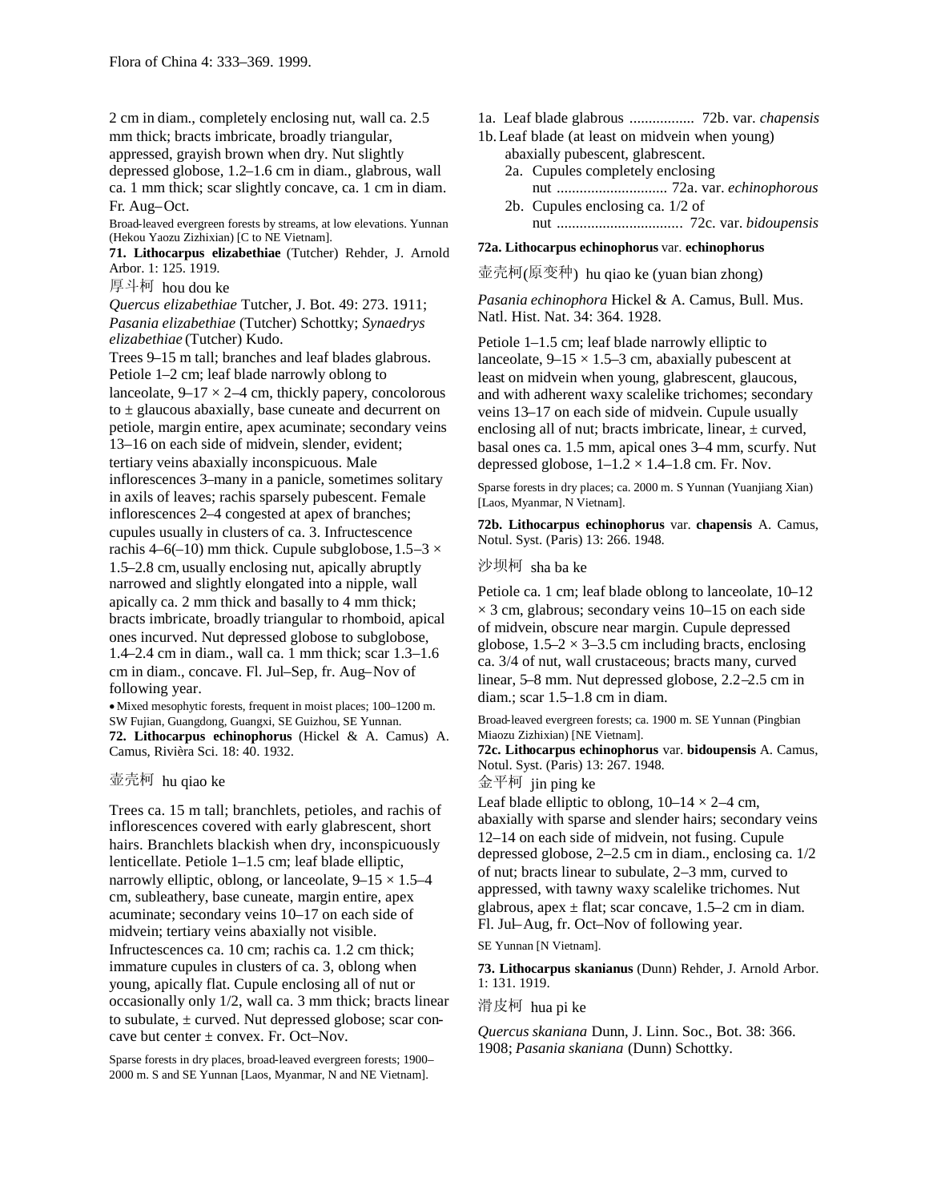2 cm in diam., completely enclosing nut, wall ca. 2.5 mm thick; bracts imbricate, broadly triangular, appressed, grayish brown when dry. Nut slightly depressed globose, 1.2–1.6 cm in diam., glabrous, wall ca. 1 mm thick; scar slightly concave, ca. 1 cm in diam. Fr. Aug–Oct.

Broad-leaved evergreen forests by streams, at low elevations. Yunnan (Hekou Yaozu Zizhixian) [C to NE Vietnam].

**71. Lithocarpus elizabethiae** (Tutcher) Rehder, J. Arnold Arbor. 1: 125. 1919.

厚斗柯 hou dou ke

*Quercus elizabethiae* Tutcher, J. Bot. 49: 273. 1911; *Pasania elizabethiae* (Tutcher) Schottky; *Synaedrys elizabethiae* (Tutcher) Kudo.

Trees 9–15 m tall; branches and leaf blades glabrous. Petiole 1–2 cm; leaf blade narrowly oblong to lanceolate, 9–17 × 2–4 cm, thickly papery, concolorous to ± glaucous abaxially, base cuneate and decurrent on petiole, margin entire, apex acuminate; secondary veins 13–16 on each side of midvein, slender, evident; tertiary veins abaxially inconspicuous. Male inflorescences 3–many in a panicle, sometimes solitary in axils of leaves; rachis sparsely pubescent. Female inflorescences 2–4 congested at apex of branches; cupules usually in clusters of ca. 3. Infructescence rachis 4–6(–10) mm thick. Cupule subglobose, 1.5–3 × 1.5–2.8 cm, usually enclosing nut, apically abruptly narrowed and slightly elongated into a nipple, wall apically ca. 2 mm thick and basally to 4 mm thick; bracts imbricate, broadly triangular to rhomboid, apical ones incurved. Nut depressed globose to subglobose, 1.4–2.4 cm in diam., wall ca. 1 mm thick; scar 1.3–1.6 cm in diam., concave. Fl. Jul–Sep, fr. Aug–Nov of following year.

• Mixed mesophytic forests, frequent in moist places; 100–1200 m. SW Fujian, Guangdong, Guangxi, SE Guizhou, SE Yunnan.

**72. Lithocarpus echinophorus** (Hickel & A. Camus) A. Camus, Rivièra Sci. 18: 40. 1932.

壶壳柯 hu qiao ke

Trees ca. 15 m tall; branchlets, petioles, and rachis of inflorescences covered with early glabrescent, short hairs. Branchlets blackish when dry, inconspicuously lenticellate. Petiole 1–1.5 cm; leaf blade elliptic, narrowly elliptic, oblong, or lanceolate, 9–15 × 1.5–4 cm, subleathery, base cuneate, margin entire, apex acuminate; secondary veins 10–17 on each side of midvein; tertiary veins abaxially not visible. Infructescences ca. 10 cm; rachis ca. 1.2 cm thick; immature cupules in clusters of ca. 3, oblong when young, apically flat. Cupule enclosing all of nut or occasionally only 1/2, wall ca. 3 mm thick; bracts linear to subulate, ± curved. Nut depressed globose; scar concave but center ± convex. Fr. Oct–Nov.

Sparse forests in dry places, broad-leaved evergreen forests; 1900–2000 m. S and SE Yunnan [Laos, Myanmar, N and NE Vietnam].

1a. Leaf blade glabrous ................. 72b. var. *chapensis*
1b. Leaf blade (at least on midvein when young) abaxially pubescent, glabrescent.
 2a. Cupules completely enclosing nut ............................. 72a. var. *echinophorous*
 2b. Cupules enclosing ca. 1/2 of nut ................................. 72c. var. *bidoupensis*

**72a. Lithocarpus echinophorus** var. **echinophorus**

壶壳柯(原变种) hu qiao ke (yuan bian zhong)

*Pasania echinophora* Hickel & A. Camus, Bull. Mus. Natl. Hist. Nat. 34: 364. 1928.

Petiole 1–1.5 cm; leaf blade narrowly elliptic to lanceolate, 9–15 × 1.5–3 cm, abaxially pubescent at least on midvein when young, glabrescent, glaucous, and with adherent waxy scalelike trichomes; secondary veins 13–17 on each side of midvein. Cupule usually enclosing all of nut; bracts imbricate, linear, ± curved, basal ones ca. 1.5 mm, apical ones 3–4 mm, scurfy. Nut depressed globose, 1–1.2 × 1.4–1.8 cm. Fr. Nov.

Sparse forests in dry places; ca. 2000 m. S Yunnan (Yuanjiang Xian) [Laos, Myanmar, N Vietnam].

**72b. Lithocarpus echinophorus** var. **chapensis** A. Camus, Notul. Syst. (Paris) 13: 266. 1948.

沙坝柯 sha ba ke

Petiole ca. 1 cm; leaf blade oblong to lanceolate, 10–12 × 3 cm, glabrous; secondary veins 10–15 on each side of midvein, obscure near margin. Cupule depressed globose, 1.5–2 × 3–3.5 cm including bracts, enclosing ca. 3/4 of nut, wall crustaceous; bracts many, curved linear, 5–8 mm. Nut depressed globose, 2.2–2.5 cm in diam.; scar 1.5–1.8 cm in diam.

Broad-leaved evergreen forests; ca. 1900 m. SE Yunnan (Pingbian Miaozu Zizhixian) [NE Vietnam].

**72c. Lithocarpus echinophorus** var. **bidoupensis** A. Camus, Notul. Syst. (Paris) 13: 267. 1948.

金平柯 jin ping ke

Leaf blade elliptic to oblong, 10–14 × 2–4 cm, abaxially with sparse and slender hairs; secondary veins 12–14 on each side of midvein, not fusing. Cupule depressed globose, 2–2.5 cm in diam., enclosing ca. 1/2 of nut; bracts linear to subulate, 2–3 mm, curved to appressed, with tawny waxy scalelike trichomes. Nut glabrous, apex ± flat; scar concave, 1.5–2 cm in diam. Fl. Jul–Aug, fr. Oct–Nov of following year.

SE Yunnan [N Vietnam].

**73. Lithocarpus skanianus** (Dunn) Rehder, J. Arnold Arbor. 1: 131. 1919.

滑皮柯 hua pi ke

*Quercus skaniana* Dunn, J. Linn. Soc., Bot. 38: 366. 1908; *Pasania skaniana* (Dunn) Schottky.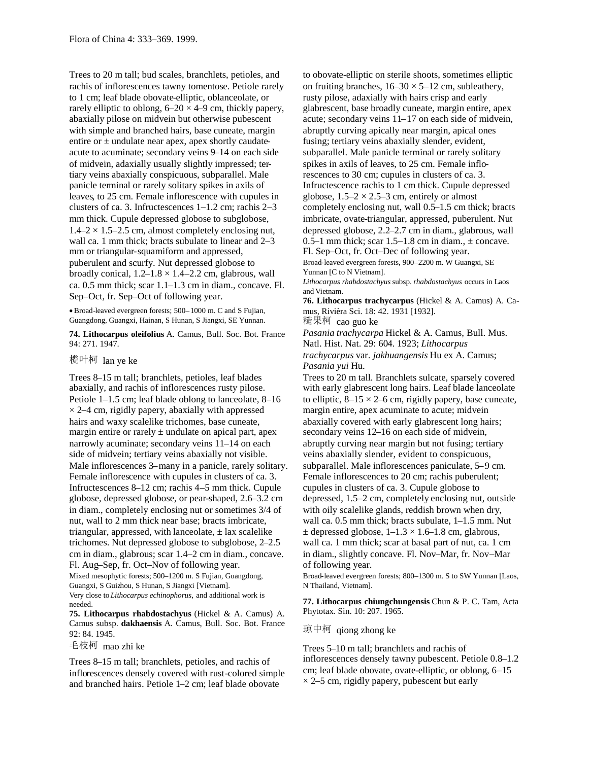Trees to 20 m tall; bud scales, branchlets, petioles, and rachis of inflorescences tawny tomentose. Petiole rarely to 1 cm; leaf blade obovate-elliptic, oblanceolate, or rarely elliptic to oblong, 6–20 × 4–9 cm, thickly papery, abaxially pilose on midvein but otherwise pubescent with simple and branched hairs, base cuneate, margin entire or ± undulate near apex, apex shortly caudate-acute to acuminate; secondary veins 9–14 on each side of midvein, adaxially usually slightly impressed; tertiary veins abaxially conspicuous, subparallel. Male panicle terminal or rarely solitary spikes in axils of leaves, to 25 cm. Female inflorescence with cupules in clusters of ca. 3. Infructescences 1–1.2 cm; rachis 2–3 mm thick. Cupule depressed globose to subglobose, 1.4–2 × 1.5–2.5 cm, almost completely enclosing nut, wall ca. 1 mm thick; bracts subulate to linear and 2–3 mm or triangular-squamiform and appressed, puberulent and scurfy. Nut depressed globose to broadly conical, 1.2–1.8 × 1.4–2.2 cm, glabrous, wall ca. 0.5 mm thick; scar 1.1–1.3 cm in diam., concave. Fl. Sep–Oct, fr. Sep–Oct of following year.

• Broad-leaved evergreen forests; 500–1000 m. C and S Fujian, Guangdong, Guangxi, Hainan, S Hunan, S Jiangxi, SE Yunnan.

**74. Lithocarpus oleifolius** A. Camus, Bull. Soc. Bot. France 94: 271. 1947.

榄叶柯 lan ye ke

Trees 8–15 m tall; branchlets, petioles, leaf blades abaxially, and rachis of inflorescences rusty pilose. Petiole 1–1.5 cm; leaf blade oblong to lanceolate, 8–16 × 2–4 cm, rigidly papery, abaxially with appressed hairs and waxy scalelike trichomes, base cuneate, margin entire or rarely ± undulate on apical part, apex narrowly acuminate; secondary veins 11–14 on each side of midvein; tertiary veins abaxially not visible. Male inflorescences 3–many in a panicle, rarely solitary. Female inflorescence with cupules in clusters of ca. 3. Infructescences 8–12 cm; rachis 4–5 mm thick. Cupule globose, depressed globose, or pear-shaped, 2.6–3.2 cm in diam., completely enclosing nut or sometimes 3/4 of nut, wall to 2 mm thick near base; bracts imbricate, triangular, appressed, with lanceolate, ± lax scalelike trichomes. Nut depressed globose to subglobose, 2–2.5 cm in diam., glabrous; scar 1.4–2 cm in diam., concave. Fl. Aug–Sep, fr. Oct–Nov of following year.

Mixed mesophytic forests; 500–1200 m. S Fujian, Guangdong, Guangxi, S Guizhou, S Hunan, S Jiangxi [Vietnam].

Very close to *Lithocarpus echinophorus*, and additional work is needed.

**75. Lithocarpus rhabdostachyus** (Hickel & A. Camus) A. Camus subsp. **dakhaensis** A. Camus, Bull. Soc. Bot. France 92: 84. 1945.

毛枝柯 mao zhi ke

Trees 8–15 m tall; branchlets, petioles, and rachis of inflorescences densely covered with rust-colored simple and branched hairs. Petiole 1–2 cm; leaf blade obovate to obovate-elliptic on sterile shoots, sometimes elliptic on fruiting branches, 16–30 × 5–12 cm, subleathery, rusty pilose, adaxially with hairs crisp and early glabrescent, base broadly cuneate, margin entire, apex acute; secondary veins 11–17 on each side of midvein, abruptly curving apically near margin, apical ones fusing; tertiary veins abaxially slender, evident, subparallel. Male panicle terminal or rarely solitary spikes in axils of leaves, to 25 cm. Female inflorescences to 30 cm; cupules in clusters of ca. 3. Infructescence rachis to 1 cm thick. Cupule depressed globose, 1.5–2 × 2.5–3 cm, entirely or almost completely enclosing nut, wall 0.5–1.5 cm thick; bracts imbricate, ovate-triangular, appressed, puberulent. Nut depressed globose, 2.2–2.7 cm in diam., glabrous, wall 0.5–1 mm thick; scar 1.5–1.8 cm in diam., ± concave. Fl. Sep–Oct, fr. Oct–Dec of following year.

Broad-leaved evergreen forests, 900–2200 m. W Guangxi, SE Yunnan [C to N Vietnam].

*Lithocarpus rhabdostachyus* subsp. *rhabdostachyus* occurs in Laos and Vietnam.

**76. Lithocarpus trachycarpus** (Hickel & A. Camus) A. Camus, Rivièra Sci. 18: 42. 1931 [1932].

糙果柯 cao guo ke

*Pasania trachycarpa* Hickel & A. Camus, Bull. Mus. Natl. Hist. Nat. 29: 604. 1923; *Lithocarpus trachycarpus* var. *jakhuangensis* Hu ex A. Camus; *Pasania yui* Hu.

Trees to 20 m tall. Branchlets sulcate, sparsely covered with early glabrescent long hairs. Leaf blade lanceolate to elliptic, 8–15 × 2–6 cm, rigidly papery, base cuneate, margin entire, apex acuminate to acute; midvein abaxially covered with early glabrescent long hairs; secondary veins 12–16 on each side of midvein, abruptly curving near margin but not fusing; tertiary veins abaxially slender, evident to conspicuous, subparallel. Male inflorescences paniculate, 5–9 cm. Female inflorescences to 20 cm; rachis puberulent; cupules in clusters of ca. 3. Cupule globose to depressed, 1.5–2 cm, completely enclosing nut, outside with oily scalelike glands, reddish brown when dry, wall ca. 0.5 mm thick; bracts subulate, 1–1.5 mm. Nut ± depressed globose, 1–1.3 × 1.6–1.8 cm, glabrous, wall ca. 1 mm thick; scar at basal part of nut, ca. 1 cm in diam., slightly concave. Fl. Nov–Mar, fr. Nov–Mar of following year.

Broad-leaved evergreen forests; 800–1300 m. S to SW Yunnan [Laos, N Thailand, Vietnam].

**77. Lithocarpus chiungchungensis** Chun & P. C. Tam, Acta Phytotax. Sin. 10: 207. 1965.

琼中柯 qiong zhong ke

Trees 5–10 m tall; branchlets and rachis of inflorescences densely tawny pubescent. Petiole 0.8–1.2 cm; leaf blade obovate, ovate-elliptic, or oblong, 6–15 × 2–5 cm, rigidly papery, pubescent but early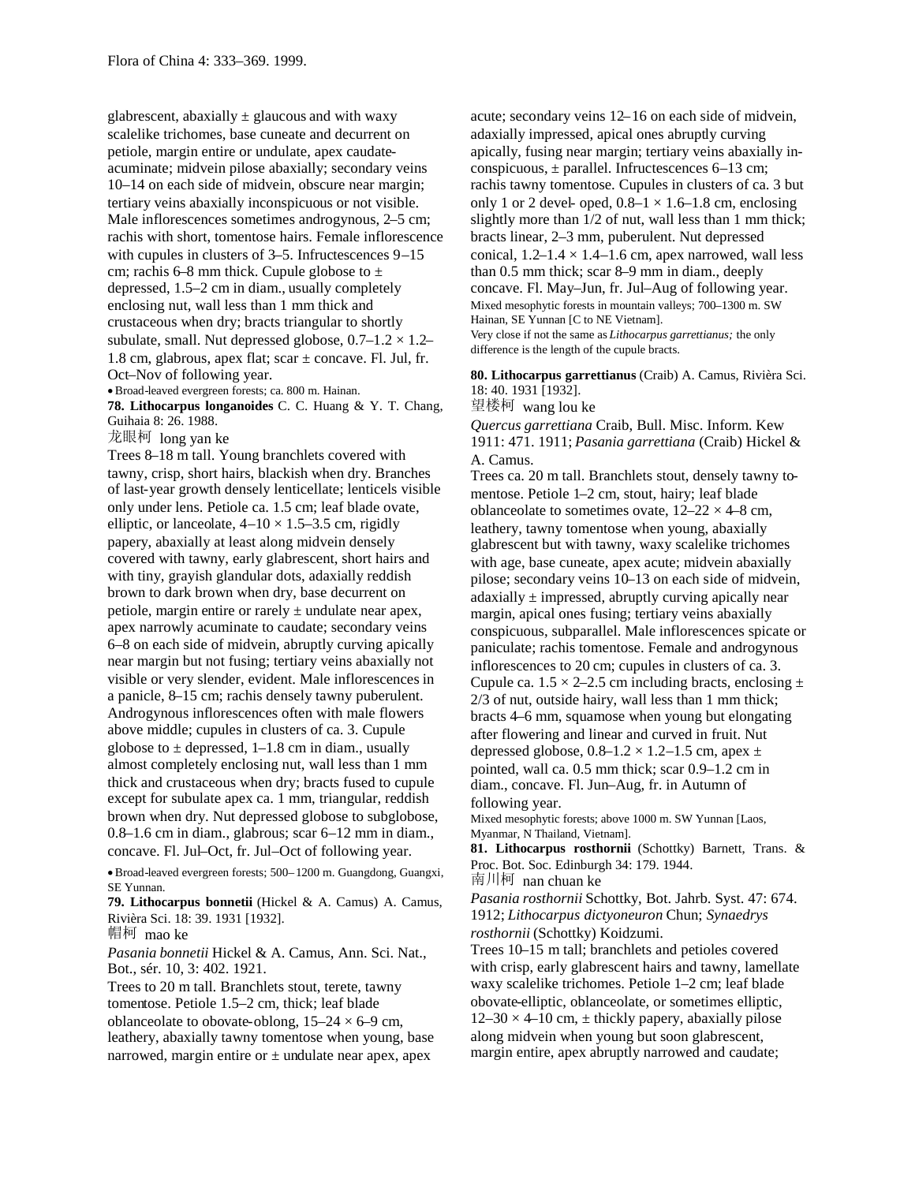glabrescent, abaxially ± glaucous and with waxy scalelike trichomes, base cuneate and decurrent on petiole, margin entire or undulate, apex caudate-acuminate; midvein pilose abaxially; secondary veins 10–14 on each side of midvein, obscure near margin; tertiary veins abaxially inconspicuous or not visible. Male inflorescences sometimes androgynous, 2–5 cm; rachis with short, tomentose hairs. Female inflorescence with cupules in clusters of 3–5. Infructescences 9–15 cm; rachis 6–8 mm thick. Cupule globose to ± depressed, 1.5–2 cm in diam., usually completely enclosing nut, wall less than 1 mm thick and crustaceous when dry; bracts triangular to shortly subulate, small. Nut depressed globose, 0.7–1.2 × 1.2–1.8 cm, glabrous, apex flat; scar ± concave. Fl. Jul, fr. Oct–Nov of following year.

• Broad-leaved evergreen forests; ca. 800 m. Hainan.

**78. Lithocarpus longanoides** C. C. Huang & Y. T. Chang, Guihaia 8: 26. 1988.

龙眼柯 long yan ke

Trees 8–18 m tall. Young branchlets covered with tawny, crisp, short hairs, blackish when dry. Branches of last-year growth densely lenticellate; lenticels visible only under lens. Petiole ca. 1.5 cm; leaf blade ovate, elliptic, or lanceolate, 4–10 × 1.5–3.5 cm, rigidly papery, abaxially at least along midvein densely covered with tawny, early glabrescent, short hairs and with tiny, grayish glandular dots, adaxially reddish brown to dark brown when dry, base decurrent on petiole, margin entire or rarely ± undulate near apex, apex narrowly acuminate to caudate; secondary veins 6–8 on each side of midvein, abruptly curving apically near margin but not fusing; tertiary veins abaxially not visible or very slender, evident. Male inflorescences in a panicle, 8–15 cm; rachis densely tawny puberulent. Androgynous inflorescences often with male flowers above middle; cupules in clusters of ca. 3. Cupule globose to ± depressed, 1–1.8 cm in diam., usually almost completely enclosing nut, wall less than 1 mm thick and crustaceous when dry; bracts fused to cupule except for subulate apex ca. 1 mm, triangular, reddish brown when dry. Nut depressed globose to subglobose, 0.8–1.6 cm in diam., glabrous; scar 6–12 mm in diam., concave. Fl. Jul–Oct, fr. Jul–Oct of following year.

• Broad-leaved evergreen forests; 500–1200 m. Guangdong, Guangxi, SE Yunnan.

**79. Lithocarpus bonnetii** (Hickel & A. Camus) A. Camus, Rivièra Sci. 18: 39. 1931 [1932].

帽柯 mao ke

*Pasania bonnetii* Hickel & A. Camus, Ann. Sci. Nat., Bot., sér. 10, 3: 402. 1921.

Trees to 20 m tall. Branchlets stout, terete, tawny tomentose. Petiole 1.5–2 cm, thick; leaf blade oblanceolate to obovate-oblong, 15–24 × 6–9 cm, leathery, abaxially tawny tomentose when young, base narrowed, margin entire or ± undulate near apex, apex acute; secondary veins 12–16 on each side of midvein, adaxially impressed, apical ones abruptly curving apically, fusing near margin; tertiary veins abaxially inconspicuous, ± parallel. Infructescences 6–13 cm; rachis tawny tomentose. Cupules in clusters of ca. 3 but only 1 or 2 developed, 0.8–1 × 1.6–1.8 cm, enclosing slightly more than 1/2 of nut, wall less than 1 mm thick; bracts linear, 2–3 mm, puberulent. Nut depressed conical, 1.2–1.4 × 1.4–1.6 cm, apex narrowed, wall less than 0.5 mm thick; scar 8–9 mm in diam., deeply concave. Fl. May–Jun, fr. Jul–Aug of following year.

Mixed mesophytic forests in mountain valleys; 700–1300 m. SW Hainan, SE Yunnan [C to NE Vietnam].

Very close if not the same as *Lithocarpus garrettianus;* the only difference is the length of the cupule bracts.

**80. Lithocarpus garrettianus** (Craib) A. Camus, Rivièra Sci. 18: 40. 1931 [1932].

望楼柯 wang lou ke

*Quercus garrettiana* Craib, Bull. Misc. Inform. Kew 1911: 471. 1911; *Pasania garrettiana* (Craib) Hickel & A. Camus.

Trees ca. 20 m tall. Branchlets stout, densely tawny tomentose. Petiole 1–2 cm, stout, hairy; leaf blade oblanceolate to sometimes ovate, 12–22 × 4–8 cm, leathery, tawny tomentose when young, abaxially glabrescent but with tawny, waxy scalelike trichomes with age, base cuneate, apex acute; midvein abaxially pilose; secondary veins 10–13 on each side of midvein, adaxially ± impressed, abruptly curving apically near margin, apical ones fusing; tertiary veins abaxially conspicuous, subparallel. Male inflorescences spicate or paniculate; rachis tomentose. Female and androgynous inflorescences to 20 cm; cupules in clusters of ca. 3. Cupule ca. 1.5 × 2–2.5 cm including bracts, enclosing ± 2/3 of nut, outside hairy, wall less than 1 mm thick; bracts 4–6 mm, squamose when young but elongating after flowering and linear and curved in fruit. Nut depressed globose, 0.8–1.2 × 1.2–1.5 cm, apex ± pointed, wall ca. 0.5 mm thick; scar 0.9–1.2 cm in diam., concave. Fl. Jun–Aug, fr. in Autumn of following year.

Mixed mesophytic forests; above 1000 m. SW Yunnan [Laos, Myanmar, N Thailand, Vietnam].

**81. Lithocarpus rosthornii** (Schottky) Barnett, Trans. & Proc. Bot. Soc. Edinburgh 34: 179. 1944.

南川柯 nan chuan ke

*Pasania rosthornii* Schottky, Bot. Jahrb. Syst. 47: 674. 1912; *Lithocarpus dictyoneuron* Chun; *Synaedrys rosthornii* (Schottky) Koidzumi.

Trees 10–15 m tall; branchlets and petioles covered with crisp, early glabrescent hairs and tawny, lamellate waxy scalelike trichomes. Petiole 1–2 cm; leaf blade obovate-elliptic, oblanceolate, or sometimes elliptic, 12–30 × 4–10 cm, ± thickly papery, abaxially pilose along midvein when young but soon glabrescent, margin entire, apex abruptly narrowed and caudate;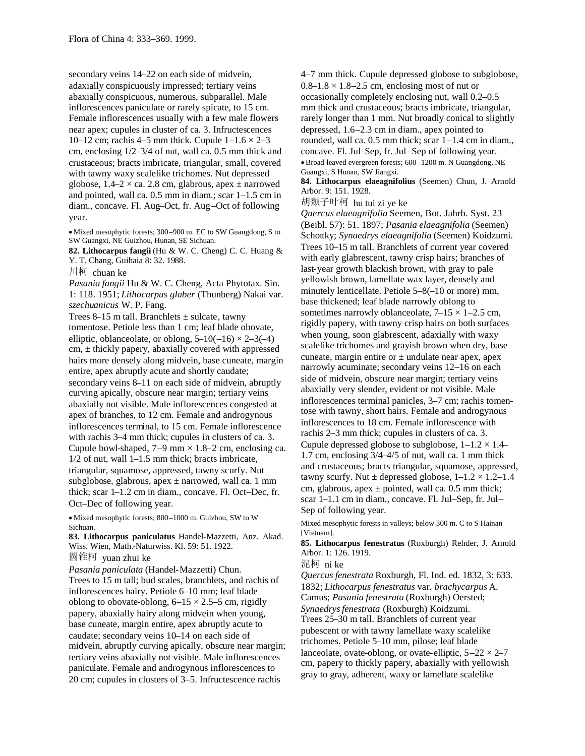secondary veins 14–22 on each side of midvein, adaxially conspicuously impressed; tertiary veins abaxially conspicuous, numerous, subparallel. Male inflorescences paniculate or rarely spicate, to 15 cm. Female inflorescences usually with a few male flowers near apex; cupules in cluster of ca. 3. Infructescences 10–12 cm; rachis 4–5 mm thick. Cupule 1–1.6 × 2–3 cm, enclosing 1/2–3/4 of nut, wall ca. 0.5 mm thick and crustaceous; bracts imbricate, triangular, small, covered with tawny waxy scalelike trichomes. Nut depressed globose, 1.4–2 × ca. 2.8 cm, glabrous, apex ± narrowed and pointed, wall ca. 0.5 mm in diam.; scar 1–1.5 cm in diam., concave. Fl. Aug–Oct, fr. Aug–Oct of following year.

• Mixed mesophytic forests; 300–900 m. EC to SW Guangdong, S to SW Guangxi, NE Guizhou, Hunan, SE Sichuan.

**82. Lithocarpus fangii** (Hu & W. C. Cheng) C. C. Huang & Y. T. Chang, Guihaia 8: 32. 1988.

川柯 chuan ke

*Pasania fangii* Hu & W. C. Cheng, Acta Phytotax. Sin. 1: 118. 1951; *Lithocarpus glaber* (Thunberg) Nakai var. *szechuanicus* W. P. Fang.

Trees 8–15 m tall. Branchlets ± sulcate, tawny tomentose. Petiole less than 1 cm; leaf blade obovate, elliptic, oblanceolate, or oblong, 5–10(–16) × 2–3(–4) cm, ± thickly papery, abaxially covered with appressed hairs more densely along midvein, base cuneate, margin entire, apex abruptly acute and shortly caudate; secondary veins 8–11 on each side of midvein, abruptly curving apically, obscure near margin; tertiary veins abaxially not visible. Male inflorescences congested at apex of branches, to 12 cm. Female and androgynous inflorescences terminal, to 15 cm. Female inflorescence with rachis 3–4 mm thick; cupules in clusters of ca. 3. Cupule bowl-shaped, 7–9 mm × 1.8–2 cm, enclosing ca. 1/2 of nut, wall 1–1.5 mm thick; bracts imbricate, triangular, squamose, appressed, tawny scurfy. Nut subglobose, glabrous, apex ± narrowed, wall ca. 1 mm thick; scar 1–1.2 cm in diam., concave. Fl. Oct–Dec, fr. Oct–Dec of following year.

• Mixed mesophytic forests; 800–1000 m. Guizhou, SW to W Sichuan.

**83. Lithocarpus paniculatus** Handel-Mazzetti, Anz. Akad. Wiss. Wien, Math.-Naturwiss. Kl. 59: 51. 1922.

圆锥柯 yuan zhui ke

*Pasania paniculata* (Handel-Mazzetti) Chun.

Trees to 15 m tall; bud scales, branchlets, and rachis of inflorescences hairy. Petiole 6–10 mm; leaf blade oblong to obovate-oblong, 6–15 × 2.5–5 cm, rigidly papery, abaxially hairy along midvein when young, base cuneate, margin entire, apex abruptly acute to caudate; secondary veins 10–14 on each side of midvein, abruptly curving apically, obscure near margin; tertiary veins abaxially not visible. Male inflorescences paniculate. Female and androgynous inflorescences to 20 cm; cupules in clusters of 3–5. Infructescence rachis 4–7 mm thick. Cupule depressed globose to subglobose, 0.8–1.8 × 1.8–2.5 cm, enclosing most of nut or occasionally completely enclosing nut, wall 0.2–0.5 mm thick and crustaceous; bracts imbricate, triangular, rarely longer than 1 mm. Nut broadly conical to slightly depressed, 1.6–2.3 cm in diam., apex pointed to rounded, wall ca. 0.5 mm thick; scar 1–1.4 cm in diam., concave. Fl. Jul–Sep, fr. Jul–Sep of following year.

• Broad-leaved evergreen forests; 600–1200 m. N Guangdong, NE Guangxi, S Hunan, SW Jiangxi.

**84. Lithocarpus elaeagnifolius** (Seemen) Chun, J. Arnold Arbor. 9: 151. 1928.

胡颓子叶柯 hu tui zi ye ke

*Quercus elaeagnifolia* Seemen, Bot. Jahrb. Syst. 23 (Beibl. 57): 51. 1897; *Pasania elaeagnifolia* (Seemen) Schottky; *Synaedrys elaeagnifolia* (Seemen) Koidzumi.

Trees 10–15 m tall. Branchlets of current year covered with early glabrescent, tawny crisp hairs; branches of last-year growth blackish brown, with gray to pale yellowish brown, lamellate wax layer, densely and minutely lenticellate. Petiole 5–8(–10 or more) mm, base thickened; leaf blade narrowly oblong to sometimes narrowly oblanceolate, 7–15 × 1–2.5 cm, rigidly papery, with tawny crisp hairs on both surfaces when young, soon glabrescent, adaxially with waxy scalelike trichomes and grayish brown when dry, base cuneate, margin entire or ± undulate near apex, apex narrowly acuminate; secondary veins 12–16 on each side of midvein, obscure near margin; tertiary veins abaxially very slender, evident or not visible. Male inflorescences terminal panicles, 3–7 cm; rachis tomentose with tawny, short hairs. Female and androgynous inflorescences to 18 cm. Female inflorescence with rachis 2–3 mm thick; cupules in clusters of ca. 3. Cupule depressed globose to subglobose, 1–1.2 × 1.4–1.7 cm, enclosing 3/4–4/5 of nut, wall ca. 1 mm thick and crustaceous; bracts triangular, squamose, appressed, tawny scurfy. Nut ± depressed globose, 1–1.2 × 1.2–1.4 cm, glabrous, apex ± pointed, wall ca. 0.5 mm thick; scar 1–1.1 cm in diam., concave. Fl. Jul–Sep, fr. Jul–Sep of following year.

Mixed mesophytic forests in valleys; below 300 m. C to S Hainan [Vietnam].

**85. Lithocarpus fenestratus** (Roxburgh) Rehder, J. Arnold Arbor. 1: 126. 1919.

泥柯 ni ke

*Quercus fenestrata* Roxburgh, Fl. Ind. ed. 1832, 3: 633. 1832; *Lithocarpus fenestratus* var. *brachycarpus* A. Camus; *Pasania fenestrata* (Roxburgh) Oersted; *Synaedrys fenestrata* (Roxburgh) Koidzumi.

Trees 25–30 m tall. Branchlets of current year pubescent or with tawny lamellate waxy scalelike trichomes. Petiole 5–10 mm, pilose; leaf blade lanceolate, ovate-oblong, or ovate-elliptic, 5–22 × 2–7 cm, papery to thickly papery, abaxially with yellowish gray to gray, adherent, waxy or lamellate scalelike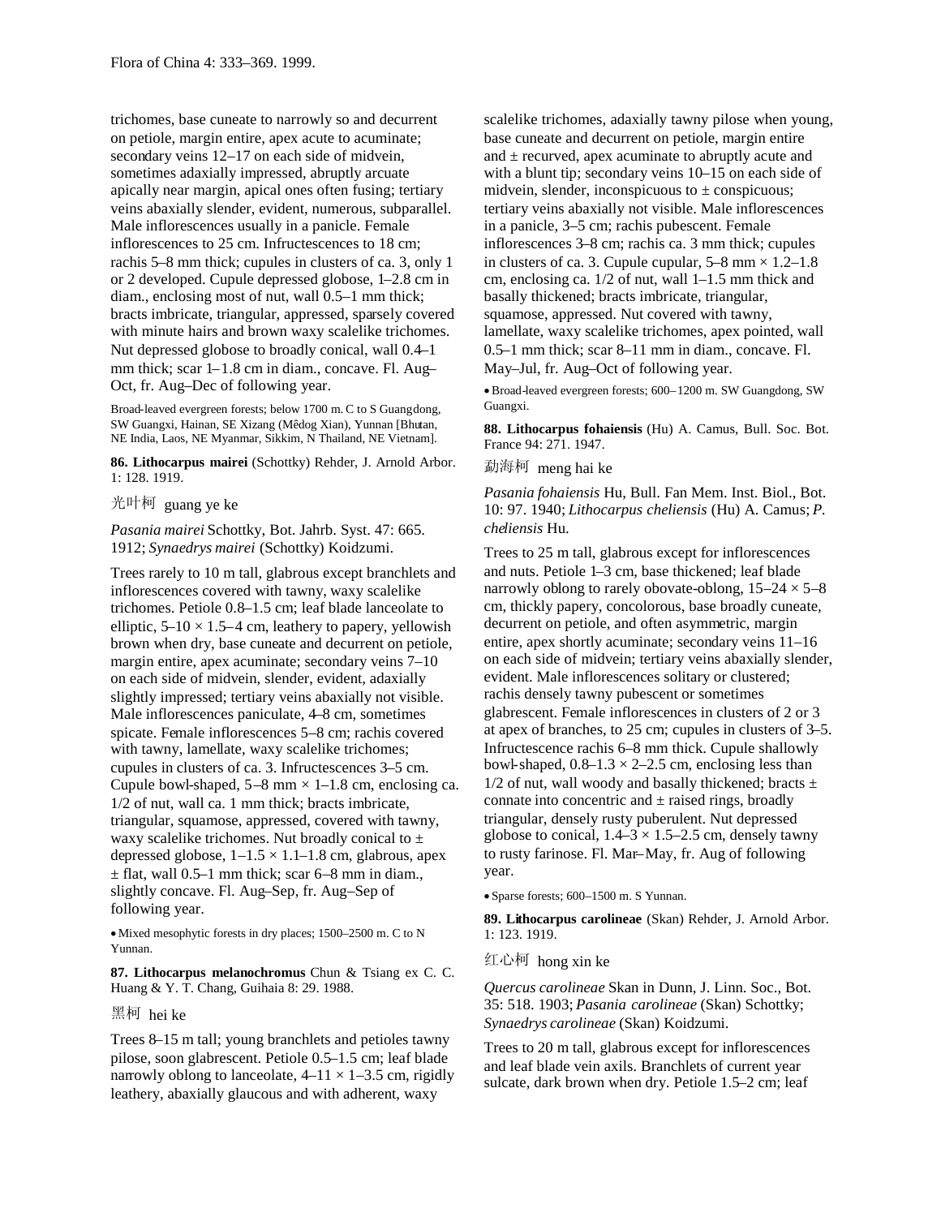trichomes, base cuneate to narrowly so and decurrent on petiole, margin entire, apex acute to acuminate; secondary veins 12–17 on each side of midvein, sometimes adaxially impressed, abruptly arcuate apically near margin, apical ones often fusing; tertiary veins abaxially slender, evident, numerous, subparallel. Male inflorescences usually in a panicle. Female inflorescences to 25 cm. Infructescences to 18 cm; rachis 5–8 mm thick; cupules in clusters of ca. 3, only 1 or 2 developed. Cupule depressed globose, 1–2.8 cm in diam., enclosing most of nut, wall 0.5–1 mm thick; bracts imbricate, triangular, appressed, sparsely covered with minute hairs and brown waxy scalelike trichomes. Nut depressed globose to broadly conical, wall 0.4–1 mm thick; scar 1–1.8 cm in diam., concave. Fl. Aug–Oct, fr. Aug–Dec of following year.

Broad-leaved evergreen forests; below 1700 m. C to S Guangdong, SW Guangxi, Hainan, SE Xizang (Mêdog Xian), Yunnan [Bhutan, NE India, Laos, NE Myanmar, Sikkim, N Thailand, NE Vietnam].

**86. Lithocarpus mairei** (Schottky) Rehder, J. Arnold Arbor. 1: 128. 1919.

光叶柯 guang ye ke

*Pasania mairei* Schottky, Bot. Jahrb. Syst. 47: 665. 1912; *Synaedrys mairei* (Schottky) Koidzumi.

Trees rarely to 10 m tall, glabrous except branchlets and inflorescences covered with tawny, waxy scalelike trichomes. Petiole 0.8–1.5 cm; leaf blade lanceolate to elliptic, 5–10 × 1.5–4 cm, leathery to papery, yellowish brown when dry, base cuneate and decurrent on petiole, margin entire, apex acuminate; secondary veins 7–10 on each side of midvein, slender, evident, adaxially slightly impressed; tertiary veins abaxially not visible. Male inflorescences paniculate, 4–8 cm, sometimes spicate. Female inflorescences 5–8 cm; rachis covered with tawny, lamellate, waxy scalelike trichomes; cupules in clusters of ca. 3. Infructescences 3–5 cm. Cupule bowl-shaped, 5–8 mm × 1–1.8 cm, enclosing ca. 1/2 of nut, wall ca. 1 mm thick; bracts imbricate, triangular, squamose, appressed, covered with tawny, waxy scalelike trichomes. Nut broadly conical to ± depressed globose, 1–1.5 × 1.1–1.8 cm, glabrous, apex ± flat, wall 0.5–1 mm thick; scar 6–8 mm in diam., slightly concave. Fl. Aug–Sep, fr. Aug–Sep of following year.

• Mixed mesophytic forests in dry places; 1500–2500 m. C to N Yunnan.

**87. Lithocarpus melanochromus** Chun & Tsiang ex C. C. Huang & Y. T. Chang, Guihaia 8: 29. 1988.

黑柯 hei ke

Trees 8–15 m tall; young branchlets and petioles tawny pilose, soon glabrescent. Petiole 0.5–1.5 cm; leaf blade narrowly oblong to lanceolate, 4–11 × 1–3.5 cm, rigidly leathery, abaxially glaucous and with adherent, waxy scalelike trichomes, adaxially tawny pilose when young, base cuneate and decurrent on petiole, margin entire and ± recurved, apex acuminate to abruptly acute and with a blunt tip; secondary veins 10–15 on each side of midvein, slender, inconspicuous to ± conspicuous; tertiary veins abaxially not visible. Male inflorescences in a panicle, 3–5 cm; rachis pubescent. Female inflorescences 3–8 cm; rachis ca. 3 mm thick; cupules in clusters of ca. 3. Cupule cupular, 5–8 mm × 1.2–1.8 cm, enclosing ca. 1/2 of nut, wall 1–1.5 mm thick and basally thickened; bracts imbricate, triangular, squamose, appressed. Nut covered with tawny, lamellate, waxy scalelike trichomes, apex pointed, wall 0.5–1 mm thick; scar 8–11 mm in diam., concave. Fl. May–Jul, fr. Aug–Oct of following year.

• Broad-leaved evergreen forests; 600–1200 m. SW Guangdong, SW Guangxi.

**88. Lithocarpus fohaiensis** (Hu) A. Camus, Bull. Soc. Bot. France 94: 271. 1947.

勐海柯 meng hai ke

*Pasania fohaiensis* Hu, Bull. Fan Mem. Inst. Biol., Bot. 10: 97. 1940; *Lithocarpus cheliensis* (Hu) A. Camus; *P. cheliensis* Hu.

Trees to 25 m tall, glabrous except for inflorescences and nuts. Petiole 1–3 cm, base thickened; leaf blade narrowly oblong to rarely obovate-oblong, 15–24 × 5–8 cm, thickly papery, concolorous, base broadly cuneate, decurrent on petiole, and often asymmetric, margin entire, apex shortly acuminate; secondary veins 11–16 on each side of midvein; tertiary veins abaxially slender, evident. Male inflorescences solitary or clustered; rachis densely tawny pubescent or sometimes glabrescent. Female inflorescences in clusters of 2 or 3 at apex of branches, to 25 cm; cupules in clusters of 3–5. Infructescence rachis 6–8 mm thick. Cupule shallowly bowl-shaped, 0.8–1.3 × 2–2.5 cm, enclosing less than 1/2 of nut, wall woody and basally thickened; bracts ± connate into concentric and ± raised rings, broadly triangular, densely rusty puberulent. Nut depressed globose to conical, 1.4–3 × 1.5–2.5 cm, densely tawny to rusty farinose. Fl. Mar–May, fr. Aug of following year.

• Sparse forests; 600–1500 m. S Yunnan.

**89. Lithocarpus carolineae** (Skan) Rehder, J. Arnold Arbor. 1: 123. 1919.

红心柯 hong xin ke

*Quercus carolineae* Skan in Dunn, J. Linn. Soc., Bot. 35: 518. 1903; *Pasania carolineae* (Skan) Schottky; *Synaedrys carolineae* (Skan) Koidzumi.

Trees to 20 m tall, glabrous except for inflorescences and leaf blade vein axils. Branchlets of current year sulcate, dark brown when dry. Petiole 1.5–2 cm; leaf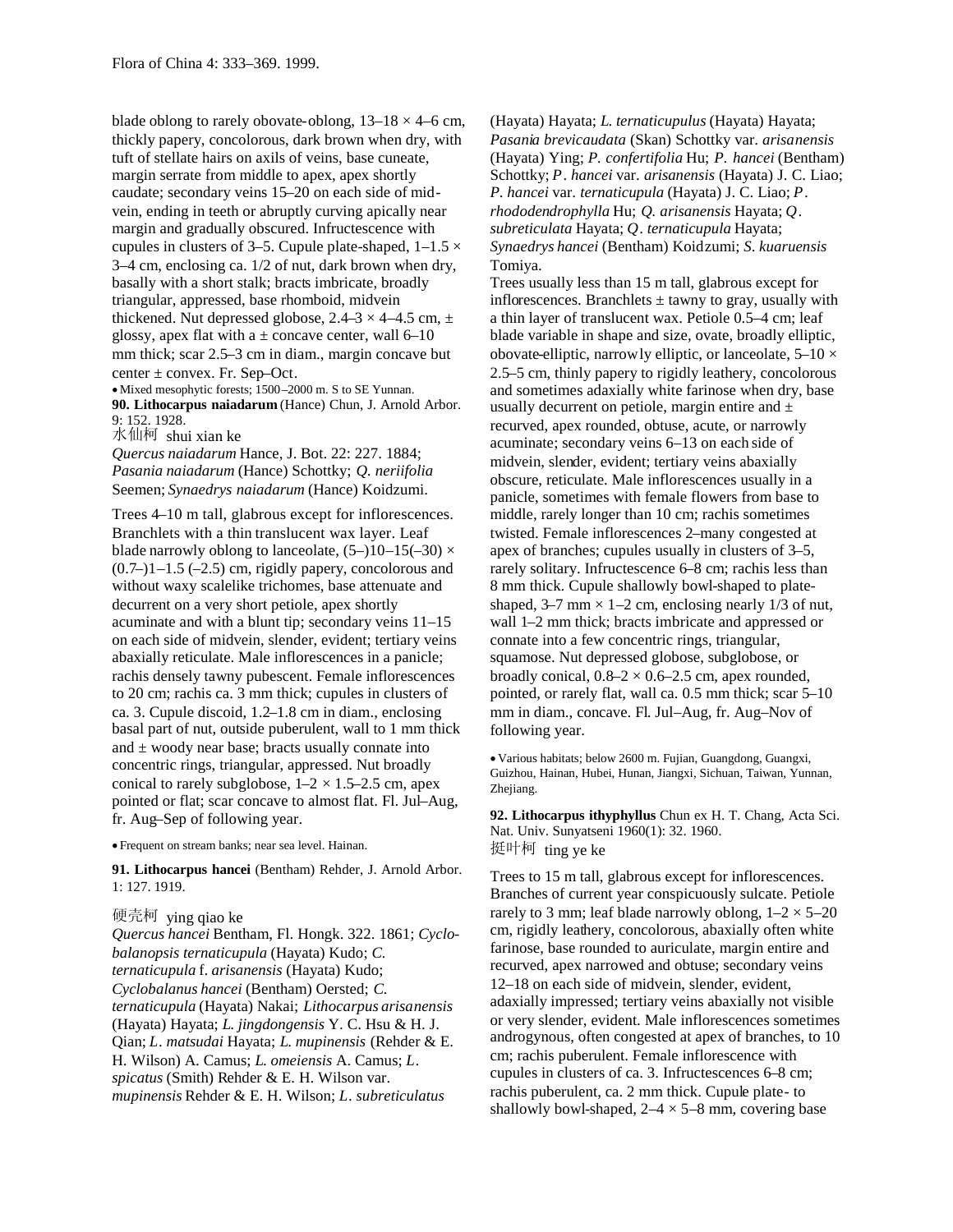blade oblong to rarely obovate-oblong, 13–18 × 4–6 cm, thickly papery, concolorous, dark brown when dry, with tuft of stellate hairs on axils of veins, base cuneate, margin serrate from middle to apex, apex shortly caudate; secondary veins 15–20 on each side of midvein, ending in teeth or abruptly curving apically near margin and gradually obscured. Infructescence with cupules in clusters of 3–5. Cupule plate-shaped, 1–1.5 × 3–4 cm, enclosing ca. 1/2 of nut, dark brown when dry, basally with a short stalk; bracts imbricate, broadly triangular, appressed, base rhomboid, midvein thickened. Nut depressed globose, 2.4–3 × 4–4.5 cm, ± glossy, apex flat with a ± concave center, wall 6–10 mm thick; scar 2.5–3 cm in diam., margin concave but center ± convex. Fr. Sep–Oct.

• Mixed mesophytic forests; 1500–2000 m. S to SE Yunnan.

**90. Lithocarpus naiadarum** (Hance) Chun, J. Arnold Arbor. 9: 152. 1928.

水仙柯 shui xian ke

*Quercus naiadarum* Hance, J. Bot. 22: 227. 1884; *Pasania naiadarum* (Hance) Schottky; *Q. neriifolia* Seemen; *Synaedrys naiadarum* (Hance) Koidzumi.

Trees 4–10 m tall, glabrous except for inflorescences. Branchlets with a thin translucent wax layer. Leaf blade narrowly oblong to lanceolate, (5–)10–15(–30) × (0.7–)1–1.5 (–2.5) cm, rigidly papery, concolorous and without waxy scalelike trichomes, base attenuate and decurrent on a very short petiole, apex shortly acuminate and with a blunt tip; secondary veins 11–15 on each side of midvein, slender, evident; tertiary veins abaxially reticulate. Male inflorescences in a panicle; rachis densely tawny pubescent. Female inflorescences to 20 cm; rachis ca. 3 mm thick; cupules in clusters of ca. 3. Cupule discoid, 1.2–1.8 cm in diam., enclosing basal part of nut, outside puberulent, wall to 1 mm thick and ± woody near base; bracts usually connate into concentric rings, triangular, appressed. Nut broadly conical to rarely subglobose, 1–2 × 1.5–2.5 cm, apex pointed or flat; scar concave to almost flat. Fl. Jul–Aug, fr. Aug–Sep of following year.

• Frequent on stream banks; near sea level. Hainan.

**91. Lithocarpus hancei** (Bentham) Rehder, J. Arnold Arbor. 1: 127. 1919.

硬壳柯 ying qiao ke

*Quercus hancei* Bentham, Fl. Hongk. 322. 1861; *Cyclobalanopsis ternaticupula* (Hayata) Kudo; *C. ternaticupula* f. *arisanensis* (Hayata) Kudo; *Cyclobalanus hancei* (Bentham) Oersted; *C. ternaticupula* (Hayata) Nakai; *Lithocarpus arisanensis* (Hayata) Hayata; *L. jingdongensis* Y. C. Hsu & H. J. Qian; *L. matsudai* Hayata; *L. mupinensis* (Rehder & E. H. Wilson) A. Camus; *L. omeiensis* A. Camus; *L. spicatus* (Smith) Rehder & E. H. Wilson var. *mupinensis* Rehder & E. H. Wilson; *L. subreticulatus* (Hayata) Hayata; *L. ternaticupulus* (Hayata) Hayata; *Pasania brevicaudata* (Skan) Schottky var. *arisanensis* (Hayata) Ying; *P. confertifolia* Hu; *P. hancei* (Bentham) Schottky; *P. hancei* var. *arisanensis* (Hayata) J. C. Liao; *P. hancei* var. *ternaticupula* (Hayata) J. C. Liao; *P. rhododendrophylla* Hu; *Q. arisanensis* Hayata; *Q. subreticulata* Hayata; *Q. ternaticupula* Hayata; *Synaedrys hancei* (Bentham) Koidzumi; *S. kuaruensis* Tomiya.

Trees usually less than 15 m tall, glabrous except for inflorescences. Branchlets ± tawny to gray, usually with a thin layer of translucent wax. Petiole 0.5–4 cm; leaf blade variable in shape and size, ovate, broadly elliptic, obovate-elliptic, narrowly elliptic, or lanceolate, 5–10 × 2.5–5 cm, thinly papery to rigidly leathery, concolorous and sometimes adaxially white farinose when dry, base usually decurrent on petiole, margin entire and ± recurved, apex rounded, obtuse, acute, or narrowly acuminate; secondary veins 6–13 on each side of midvein, slender, evident; tertiary veins abaxially obscure, reticulate. Male inflorescences usually in a panicle, sometimes with female flowers from base to middle, rarely longer than 10 cm; rachis sometimes twisted. Female inflorescences 2–many congested at apex of branches; cupules usually in clusters of 3–5, rarely solitary. Infructescence 6–8 cm; rachis less than 8 mm thick. Cupule shallowly bowl-shaped to plate-shaped, 3–7 mm × 1–2 cm, enclosing nearly 1/3 of nut, wall 1–2 mm thick; bracts imbricate and appressed or connate into a few concentric rings, triangular, squamose. Nut depressed globose, subglobose, or broadly conical, 0.8–2 × 0.6–2.5 cm, apex rounded, pointed, or rarely flat, wall ca. 0.5 mm thick; scar 5–10 mm in diam., concave. Fl. Jul–Aug, fr. Aug–Nov of following year.

• Various habitats; below 2600 m. Fujian, Guangdong, Guangxi, Guizhou, Hainan, Hubei, Hunan, Jiangxi, Sichuan, Taiwan, Yunnan, Zhejiang.

**92. Lithocarpus ithyphyllus** Chun ex H. T. Chang, Acta Sci. Nat. Univ. Sunyatseni 1960(1): 32. 1960.

挺叶柯 ting ye ke

Trees to 15 m tall, glabrous except for inflorescences. Branches of current year conspicuously sulcate. Petiole rarely to 3 mm; leaf blade narrowly oblong, 1–2 × 5–20 cm, rigidly leathery, concolorous, abaxially often white farinose, base rounded to auriculate, margin entire and recurved, apex narrowed and obtuse; secondary veins 12–18 on each side of midvein, slender, evident, adaxially impressed; tertiary veins abaxially not visible or very slender, evident. Male inflorescences sometimes androgynous, often congested at apex of branches, to 10 cm; rachis puberulent. Female inflorescence with cupules in clusters of ca. 3. Infructescences 6–8 cm; rachis puberulent, ca. 2 mm thick. Cupule plate- to shallowly bowl-shaped, 2–4 × 5–8 mm, covering base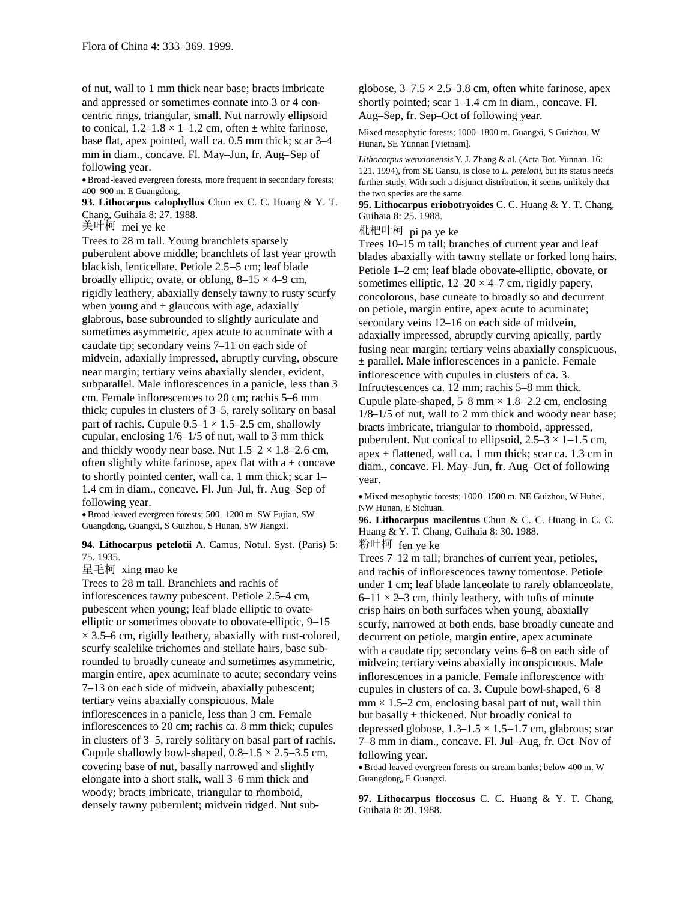of nut, wall to 1 mm thick near base; bracts imbricate and appressed or sometimes connate into 3 or 4 concentric rings, triangular, small. Nut narrowly ellipsoid to conical, 1.2–1.8 × 1–1.2 cm, often ± white farinose, base flat, apex pointed, wall ca. 0.5 mm thick; scar 3–4 mm in diam., concave. Fl. May–Jun, fr. Aug–Sep of following year.

• Broad-leaved evergreen forests, more frequent in secondary forests; 400–900 m. E Guangdong.

**93. Lithocarpus calophyllus** Chun ex C. C. Huang & Y. T. Chang, Guihaia 8: 27. 1988.

美叶柯 mei ye ke

Trees to 28 m tall. Young branchlets sparsely puberulent above middle; branchlets of last year growth blackish, lenticellate. Petiole 2.5–5 cm; leaf blade broadly elliptic, ovate, or oblong, 8–15 × 4–9 cm, rigidly leathery, abaxially densely tawny to rusty scurfy when young and ± glaucous with age, adaxially glabrous, base subrounded to slightly auriculate and sometimes asymmetric, apex acute to acuminate with a caudate tip; secondary veins 7–11 on each side of midvein, adaxially impressed, abruptly curving, obscure near margin; tertiary veins abaxially slender, evident, subparallel. Male inflorescences in a panicle, less than 3 cm. Female inflorescences to 20 cm; rachis 5–6 mm thick; cupules in clusters of 3–5, rarely solitary on basal part of rachis. Cupule 0.5–1 × 1.5–2.5 cm, shallowly cupular, enclosing 1/6–1/5 of nut, wall to 3 mm thick and thickly woody near base. Nut 1.5–2 × 1.8–2.6 cm, often slightly white farinose, apex flat with a ± concave to shortly pointed center, wall ca. 1 mm thick; scar 1–1.4 cm in diam., concave. Fl. Jun–Jul, fr. Aug–Sep of following year.

• Broad-leaved evergreen forests; 500–1200 m. SW Fujian, SW Guangdong, Guangxi, S Guizhou, S Hunan, SW Jiangxi.

**94. Lithocarpus petelotii** A. Camus, Notul. Syst. (Paris) 5: 75. 1935.

星毛柯 xing mao ke

Trees to 28 m tall. Branchlets and rachis of inflorescences tawny pubescent. Petiole 2.5–4 cm, pubescent when young; leaf blade elliptic to ovate-elliptic or sometimes obovate to obovate-elliptic, 9–15 × 3.5–6 cm, rigidly leathery, abaxially with rust-colored, scurfy scalelike trichomes and stellate hairs, base subrounded to broadly cuneate and sometimes asymmetric, margin entire, apex acuminate to acute; secondary veins 7–13 on each side of midvein, abaxially pubescent; tertiary veins abaxially conspicuous. Male inflorescences in a panicle, less than 3 cm. Female inflorescences to 20 cm; rachis ca. 8 mm thick; cupules in clusters of 3–5, rarely solitary on basal part of rachis. Cupule shallowly bowl-shaped, 0.8–1.5 × 2.5–3.5 cm, covering base of nut, basally narrowed and slightly elongate into a short stalk, wall 3–6 mm thick and woody; bracts imbricate, triangular to rhomboid, densely tawny puberulent; midvein ridged. Nut subglobose, 3–7.5 × 2.5–3.8 cm, often white farinose, apex shortly pointed; scar 1–1.4 cm in diam., concave. Fl. Aug–Sep, fr. Sep–Oct of following year.

Mixed mesophytic forests; 1000–1800 m. Guangxi, S Guizhou, W Hunan, SE Yunnan [Vietnam].

*Lithocarpus wenxianensis* Y. J. Zhang & al. (Acta Bot. Yunnan. 16: 121. 1994), from SE Gansu, is close to *L. petelotii*, but its status needs further study. With such a disjunct distribution, it seems unlikely that the two species are the same.

**95. Lithocarpus eriobotryoides** C. C. Huang & Y. T. Chang, Guihaia 8: 25. 1988.

枇杷叶柯 pi pa ye ke

Trees 10–15 m tall; branches of current year and leaf blades abaxially with tawny stellate or forked long hairs. Petiole 1–2 cm; leaf blade obovate-elliptic, obovate, or sometimes elliptic, 12–20 × 4–7 cm, rigidly papery, concolorous, base cuneate to broadly so and decurrent on petiole, margin entire, apex acute to acuminate; secondary veins 12–16 on each side of midvein, adaxially impressed, abruptly curving apically, partly fusing near margin; tertiary veins abaxially conspicuous, ± parallel. Male inflorescences in a panicle. Female inflorescence with cupules in clusters of ca. 3. Infructescences ca. 12 mm; rachis 5–8 mm thick. Cupule plate-shaped, 5–8 mm × 1.8–2.2 cm, enclosing 1/8–1/5 of nut, wall to 2 mm thick and woody near base; bracts imbricate, triangular to rhomboid, appressed, puberulent. Nut conical to ellipsoid, 2.5–3 × 1–1.5 cm, apex ± flattened, wall ca. 1 mm thick; scar ca. 1.3 cm in diam., concave. Fl. May–Jun, fr. Aug–Oct of following year.

• Mixed mesophytic forests; 1000–1500 m. NE Guizhou, W Hubei, NW Hunan, E Sichuan.

**96. Lithocarpus macilentus** Chun & C. C. Huang in C. C. Huang & Y. T. Chang, Guihaia 8: 30. 1988.

粉叶柯 fen ye ke

Trees 7–12 m tall; branches of current year, petioles, and rachis of inflorescences tawny tomentose. Petiole under 1 cm; leaf blade lanceolate to rarely oblanceolate, 6–11 × 2–3 cm, thinly leathery, with tufts of minute crisp hairs on both surfaces when young, abaxially scurfy, narrowed at both ends, base broadly cuneate and decurrent on petiole, margin entire, apex acuminate with a caudate tip; secondary veins 6–8 on each side of midvein; tertiary veins abaxially inconspicuous. Male inflorescences in a panicle. Female inflorescence with cupules in clusters of ca. 3. Cupule bowl-shaped, 6–8 mm × 1.5–2 cm, enclosing basal part of nut, wall thin but basally ± thickened. Nut broadly conical to depressed globose, 1.3–1.5 × 1.5–1.7 cm, glabrous; scar 7–8 mm in diam., concave. Fl. Jul–Aug, fr. Oct–Nov of following year.

• Broad-leaved evergreen forests on stream banks; below 400 m. W Guangdong, E Guangxi.

**97. Lithocarpus floccosus** C. C. Huang & Y. T. Chang, Guihaia 8: 20. 1988.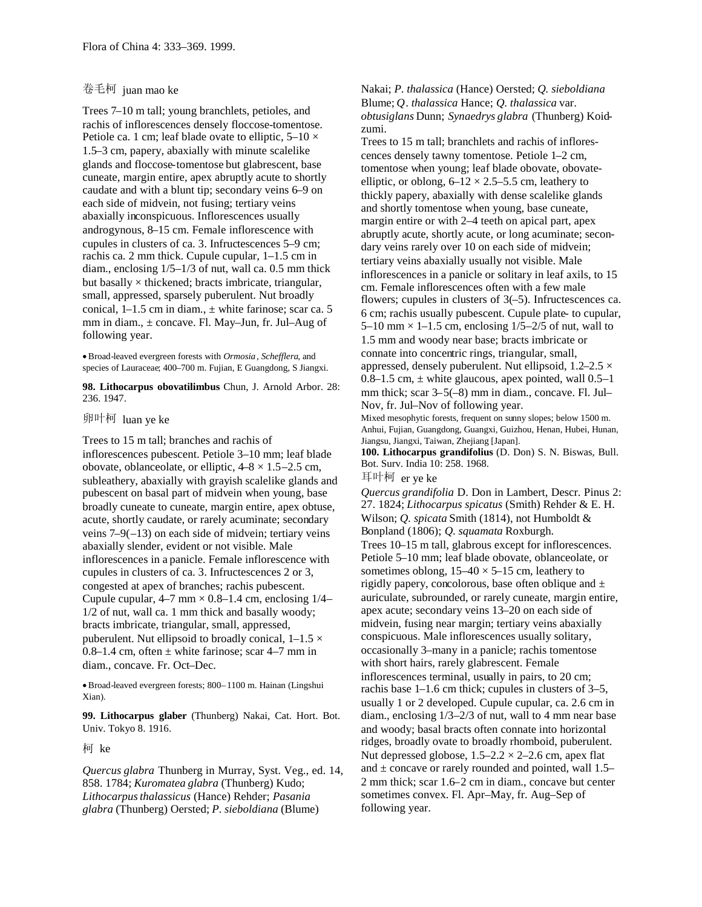卷毛柯 juan mao ke

Trees 7–10 m tall; young branchlets, petioles, and rachis of inflorescences densely floccose-tomentose. Petiole ca. 1 cm; leaf blade ovate to elliptic, 5–10 × 1.5–3 cm, papery, abaxially with minute scalelike glands and floccose-tomentose but glabrescent, base cuneate, margin entire, apex abruptly acute to shortly caudate and with a blunt tip; secondary veins 6–9 on each side of midvein, not fusing; tertiary veins abaxially inconspicuous. Inflorescences usually androgynous, 8–15 cm. Female inflorescence with cupules in clusters of ca. 3. Infructescences 5–9 cm; rachis ca. 2 mm thick. Cupule cupular, 1–1.5 cm in diam., enclosing 1/5–1/3 of nut, wall ca. 0.5 mm thick but basally × thickened; bracts imbricate, triangular, small, appressed, sparsely puberulent. Nut broadly conical, 1–1.5 cm in diam., ± white farinose; scar ca. 5 mm in diam., ± concave. Fl. May–Jun, fr. Jul–Aug of following year.

• Broad-leaved evergreen forests with *Ormosia*, *Schefflera*, and species of Lauraceae; 400–700 m. Fujian, E Guangdong, S Jiangxi.

**98. Lithocarpus obovatilimbus** Chun, J. Arnold Arbor. 28: 236. 1947.

卵叶柯 luan ye ke

Trees to 15 m tall; branches and rachis of inflorescences pubescent. Petiole 3–10 mm; leaf blade obovate, oblanceolate, or elliptic, 4–8 × 1.5–2.5 cm, subleathery, abaxially with grayish scalelike glands and pubescent on basal part of midvein when young, base broadly cuneate to cuneate, margin entire, apex obtuse, acute, shortly caudate, or rarely acuminate; secondary veins 7–9(–13) on each side of midvein; tertiary veins abaxially slender, evident or not visible. Male inflorescences in a panicle. Female inflorescence with cupules in clusters of ca. 3. Infructescences 2 or 3, congested at apex of branches; rachis pubescent. Cupule cupular, 4–7 mm × 0.8–1.4 cm, enclosing 1/4–1/2 of nut, wall ca. 1 mm thick and basally woody; bracts imbricate, triangular, small, appressed, puberulent. Nut ellipsoid to broadly conical, 1–1.5 × 0.8–1.4 cm, often ± white farinose; scar 4–7 mm in diam., concave. Fr. Oct–Dec.

• Broad-leaved evergreen forests; 800–1100 m. Hainan (Lingshui Xian).

**99. Lithocarpus glaber** (Thunberg) Nakai, Cat. Hort. Bot. Univ. Tokyo 8. 1916.

柯 ke

*Quercus glabra* Thunberg in Murray, Syst. Veg., ed. 14, 858. 1784; *Kuromatea glabra* (Thunberg) Kudo; *Lithocarpus thalassicus* (Hance) Rehder; *Pasania glabra* (Thunberg) Oersted; *P. sieboldiana* (Blume) Nakai; *P. thalassica* (Hance) Oersted; *Q. sieboldiana* Blume; *Q. thalassica* Hance; *Q. thalassica* var. *obtusiglans* Dunn; *Synaedrys glabra* (Thunberg) Koidzumi.

Trees to 15 m tall; branchlets and rachis of inflorescences densely tawny tomentose. Petiole 1–2 cm, tomentose when young; leaf blade obovate, obovate-elliptic, or oblong, 6–12 × 2.5–5.5 cm, leathery to thickly papery, abaxially with dense scalelike glands and shortly tomentose when young, base cuneate, margin entire or with 2–4 teeth on apical part, apex abruptly acute, shortly acute, or long acuminate; secondary veins rarely over 10 on each side of midvein; tertiary veins abaxially usually not visible. Male inflorescences in a panicle or solitary in leaf axils, to 15 cm. Female inflorescences often with a few male flowers; cupules in clusters of 3(–5). Infructescences ca. 6 cm; rachis usually pubescent. Cupule plate- to cupular, 5–10 mm × 1–1.5 cm, enclosing 1/5–2/5 of nut, wall to 1.5 mm and woody near base; bracts imbricate or connate into concentric rings, triangular, small, appressed, densely puberulent. Nut ellipsoid, 1.2–2.5 × 0.8–1.5 cm, ± white glaucous, apex pointed, wall 0.5–1 mm thick; scar 3–5(–8) mm in diam., concave. Fl. Jul–Nov, fr. Jul–Nov of following year.

Mixed mesophytic forests, frequent on sunny slopes; below 1500 m. Anhui, Fujian, Guangdong, Guangxi, Guizhou, Henan, Hubei, Hunan, Jiangsu, Jiangxi, Taiwan, Zhejiang [Japan].

**100. Lithocarpus grandifolius** (D. Don) S. N. Biswas, Bull. Bot. Surv. India 10: 258. 1968.

耳叶柯 er ye ke

*Quercus grandifolia* D. Don in Lambert, Descr. Pinus 2: 27. 1824; *Lithocarpus spicatus* (Smith) Rehder & E. H. Wilson; *Q. spicata* Smith (1814), not Humboldt & Bonpland (1806); *Q. squamata* Roxburgh.

Trees 10–15 m tall, glabrous except for inflorescences. Petiole 5–10 mm; leaf blade obovate, oblanceolate, or sometimes oblong, 15–40 × 5–15 cm, leathery to rigidly papery, concolorous, base often oblique and ± auriculate, subrounded, or rarely cuneate, margin entire, apex acute; secondary veins 13–20 on each side of midvein, fusing near margin; tertiary veins abaxially conspicuous. Male inflorescences usually solitary, occasionally 3–many in a panicle; rachis tomentose with short hairs, rarely glabrescent. Female inflorescences terminal, usually in pairs, to 20 cm; rachis base 1–1.6 cm thick; cupules in clusters of 3–5, usually 1 or 2 developed. Cupule cupular, ca. 2.6 cm in diam., enclosing 1/3–2/3 of nut, wall to 4 mm near base and woody; basal bracts often connate into horizontal ridges, broadly ovate to broadly rhomboid, puberulent. Nut depressed globose, 1.5–2.2 × 2–2.6 cm, apex flat and ± concave or rarely rounded and pointed, wall 1.5–2 mm thick; scar 1.6–2 cm in diam., concave but center sometimes convex. Fl. Apr–May, fr. Aug–Sep of following year.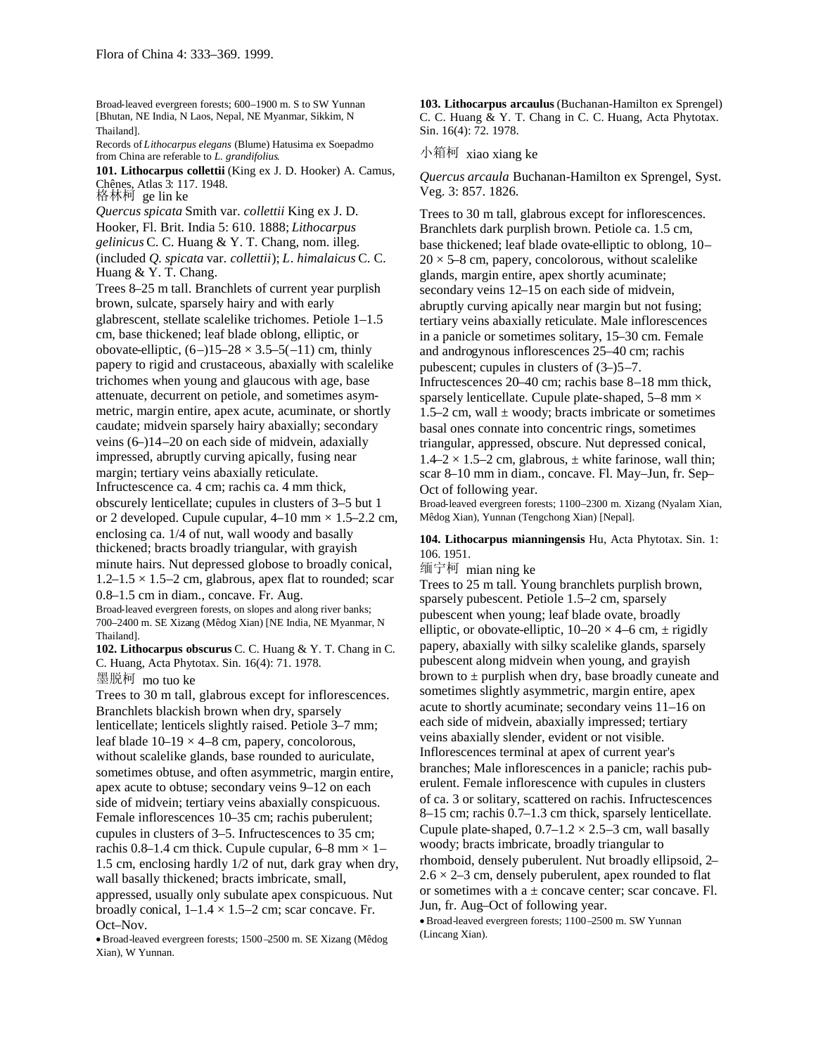Broad-leaved evergreen forests; 600–1900 m. S to SW Yunnan [Bhutan, NE India, N Laos, Nepal, NE Myanmar, Sikkim, N Thailand].

Records of *Lithocarpus elegans* (Blume) Hatusima ex Soepadmo from China are referable to *L. grandifolius*.

**101. Lithocarpus collettii** (King ex J. D. Hooker) A. Camus, Chênes, Atlas 3: 117. 1948.

格林柯 ge lin ke

*Quercus spicata* Smith var. *collettii* King ex J. D. Hooker, Fl. Brit. India 5: 610. 1888; *Lithocarpus gelinicus* C. C. Huang & Y. T. Chang, nom. illeg. (included *Q. spicata* var. *collettii*); *L. himalaicus* C. C. Huang & Y. T. Chang.

Trees 8–25 m tall. Branchlets of current year purplish brown, sulcate, sparsely hairy and with early glabrescent, stellate scalelike trichomes. Petiole 1–1.5 cm, base thickened; leaf blade oblong, elliptic, or obovate-elliptic, (6–)15–28 × 3.5–5(–11) cm, thinly papery to rigid and crustaceous, abaxially with scalelike trichomes when young and glaucous with age, base attenuate, decurrent on petiole, and sometimes asymmetric, margin entire, apex acute, acuminate, or shortly caudate; midvein sparsely hairy abaxially; secondary veins (6–)14–20 on each side of midvein, adaxially impressed, abruptly curving apically, fusing near margin; tertiary veins abaxially reticulate. Infructescence ca. 4 cm; rachis ca. 4 mm thick, obscurely lenticellate; cupules in clusters of 3–5 but 1 or 2 developed. Cupule cupular, 4–10 mm × 1.5–2.2 cm, enclosing ca. 1/4 of nut, wall woody and basally thickened; bracts broadly triangular, with grayish minute hairs. Nut depressed globose to broadly conical, 1.2–1.5 × 1.5–2 cm, glabrous, apex flat to rounded; scar 0.8–1.5 cm in diam., concave. Fr. Aug.

Broad-leaved evergreen forests, on slopes and along river banks; 700–2400 m. SE Xizang (Mêdog Xian) [NE India, NE Myanmar, N Thailand].

**102. Lithocarpus obscurus** C. C. Huang & Y. T. Chang in C. C. Huang, Acta Phytotax. Sin. 16(4): 71. 1978.

墨脱柯 mo tuo ke

Trees to 30 m tall, glabrous except for inflorescences. Branchlets blackish brown when dry, sparsely lenticellate; lenticels slightly raised. Petiole 3–7 mm; leaf blade 10–19 × 4–8 cm, papery, concolorous, without scalelike glands, base rounded to auriculate, sometimes obtuse, and often asymmetric, margin entire, apex acute to obtuse; secondary veins 9–12 on each side of midvein; tertiary veins abaxially conspicuous. Female inflorescences 10–35 cm; rachis puberulent; cupules in clusters of 3–5. Infructescences to 35 cm; rachis 0.8–1.4 cm thick. Cupule cupular, 6–8 mm × 1–1.5 cm, enclosing hardly 1/2 of nut, dark gray when dry, wall basally thickened; bracts imbricate, small, appressed, usually only subulate apex conspicuous. Nut broadly conical, 1–1.4 × 1.5–2 cm; scar concave. Fr. Oct–Nov.

• Broad-leaved evergreen forests; 1500–2500 m. SE Xizang (Mêdog Xian), W Yunnan.

**103. Lithocarpus arcaulus** (Buchanan-Hamilton ex Sprengel) C. C. Huang & Y. T. Chang in C. C. Huang, Acta Phytotax. Sin. 16(4): 72. 1978.

小箱柯 xiao xiang ke

*Quercus arcaula* Buchanan-Hamilton ex Sprengel, Syst. Veg. 3: 857. 1826.

Trees to 30 m tall, glabrous except for inflorescences. Branchlets dark purplish brown. Petiole ca. 1.5 cm, base thickened; leaf blade ovate-elliptic to oblong, 10–20 × 5–8 cm, papery, concolorous, without scalelike glands, margin entire, apex shortly acuminate; secondary veins 12–15 on each side of midvein, abruptly curving apically near margin but not fusing; tertiary veins abaxially reticulate. Male inflorescences in a panicle or sometimes solitary, 15–30 cm. Female and androgynous inflorescences 25–40 cm; rachis pubescent; cupules in clusters of (3–)5–7. Infructescences 20–40 cm; rachis base 8–18 mm thick, sparsely lenticellate. Cupule plate-shaped, 5–8 mm × 1.5–2 cm, wall ± woody; bracts imbricate or sometimes basal ones connate into concentric rings, sometimes triangular, appressed, obscure. Nut depressed conical, 1.4–2 × 1.5–2 cm, glabrous, ± white farinose, wall thin; scar 8–10 mm in diam., concave. Fl. May–Jun, fr. Sep–Oct of following year.

Broad-leaved evergreen forests; 1100–2300 m. Xizang (Nyalam Xian, Mêdog Xian), Yunnan (Tengchong Xian) [Nepal].

**104. Lithocarpus mianningensis** Hu, Acta Phytotax. Sin. 1: 106. 1951.

缅宁柯 mian ning ke

Trees to 25 m tall. Young branchlets purplish brown, sparsely pubescent. Petiole 1.5–2 cm, sparsely pubescent when young; leaf blade ovate, broadly elliptic, or obovate-elliptic, 10–20 × 4–6 cm, ± rigidly papery, abaxially with silky scalelike glands, sparsely pubescent along midvein when young, and grayish brown to ± purplish when dry, base broadly cuneate and sometimes slightly asymmetric, margin entire, apex acute to shortly acuminate; secondary veins 11–16 on each side of midvein, abaxially impressed; tertiary veins abaxially slender, evident or not visible. Inflorescences terminal at apex of current year's branches; Male inflorescences in a panicle; rachis puberulent. Female inflorescence with cupules in clusters of ca. 3 or solitary, scattered on rachis. Infructescences 8–15 cm; rachis 0.7–1.3 cm thick, sparsely lenticellate. Cupule plate-shaped, 0.7–1.2 × 2.5–3 cm, wall basally woody; bracts imbricate, broadly triangular to rhomboid, densely puberulent. Nut broadly ellipsoid, 2–2.6 × 2–3 cm, densely puberulent, apex rounded to flat or sometimes with a ± concave center; scar concave. Fl. Jun, fr. Aug–Oct of following year.

• Broad-leaved evergreen forests; 1100–2500 m. SW Yunnan (Lincang Xian).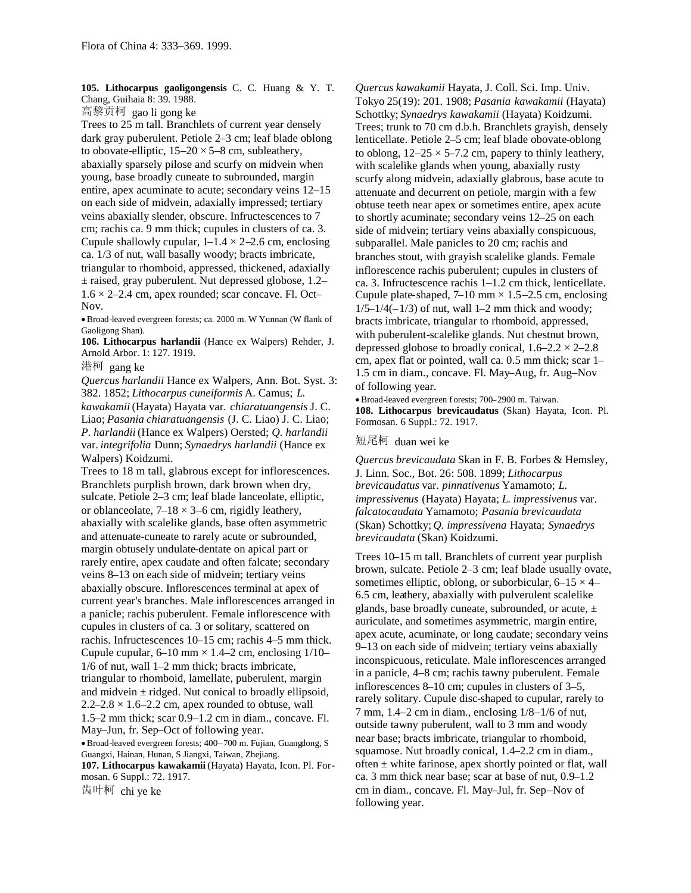**105. Lithocarpus gaoligongensis** C. C. Huang & Y. T. Chang, Guihaia 8: 39. 1988.

高黎贡柯 gao li gong ke

Trees to 25 m tall. Branchlets of current year densely dark gray puberulent. Petiole 2–3 cm; leaf blade oblong to obovate-elliptic, 15–20 × 5–8 cm, subleathery, abaxially sparsely pilose and scurfy on midvein when young, base broadly cuneate to subrounded, margin entire, apex acuminate to acute; secondary veins 12–15 on each side of midvein, adaxially impressed; tertiary veins abaxially slender, obscure. Infructescences to 7 cm; rachis ca. 9 mm thick; cupules in clusters of ca. 3. Cupule shallowly cupular, 1–1.4 × 2–2.6 cm, enclosing ca. 1/3 of nut, wall basally woody; bracts imbricate, triangular to rhomboid, appressed, thickened, adaxially ± raised, gray puberulent. Nut depressed globose, 1.2–1.6 × 2–2.4 cm, apex rounded; scar concave. Fl. Oct–Nov.

• Broad-leaved evergreen forests; ca. 2000 m. W Yunnan (W flank of Gaoligong Shan).

**106. Lithocarpus harlandii** (Hance ex Walpers) Rehder, J. Arnold Arbor. 1: 127. 1919.

港柯 gang ke

*Quercus harlandii* Hance ex Walpers, Ann. Bot. Syst. 3: 382. 1852; *Lithocarpus cuneiformis* A. Camus; *L. kawakamii* (Hayata) Hayata var. *chiaratuangensis* J. C. Liao; *Pasania chiaratuangensis* (J. C. Liao) J. C. Liao; *P. harlandii* (Hance ex Walpers) Oersted; *Q. harlandii* var. *integrifolia* Dunn; *Synaedrys harlandii* (Hance ex Walpers) Koidzumi.

Trees to 18 m tall, glabrous except for inflorescences. Branchlets purplish brown, dark brown when dry, sulcate. Petiole 2–3 cm; leaf blade lanceolate, elliptic, or oblanceolate, 7–18 × 3–6 cm, rigidly leathery, abaxially with scalelike glands, base often asymmetric and attenuate-cuneate to rarely acute or subrounded, margin obtusely undulate-dentate on apical part or rarely entire, apex caudate and often falcate; secondary veins 8–13 on each side of midvein; tertiary veins abaxially obscure. Inflorescences terminal at apex of current year's branches. Male inflorescences arranged in a panicle; rachis puberulent. Female inflorescence with cupules in clusters of ca. 3 or solitary, scattered on rachis. Infructescences 10–15 cm; rachis 4–5 mm thick. Cupule cupular, 6–10 mm × 1.4–2 cm, enclosing 1/10–1/6 of nut, wall 1–2 mm thick; bracts imbricate, triangular to rhomboid, lamellate, puberulent, margin and midvein ± ridged. Nut conical to broadly ellipsoid, 2.2–2.8 × 1.6–2.2 cm, apex rounded to obtuse, wall 1.5–2 mm thick; scar 0.9–1.2 cm in diam., concave. Fl. May–Jun, fr. Sep–Oct of following year.

• Broad-leaved evergreen forests; 400–700 m. Fujian, Guangdong, S Guangxi, Hainan, Hunan, S Jiangxi, Taiwan, Zhejiang.

**107. Lithocarpus kawakamii** (Hayata) Hayata, Icon. Pl. Formosan. 6 Suppl.: 72. 1917.

齿叶柯 chi ye ke

*Quercus kawakamii* Hayata, J. Coll. Sci. Imp. Univ. Tokyo 25(19): 201. 1908; *Pasania kawakamii* (Hayata) Schottky; *Synaedrys kawakamii* (Hayata) Koidzumi.

Trees; trunk to 70 cm d.b.h. Branchlets grayish, densely lenticellate. Petiole 2–5 cm; leaf blade obovate-oblong to oblong, 12–25 × 5–7.2 cm, papery to thinly leathery, with scalelike glands when young, abaxially rusty scurfy along midvein, adaxially glabrous, base acute to attenuate and decurrent on petiole, margin with a few obtuse teeth near apex or sometimes entire, apex acute to shortly acuminate; secondary veins 12–25 on each side of midvein; tertiary veins abaxially conspicuous, subparallel. Male panicles to 20 cm; rachis and branches stout, with grayish scalelike glands. Female inflorescence rachis puberulent; cupules in clusters of ca. 3. Infructescence rachis 1–1.2 cm thick, lenticellate. Cupule plate-shaped, 7–10 mm × 1.5–2.5 cm, enclosing 1/5–1/4(–1/3) of nut, wall 1–2 mm thick and woody; bracts imbricate, triangular to rhomboid, appressed, with puberulent-scalelike glands. Nut chestnut brown, depressed globose to broadly conical, 1.6–2.2 × 2–2.8 cm, apex flat or pointed, wall ca. 0.5 mm thick; scar 1–1.5 cm in diam., concave. Fl. May–Aug, fr. Aug–Nov of following year.

• Broad-leaved evergreen forests; 700–2900 m. Taiwan.

**108. Lithocarpus brevicaudatus** (Skan) Hayata, Icon. Pl. Formosan. 6 Suppl.: 72. 1917.

短尾柯 duan wei ke

*Quercus brevicaudata* Skan in F. B. Forbes & Hemsley, J. Linn. Soc., Bot. 26: 508. 1899; *Lithocarpus brevicaudatus* var. *pinnativenus* Yamamoto; *L. impressivenus* (Hayata) Hayata; *L. impressivenus* var. *falcatocaudata* Yamamoto; *Pasania brevicaudata* (Skan) Schottky; *Q. impressivena* Hayata; *Synaedrys brevicaudata* (Skan) Koidzumi.

Trees 10–15 m tall. Branchlets of current year purplish brown, sulcate. Petiole 2–3 cm; leaf blade usually ovate, sometimes elliptic, oblong, or suborbicular, 6–15 × 4–6.5 cm, leathery, abaxially with pulverulent scalelike glands, base broadly cuneate, subrounded, or acute, ± auriculate, and sometimes asymmetric, margin entire, apex acute, acuminate, or long caudate; secondary veins 9–13 on each side of midvein; tertiary veins abaxially inconspicuous, reticulate. Male inflorescences arranged in a panicle, 4–8 cm; rachis tawny puberulent. Female inflorescences 8–10 cm; cupules in clusters of 3–5, rarely solitary. Cupule disc-shaped to cupular, rarely to 7 mm, 1.4–2 cm in diam., enclosing 1/8–1/6 of nut, outside tawny puberulent, wall to 3 mm and woody near base; bracts imbricate, triangular to rhomboid, squamose. Nut broadly conical, 1.4–2.2 cm in diam., often ± white farinose, apex shortly pointed or flat, wall ca. 3 mm thick near base; scar at base of nut, 0.9–1.2 cm in diam., concave. Fl. May–Jul, fr. Sep–Nov of following year.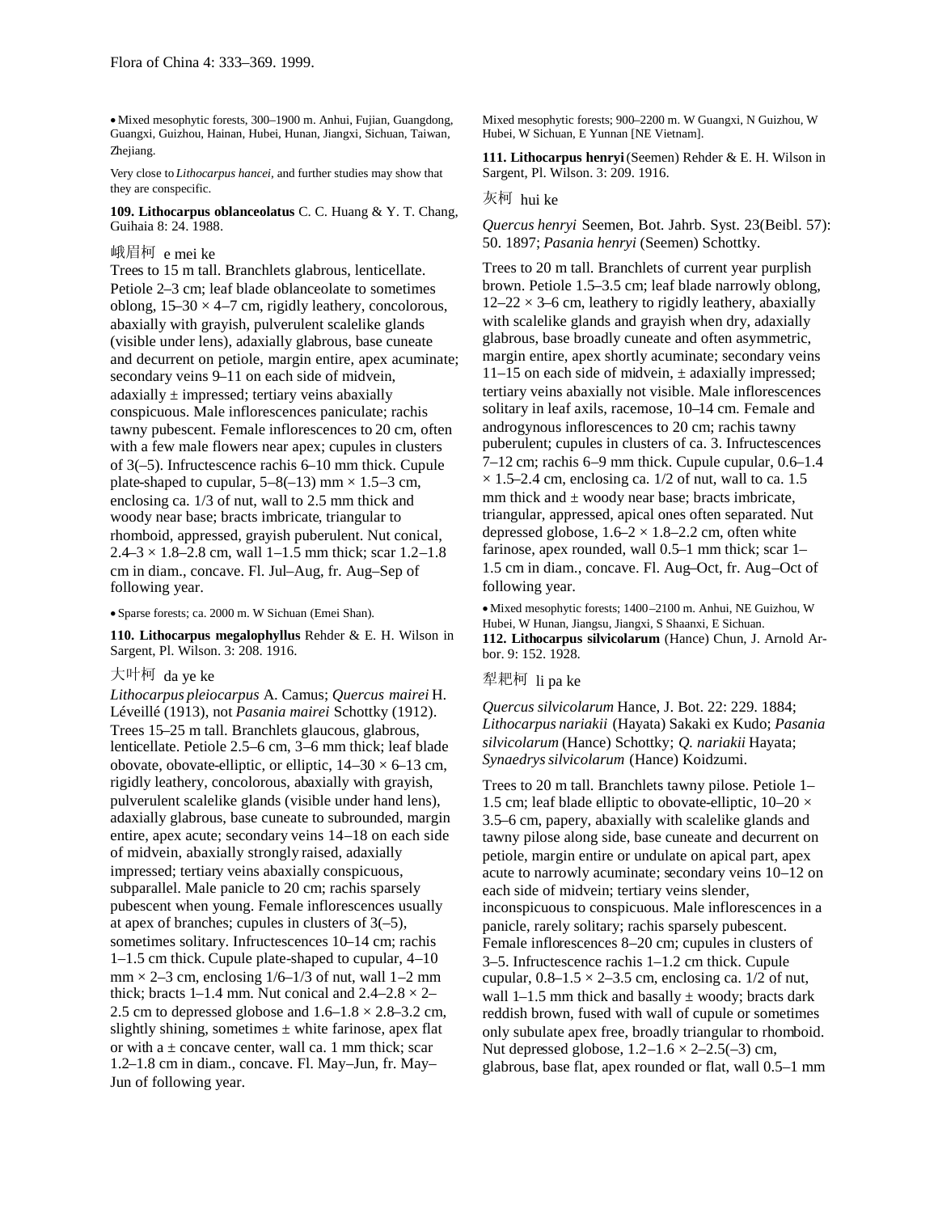• Mixed mesophytic forests, 300–1900 m. Anhui, Fujian, Guangdong, Guangxi, Guizhou, Hainan, Hubei, Hunan, Jiangxi, Sichuan, Taiwan, Zhejiang.

Very close to *Lithocarpus hancei*, and further studies may show that they are conspecific.

**109. Lithocarpus oblanceolatus** C. C. Huang & Y. T. Chang, Guihaia 8: 24. 1988.

峨眉柯 e mei ke

Trees to 15 m tall. Branchlets glabrous, lenticellate. Petiole 2–3 cm; leaf blade oblanceolate to sometimes oblong, 15–30 × 4–7 cm, rigidly leathery, concolorous, abaxially with grayish, pulverulent scalelike glands (visible under lens), adaxially glabrous, base cuneate and decurrent on petiole, margin entire, apex acuminate; secondary veins 9–11 on each side of midvein, adaxially ± impressed; tertiary veins abaxially conspicuous. Male inflorescences paniculate; rachis tawny pubescent. Female inflorescences to 20 cm, often with a few male flowers near apex; cupules in clusters of 3(–5). Infructescence rachis 6–10 mm thick. Cupule plate-shaped to cupular, 5–8(–13) mm × 1.5–3 cm, enclosing ca. 1/3 of nut, wall to 2.5 mm thick and woody near base; bracts imbricate, triangular to rhomboid, appressed, grayish puberulent. Nut conical, 2.4–3 × 1.8–2.8 cm, wall 1–1.5 mm thick; scar 1.2–1.8 cm in diam., concave. Fl. Jul–Aug, fr. Aug–Sep of following year.

• Sparse forests; ca. 2000 m. W Sichuan (Emei Shan).

**110. Lithocarpus megalophyllus** Rehder & E. H. Wilson in Sargent, Pl. Wilson. 3: 208. 1916.

大叶柯 da ye ke

*Lithocarpus pleiocarpus* A. Camus; *Quercus mairei* H. Léveillé (1913), not *Pasania mairei* Schottky (1912).

Trees 15–25 m tall. Branchlets glaucous, glabrous, lenticellate. Petiole 2.5–6 cm, 3–6 mm thick; leaf blade obovate, obovate-elliptic, or elliptic, 14–30 × 6–13 cm, rigidly leathery, concolorous, abaxially with grayish, pulverulent scalelike glands (visible under hand lens), adaxially glabrous, base cuneate to subrounded, margin entire, apex acute; secondary veins 14–18 on each side of midvein, abaxially strongly raised, adaxially impressed; tertiary veins abaxially conspicuous, subparallel. Male panicle to 20 cm; rachis sparsely pubescent when young. Female inflorescences usually at apex of branches; cupules in clusters of 3(–5), sometimes solitary. Infructescences 10–14 cm; rachis 1–1.5 cm thick. Cupule plate-shaped to cupular, 4–10 mm × 2–3 cm, enclosing 1/6–1/3 of nut, wall 1–2 mm thick; bracts 1–1.4 mm. Nut conical and 2.4–2.8 × 2–2.5 cm to depressed globose and 1.6–1.8 × 2.8–3.2 cm, slightly shining, sometimes ± white farinose, apex flat or with a ± concave center, wall ca. 1 mm thick; scar 1.2–1.8 cm in diam., concave. Fl. May–Jun, fr. May–Jun of following year.

Mixed mesophytic forests; 900–2200 m. W Guangxi, N Guizhou, W Hubei, W Sichuan, E Yunnan [NE Vietnam].

**111. Lithocarpus henryi** (Seemen) Rehder & E. H. Wilson in Sargent, Pl. Wilson. 3: 209. 1916.

灰柯 hui ke

*Quercus henryi* Seemen, Bot. Jahrb. Syst. 23(Beibl. 57): 50. 1897; *Pasania henryi* (Seemen) Schottky.

Trees to 20 m tall. Branchlets of current year purplish brown. Petiole 1.5–3.5 cm; leaf blade narrowly oblong, 12–22 × 3–6 cm, leathery to rigidly leathery, abaxially with scalelike glands and grayish when dry, adaxially glabrous, base broadly cuneate and often asymmetric, margin entire, apex shortly acuminate; secondary veins 11–15 on each side of midvein, ± adaxially impressed; tertiary veins abaxially not visible. Male inflorescences solitary in leaf axils, racemose, 10–14 cm. Female and androgynous inflorescences to 20 cm; rachis tawny puberulent; cupules in clusters of ca. 3. Infructescences 7–12 cm; rachis 6–9 mm thick. Cupule cupular, 0.6–1.4 × 1.5–2.4 cm, enclosing ca. 1/2 of nut, wall to ca. 1.5 mm thick and ± woody near base; bracts imbricate, triangular, appressed, apical ones often separated. Nut depressed globose, 1.6–2 × 1.8–2.2 cm, often white farinose, apex rounded, wall 0.5–1 mm thick; scar 1–1.5 cm in diam., concave. Fl. Aug–Oct, fr. Aug–Oct of following year.

• Mixed mesophytic forests; 1400–2100 m. Anhui, NE Guizhou, W Hubei, W Hunan, Jiangsu, Jiangxi, S Shaanxi, E Sichuan.

**112. Lithocarpus silvicolarum** (Hance) Chun, J. Arnold Arbor. 9: 152. 1928.

犁耙柯 li pa ke

*Quercus silvicolarum* Hance, J. Bot. 22: 229. 1884; *Lithocarpus nariakii* (Hayata) Sakaki ex Kudo; *Pasania silvicolarum* (Hance) Schottky; *Q. nariakii* Hayata; *Synaedrys silvicolarum* (Hance) Koidzumi.

Trees to 20 m tall. Branchlets tawny pilose. Petiole 1–1.5 cm; leaf blade elliptic to obovate-elliptic, 10–20 × 3.5–6 cm, papery, abaxially with scalelike glands and tawny pilose along side, base cuneate and decurrent on petiole, margin entire or undulate on apical part, apex acute to narrowly acuminate; secondary veins 10–12 on each side of midvein; tertiary veins slender, inconspicuous to conspicuous. Male inflorescences in a panicle, rarely solitary; rachis sparsely pubescent. Female inflorescences 8–20 cm; cupules in clusters of 3–5. Infructescence rachis 1–1.2 cm thick. Cupule cupular, 0.8–1.5 × 2–3.5 cm, enclosing ca. 1/2 of nut, wall 1–1.5 mm thick and basally ± woody; bracts dark reddish brown, fused with wall of cupule or sometimes only subulate apex free, broadly triangular to rhomboid. Nut depressed globose, 1.2–1.6 × 2–2.5(–3) cm, glabrous, base flat, apex rounded or flat, wall 0.5–1 mm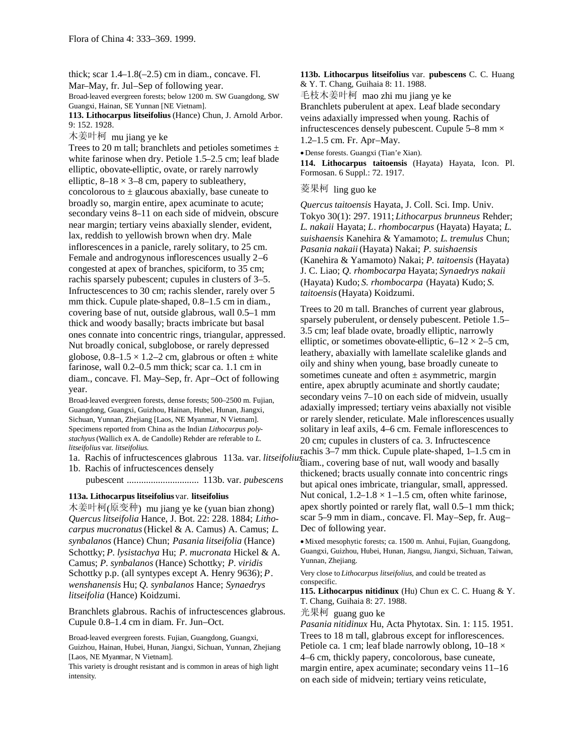thick; scar 1.4–1.8(–2.5) cm in diam., concave. Fl. Mar–May, fr. Jul–Sep of following year.

Broad-leaved evergreen forests; below 1200 m. SW Guangdong, SW Guangxi, Hainan, SE Yunnan [NE Vietnam].

**113. Lithocarpus litseifolius** (Hance) Chun, J. Arnold Arbor. 9: 152. 1928.

木姜叶柯 mu jiang ye ke

Trees to 20 m tall; branchlets and petioles sometimes ± white farinose when dry. Petiole 1.5–2.5 cm; leaf blade elliptic, obovate-elliptic, ovate, or rarely narrowly elliptic, 8–18 × 3–8 cm, papery to subleathery, concolorous to ± glaucous abaxially, base cuneate to broadly so, margin entire, apex acuminate to acute; secondary veins 8–11 on each side of midvein, obscure near margin; tertiary veins abaxially slender, evident, lax, reddish to yellowish brown when dry. Male inflorescences in a panicle, rarely solitary, to 25 cm. Female and androgynous inflorescences usually 2–6 congested at apex of branches, spiciform, to 35 cm; rachis sparsely pubescent; cupules in clusters of 3–5. Infructescences to 30 cm; rachis slender, rarely over 5 mm thick. Cupule plate-shaped, 0.8–1.5 cm in diam., covering base of nut, outside glabrous, wall 0.5–1 mm thick and woody basally; bracts imbricate but basal ones connate into concentric rings, triangular, appressed. Nut broadly conical, subglobose, or rarely depressed globose, 0.8–1.5 × 1.2–2 cm, glabrous or often ± white farinose, wall 0.2–0.5 mm thick; scar ca. 1.1 cm in diam., concave. Fl. May–Sep, fr. Apr–Oct of following year.

Broad-leaved evergreen forests, dense forests; 500–2500 m. Fujian, Guangdong, Guangxi, Guizhou, Hainan, Hubei, Hunan, Jiangxi, Sichuan, Yunnan, Zhejiang [Laos, NE Myanmar, N Vietnam].

Specimens reported from China as the Indian *Lithocarpus polystachyus* (Wallich ex A. de Candolle) Rehder are referable to *L. litseifolius* var. *litseifolius*.

1a. Rachis of infructescences glabrous ..... 113a. var. *litseifolius*
1b. Rachis of infructescences densely pubescent ............................. 113b. var. *pubescens*

**113a. Lithocarpus litseifolius** var. **litseifolius**

木姜叶柯(原变种) mu jiang ye ke (yuan bian zhong)

*Quercus litseifolia* Hance, J. Bot. 22: 228. 1884; *Lithocarpus mucronatus* (Hickel & A. Camus) A. Camus; *L. synbalanos* (Hance) Chun; *Pasania litseifolia* (Hance) Schottky; *P. lysistachya* Hu; *P. mucronata* Hickel & A. Camus; *P. synbalanos* (Hance) Schottky; *P. viridis* Schottky p.p. (all syntypes except A. Henry 9636); *P. wenshanensis* Hu; *Q. synbalanos* Hance; *Synaedrys litseifolia* (Hance) Koidzumi.

Branchlets glabrous. Rachis of infructescences glabrous. Cupule 0.8–1.4 cm in diam. Fr. Jun–Oct.

Broad-leaved evergreen forests. Fujian, Guangdong, Guangxi, Guizhou, Hainan, Hubei, Hunan, Jiangxi, Sichuan, Yunnan, Zhejiang [Laos, NE Myanmar, N Vietnam].

This variety is drought resistant and is common in areas of high light intensity.

**113b. Lithocarpus litseifolius** var. **pubescens** C. C. Huang & Y. T. Chang, Guihaia 8: 11. 1988.

毛枝木姜叶柯 mao zhi mu jiang ye ke

Branchlets puberulent at apex. Leaf blade secondary veins adaxially impressed when young. Rachis of infructescences densely pubescent. Cupule 5–8 mm × 1.2–1.5 cm. Fr. Apr–May.

• Dense forests. Guangxi (Tian'e Xian).

**114. Lithocarpus taitoensis** (Hayata) Hayata, Icon. Pl. Formosan. 6 Suppl.: 72. 1917.

菱果柯 ling guo ke

*Quercus taitoensis* Hayata, J. Coll. Sci. Imp. Univ. Tokyo 30(1): 297. 1911; *Lithocarpus brunneus* Rehder; *L. nakaii* Hayata; *L. rhombocarpus* (Hayata) Hayata; *L. suishaensis* Kanehira & Yamamoto; *L. tremulus* Chun; *Pasania nakaii* (Hayata) Nakai; *P. suishaensis* (Kanehira & Yamamoto) Nakai; *P. taitoensis* (Hayata) J. C. Liao; *Q. rhombocarpa* Hayata; *Synaedrys nakaii* (Hayata) Kudo; *S. rhombocarpa* (Hayata) Kudo; *S. taitoensis* (Hayata) Koidzumi.

Trees to 20 m tall. Branches of current year glabrous, sparsely puberulent, or densely pubescent. Petiole 1.5–3.5 cm; leaf blade ovate, broadly elliptic, narrowly elliptic, or sometimes obovate-elliptic, 6–12 × 2–5 cm, leathery, abaxially with lamellate scalelike glands and oily and shiny when young, base broadly cuneate to sometimes cuneate and often ± asymmetric, margin entire, apex abruptly acuminate and shortly caudate; secondary veins 7–10 on each side of midvein, usually adaxially impressed; tertiary veins abaxially not visible or rarely slender, reticulate. Male inflorescences usually solitary in leaf axils, 4–6 cm. Female inflorescences to 20 cm; cupules in clusters of ca. 3. Infructescence rachis 3–7 mm thick. Cupule plate-shaped, 1–1.5 cm in diam., covering base of nut, wall woody and basally thickened; bracts usually connate into concentric rings but apical ones imbricate, triangular, small, appressed. Nut conical, 1.2–1.8 × 1–1.5 cm, often white farinose, apex shortly pointed or rarely flat, wall 0.5–1 mm thick; scar 5–9 mm in diam., concave. Fl. May–Sep, fr. Aug–Dec of following year.

• Mixed mesophytic forests; ca. 1500 m. Anhui, Fujian, Guangdong, Guangxi, Guizhou, Hubei, Hunan, Jiangsu, Jiangxi, Sichuan, Taiwan, Yunnan, Zhejiang.

Very close to *Lithocarpus litseifolius*, and could be treated as conspecific.

**115. Lithocarpus nitidinux** (Hu) Chun ex C. C. Huang & Y. T. Chang, Guihaia 8: 27. 1988.

光果柯 guang guo ke

*Pasania nitidinux* Hu, Acta Phytotax. Sin. 1: 115. 1951.

Trees to 18 m tall, glabrous except for inflorescences. Petiole ca. 1 cm; leaf blade narrowly oblong, 10–18 × 4–6 cm, thickly papery, concolorous, base cuneate, margin entire, apex acuminate; secondary veins 11–16 on each side of midvein; tertiary veins reticulate,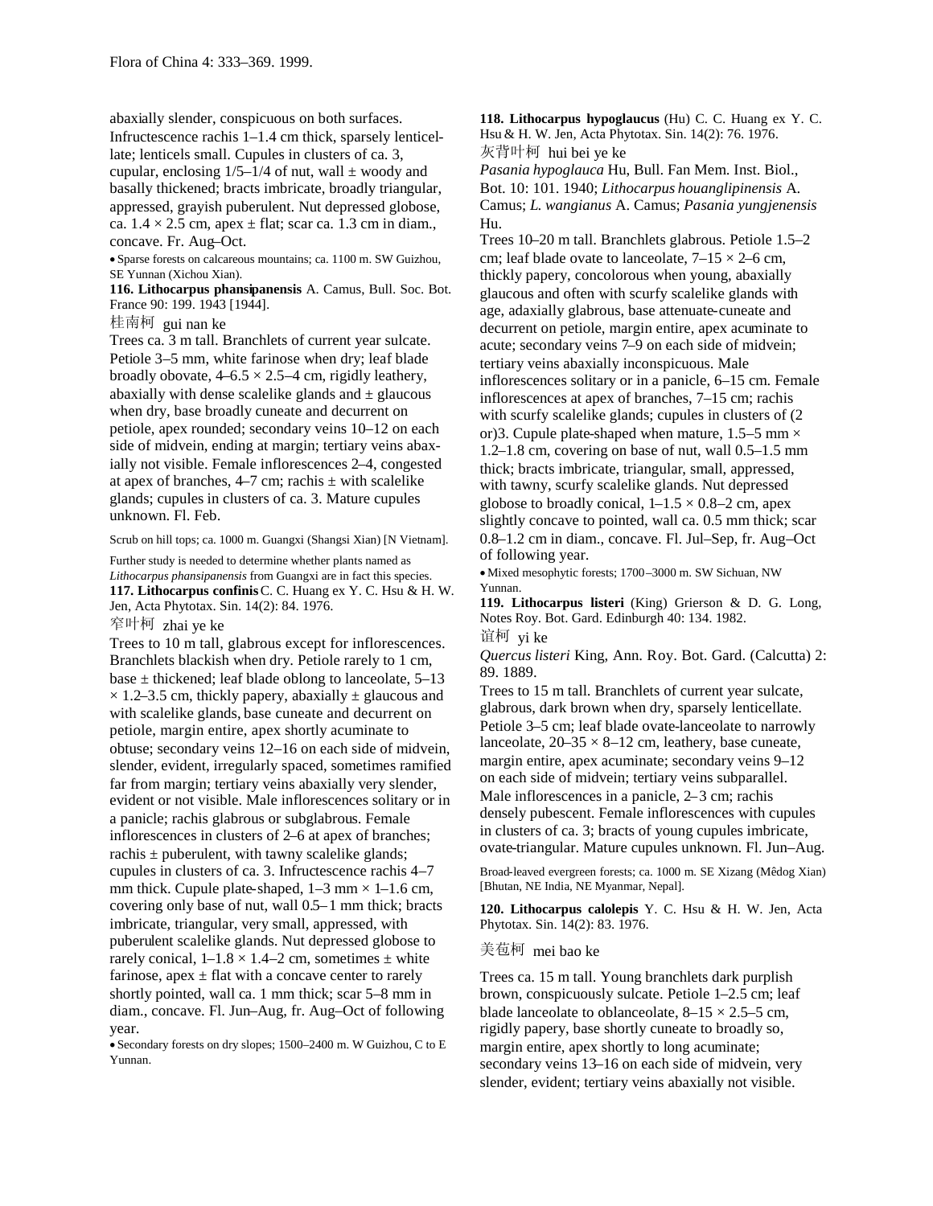abaxially slender, conspicuous on both surfaces. Infructescence rachis 1–1.4 cm thick, sparsely lenticellate; lenticels small. Cupules in clusters of ca. 3, cupular, enclosing 1/5–1/4 of nut, wall ± woody and basally thickened; bracts imbricate, broadly triangular, appressed, grayish puberulent. Nut depressed globose, ca. 1.4 × 2.5 cm, apex ± flat; scar ca. 1.3 cm in diam., concave. Fr. Aug–Oct.

• Sparse forests on calcareous mountains; ca. 1100 m. SW Guizhou, SE Yunnan (Xichou Xian).

**116. Lithocarpus phansipanensis** A. Camus, Bull. Soc. Bot. France 90: 199. 1943 [1944].

桂南柯 gui nan ke

Trees ca. 3 m tall. Branchlets of current year sulcate. Petiole 3–5 mm, white farinose when dry; leaf blade broadly obovate, 4–6.5 × 2.5–4 cm, rigidly leathery, abaxially with dense scalelike glands and ± glaucous when dry, base broadly cuneate and decurrent on petiole, apex rounded; secondary veins 10–12 on each side of midvein, ending at margin; tertiary veins abaxially not visible. Female inflorescences 2–4, congested at apex of branches, 4–7 cm; rachis ± with scalelike glands; cupules in clusters of ca. 3. Mature cupules unknown. Fl. Feb.

Scrub on hill tops; ca. 1000 m. Guangxi (Shangsi Xian) [N Vietnam].

Further study is needed to determine whether plants named as *Lithocarpus phansipanensis* from Guangxi are in fact this species.

**117. Lithocarpus confinis** C. C. Huang ex Y. C. Hsu & H. W. Jen, Acta Phytotax. Sin. 14(2): 84. 1976.

窄叶柯 zhai ye ke

Trees to 10 m tall, glabrous except for inflorescences. Branchlets blackish when dry. Petiole rarely to 1 cm, base ± thickened; leaf blade oblong to lanceolate, 5–13 × 1.2–3.5 cm, thickly papery, abaxially ± glaucous and with scalelike glands, base cuneate and decurrent on petiole, margin entire, apex shortly acuminate to obtuse; secondary veins 12–16 on each side of midvein, slender, evident, irregularly spaced, sometimes ramified far from margin; tertiary veins abaxially very slender, evident or not visible. Male inflorescences solitary or in a panicle; rachis glabrous or subglabrous. Female inflorescences in clusters of 2–6 at apex of branches; rachis ± puberulent, with tawny scalelike glands; cupules in clusters of ca. 3. Infructescence rachis 4–7 mm thick. Cupule plate-shaped, 1–3 mm × 1–1.6 cm, covering only base of nut, wall 0.5–1 mm thick; bracts imbricate, triangular, very small, appressed, with puberulent scalelike glands. Nut depressed globose to rarely conical, 1–1.8 × 1.4–2 cm, sometimes ± white farinose, apex ± flat with a concave center to rarely shortly pointed, wall ca. 1 mm thick; scar 5–8 mm in diam., concave. Fl. Jun–Aug, fr. Aug–Oct of following year.

• Secondary forests on dry slopes; 1500–2400 m. W Guizhou, C to E Yunnan.

**118. Lithocarpus hypoglaucus** (Hu) C. C. Huang ex Y. C. Hsu & H. W. Jen, Acta Phytotax. Sin. 14(2): 76. 1976.

灰背叶柯 hui bei ye ke

*Pasania hypoglauca* Hu, Bull. Fan Mem. Inst. Biol., Bot. 10: 101. 1940; *Lithocarpus houanglipinensis* A. Camus; *L. wangianus* A. Camus; *Pasania yungjenensis* Hu.

Trees 10–20 m tall. Branchlets glabrous. Petiole 1.5–2 cm; leaf blade ovate to lanceolate, 7–15 × 2–6 cm, thickly papery, concolorous when young, abaxially glaucous and often with scurfy scalelike glands with age, adaxially glabrous, base attenuate-cuneate and decurrent on petiole, margin entire, apex acuminate to acute; secondary veins 7–9 on each side of midvein; tertiary veins abaxially inconspicuous. Male inflorescences solitary or in a panicle, 6–15 cm. Female inflorescences at apex of branches, 7–15 cm; rachis with scurfy scalelike glands; cupules in clusters of (2 or)3. Cupule plate-shaped when mature, 1.5–5 mm × 1.2–1.8 cm, covering on base of nut, wall 0.5–1.5 mm thick; bracts imbricate, triangular, small, appressed, with tawny, scurfy scalelike glands. Nut depressed globose to broadly conical, 1–1.5 × 0.8–2 cm, apex slightly concave to pointed, wall ca. 0.5 mm thick; scar 0.8–1.2 cm in diam., concave. Fl. Jul–Sep, fr. Aug–Oct of following year.

• Mixed mesophytic forests; 1700–3000 m. SW Sichuan, NW Yunnan.

**119. Lithocarpus listeri** (King) Grierson & D. G. Long, Notes Roy. Bot. Gard. Edinburgh 40: 134. 1982.

谊柯 yi ke

*Quercus listeri* King, Ann. Roy. Bot. Gard. (Calcutta) 2: 89. 1889.

Trees to 15 m tall. Branchlets of current year sulcate, glabrous, dark brown when dry, sparsely lenticellate. Petiole 3–5 cm; leaf blade ovate-lanceolate to narrowly lanceolate, 20–35 × 8–12 cm, leathery, base cuneate, margin entire, apex acuminate; secondary veins 9–12 on each side of midvein; tertiary veins subparallel. Male inflorescences in a panicle, 2–3 cm; rachis densely pubescent. Female inflorescences with cupules in clusters of ca. 3; bracts of young cupules imbricate, ovate-triangular. Mature cupules unknown. Fl. Jun–Aug.

Broad-leaved evergreen forests; ca. 1000 m. SE Xizang (Mêdog Xian) [Bhutan, NE India, NE Myanmar, Nepal].

**120. Lithocarpus calolepis** Y. C. Hsu & H. W. Jen, Acta Phytotax. Sin. 14(2): 83. 1976.

美苞柯 mei bao ke

Trees ca. 15 m tall. Young branchlets dark purplish brown, conspicuously sulcate. Petiole 1–2.5 cm; leaf blade lanceolate to oblanceolate, 8–15 × 2.5–5 cm, rigidly papery, base shortly cuneate to broadly so, margin entire, apex shortly to long acuminate; secondary veins 13–16 on each side of midvein, very slender, evident; tertiary veins abaxially not visible.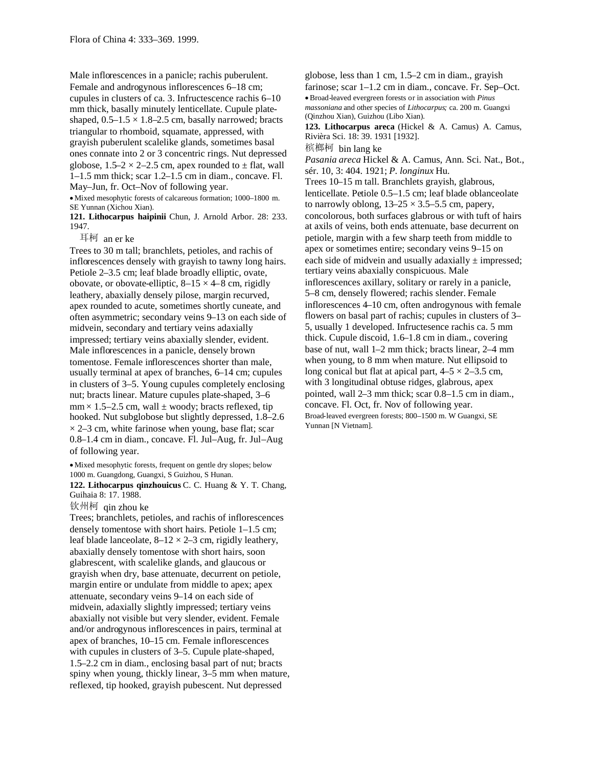Male inflorescences in a panicle; rachis puberulent. Female and androgynous inflorescences 6–18 cm; cupules in clusters of ca. 3. Infructescence rachis 6–10 mm thick, basally minutely lenticellate. Cupule plate-shaped, 0.5–1.5 × 1.8–2.5 cm, basally narrowed; bracts triangular to rhomboid, squamate, appressed, with grayish puberulent scalelike glands, sometimes basal ones connate into 2 or 3 concentric rings. Nut depressed globose, 1.5–2 × 2–2.5 cm, apex rounded to ± flat, wall 1–1.5 mm thick; scar 1.2–1.5 cm in diam., concave. Fl. May–Jun, fr. Oct–Nov of following year.

• Mixed mesophytic forests of calcareous formation; 1000–1800 m. SE Yunnan (Xichou Xian).

**121. Lithocarpus haipinii** Chun, J. Arnold Arbor. 28: 233. 1947.

耳柯 an er ke

Trees to 30 m tall; branchlets, petioles, and rachis of inflorescences densely with grayish to tawny long hairs. Petiole 2–3.5 cm; leaf blade broadly elliptic, ovate, obovate, or obovate-elliptic, 8–15 × 4–8 cm, rigidly leathery, abaxially densely pilose, margin recurved, apex rounded to acute, sometimes shortly cuneate, and often asymmetric; secondary veins 9–13 on each side of midvein, secondary and tertiary veins adaxially impressed; tertiary veins abaxially slender, evident. Male inflorescences in a panicle, densely brown tomentose. Female inflorescences shorter than male, usually terminal at apex of branches, 6–14 cm; cupules in clusters of 3–5. Young cupules completely enclosing nut; bracts linear. Mature cupules plate-shaped, 3–6 mm × 1.5–2.5 cm, wall ± woody; bracts reflexed, tip hooked. Nut subglobose but slightly depressed, 1.8–2.6 × 2–3 cm, white farinose when young, base flat; scar 0.8–1.4 cm in diam., concave. Fl. Jul–Aug, fr. Jul–Aug of following year.

• Mixed mesophytic forests, frequent on gentle dry slopes; below 1000 m. Guangdong, Guangxi, S Guizhou, S Hunan.

**122. Lithocarpus qinzhouicus** C. C. Huang & Y. T. Chang, Guihaia 8: 17. 1988.

钦州柯 qin zhou ke

Trees; branchlets, petioles, and rachis of inflorescences densely tomentose with short hairs. Petiole 1–1.5 cm; leaf blade lanceolate, 8–12 × 2–3 cm, rigidly leathery, abaxially densely tomentose with short hairs, soon glabrescent, with scalelike glands, and glaucous or grayish when dry, base attenuate, decurrent on petiole, margin entire or undulate from middle to apex; apex attenuate, secondary veins 9–14 on each side of midvein, adaxially slightly impressed; tertiary veins abaxially not visible but very slender, evident. Female and/or androgynous inflorescences in pairs, terminal at apex of branches, 10–15 cm. Female inflorescences with cupules in clusters of 3–5. Cupule plate-shaped, 1.5–2.2 cm in diam., enclosing basal part of nut; bracts spiny when young, thickly linear, 3–5 mm when mature, reflexed, tip hooked, grayish pubescent. Nut depressed globose, less than 1 cm, 1.5–2 cm in diam., grayish farinose; scar 1–1.2 cm in diam., concave. Fr. Sep–Oct.

• Broad-leaved evergreen forests or in association with *Pinus massoniana* and other species of *Lithocarpus*; ca. 200 m. Guangxi (Qinzhou Xian), Guizhou (Libo Xian).

**123. Lithocarpus areca** (Hickel & A. Camus) A. Camus, Rivièra Sci. 18: 39. 1931 [1932].

槟榔柯 bin lang ke

*Pasania areca* Hickel & A. Camus, Ann. Sci. Nat., Bot., sér. 10, 3: 404. 1921; *P. longinux* Hu.

Trees 10–15 m tall. Branchlets grayish, glabrous, lenticellate. Petiole 0.5–1.5 cm; leaf blade oblanceolate to narrowly oblong, 13–25 × 3.5–5.5 cm, papery, concolorous, both surfaces glabrous or with tuft of hairs at axils of veins, both ends attenuate, base decurrent on petiole, margin with a few sharp teeth from middle to apex or sometimes entire; secondary veins 9–15 on each side of midvein and usually adaxially ± impressed; tertiary veins abaxially conspicuous. Male inflorescences axillary, solitary or rarely in a panicle, 5–8 cm, densely flowered; rachis slender. Female inflorescences 4–10 cm, often androgynous with female flowers on basal part of rachis; cupules in clusters of 3–5, usually 1 developed. Infructesence rachis ca. 5 mm thick. Cupule discoid, 1.6–1.8 cm in diam., covering base of nut, wall 1–2 mm thick; bracts linear, 2–4 mm when young, to 8 mm when mature. Nut ellipsoid to long conical but flat at apical part, 4–5 × 2–3.5 cm, with 3 longitudinal obtuse ridges, glabrous, apex pointed, wall 2–3 mm thick; scar 0.8–1.5 cm in diam., concave. Fl. Oct, fr. Nov of following year.

Broad-leaved evergreen forests; 800–1500 m. W Guangxi, SE Yunnan [N Vietnam].